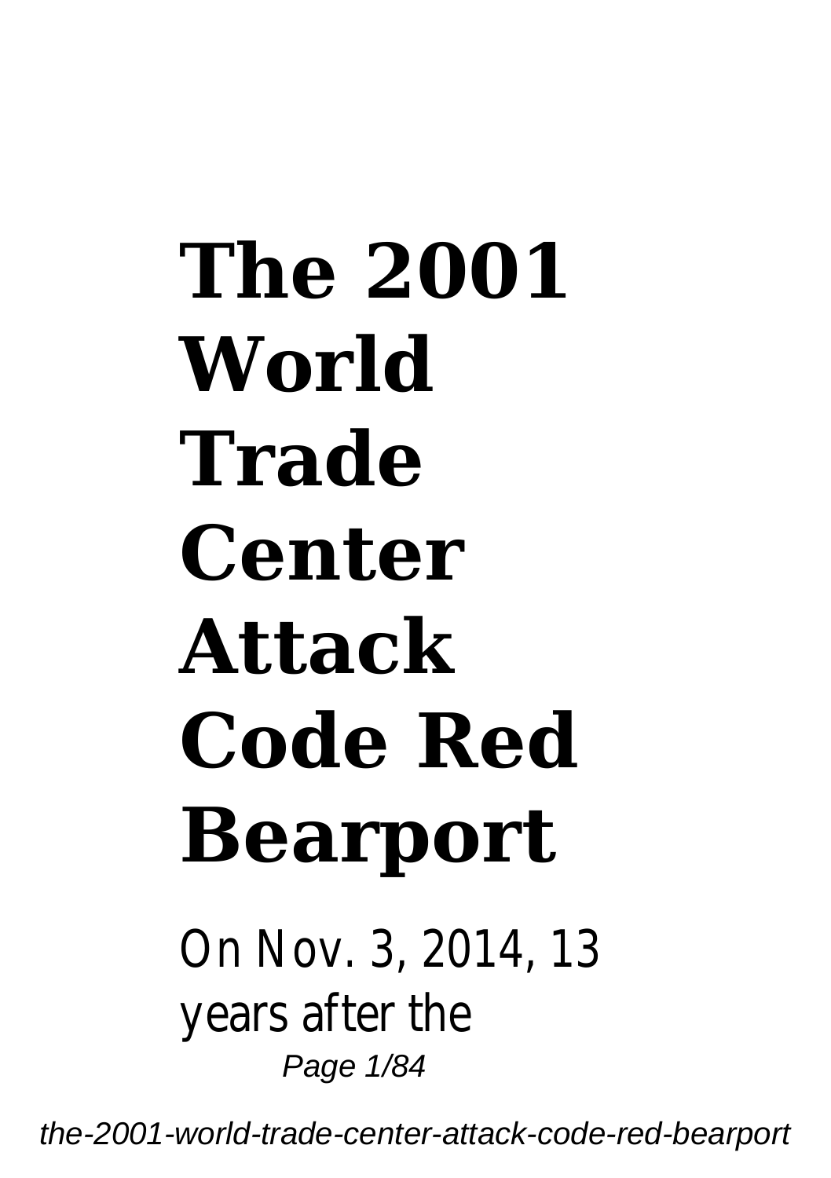# The 2001 World Trade Center Attack Code Red Bearport

On Nov. 3, 2014, 13 years after the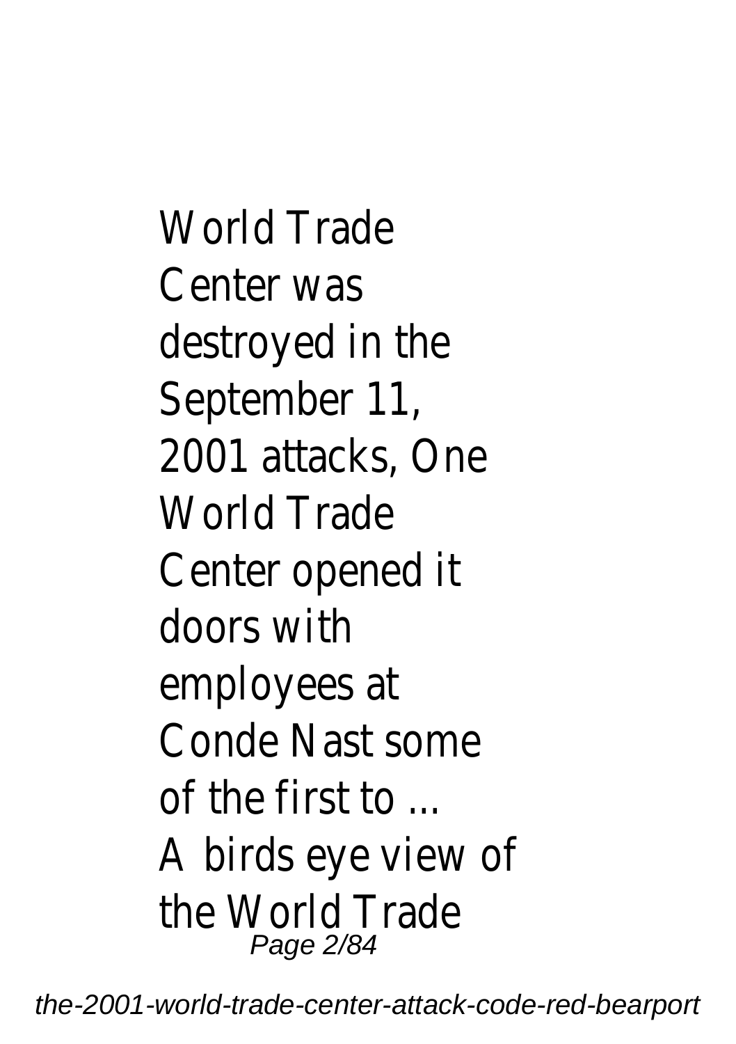World Trade Center was destroyed in the September 11, 2001 attacks, One World Trade Center opened it doors with employees at Conde Nast some of the first to ...
A birds eye view of the World Trade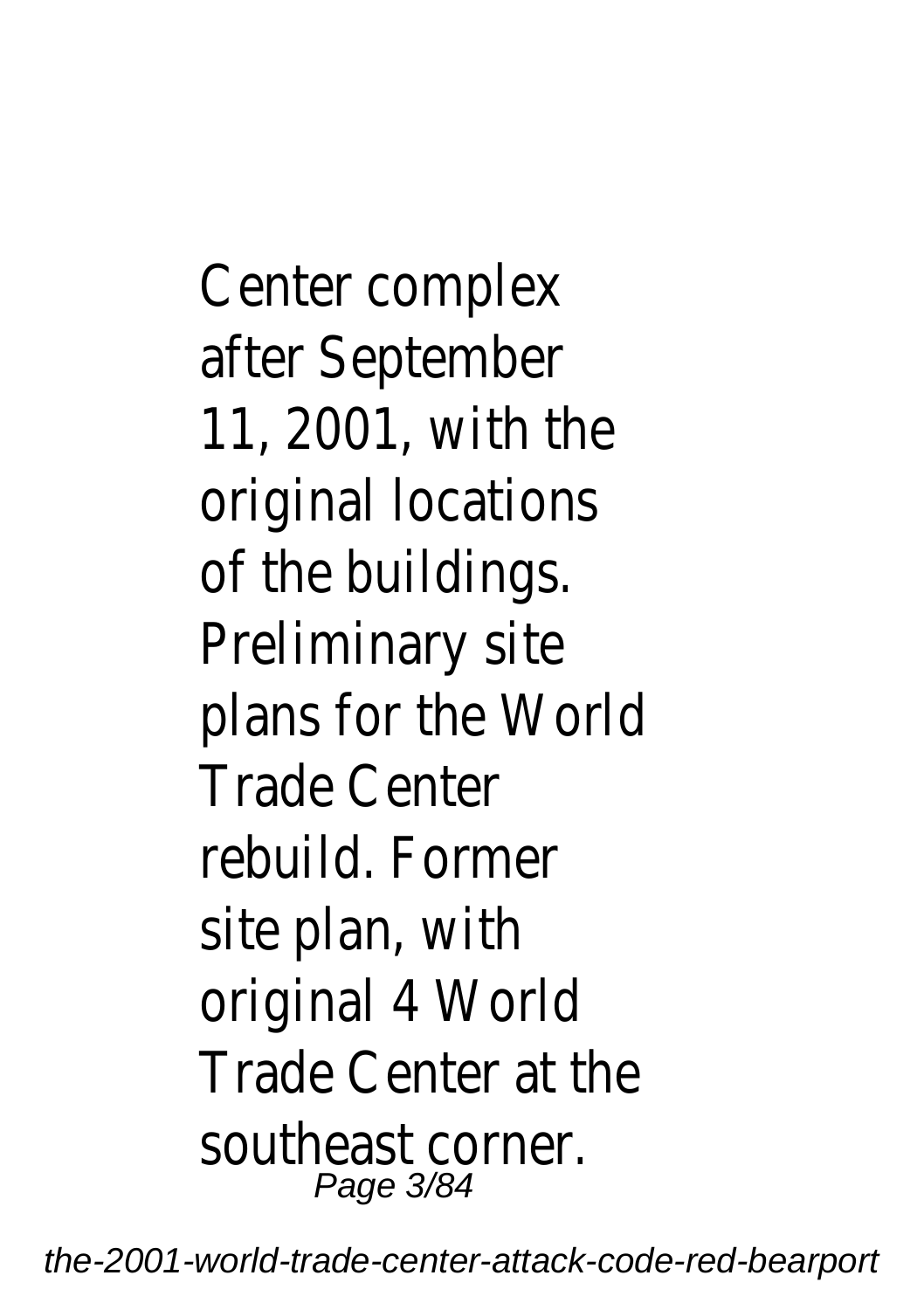Center complex after September 11, 2001, with the original locations of the buildings. Preliminary site plans for the World Trade Center rebuild. Former site plan, with original 4 World Trade Center at the southeast corner.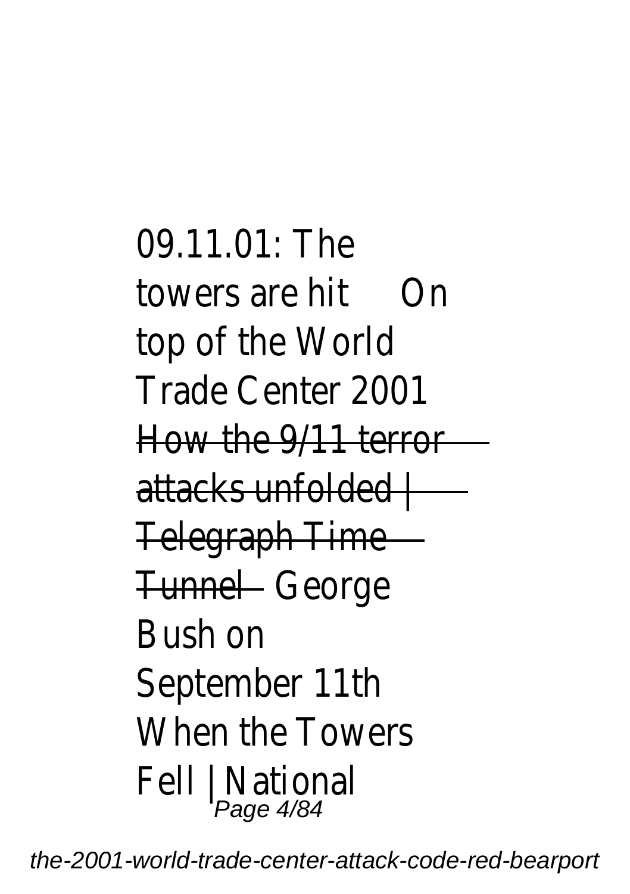09.11.01: The towers are hit On top of the World Trade Center 2001 ~~How the 9/11 terror attacks unfolded | Telegraph Time Tunnel~~ George Bush on September 11th When the Towers Fell | National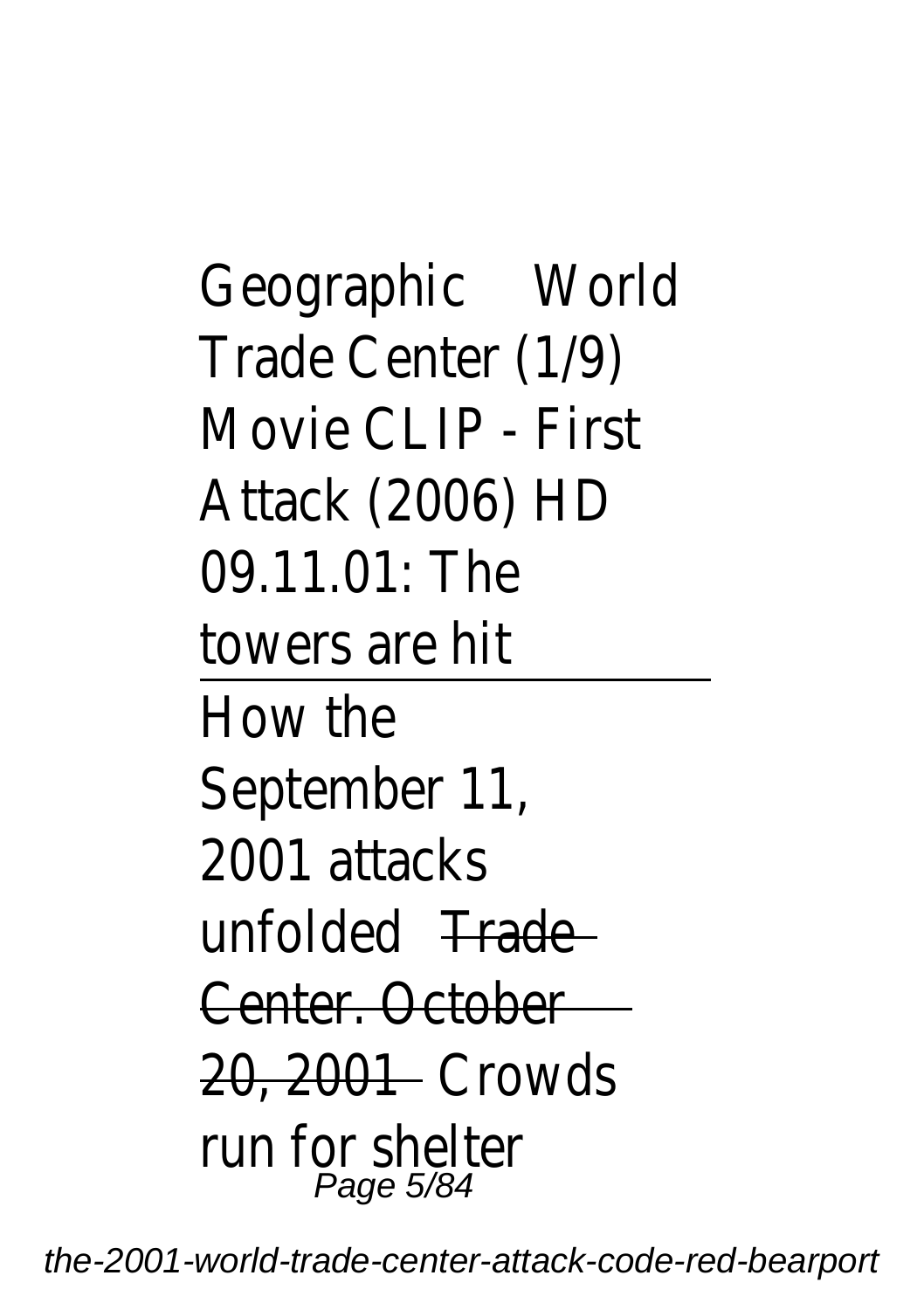Geographic World Trade Center (1/9) Movie CLIP - First Attack (2006) HD 09.11.01: The towers are hit

---

How the September 11, 2001 attacks unfolded ~~Trade Center. October 20, 2001~~ Crowds run for shelter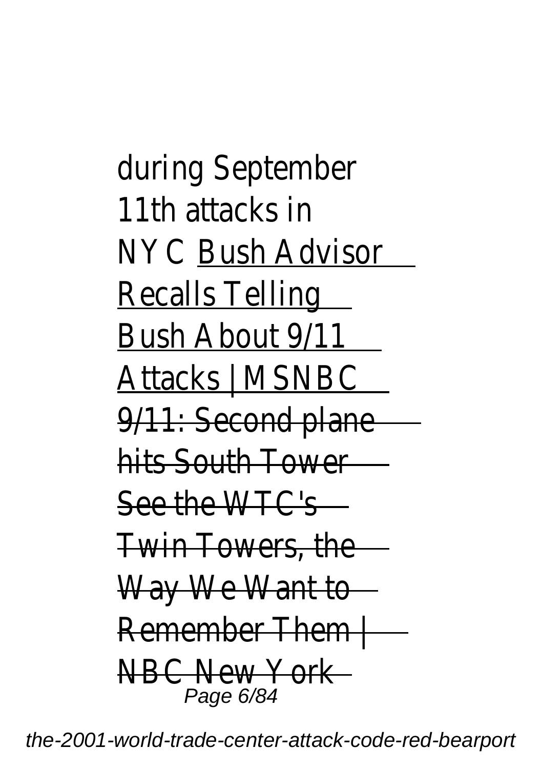during September 11th attacks in NYC Bush Advisor Recalls Telling Bush About 9/11 Attacks | MSNBC 9/11: Second plane hits South Tower See the WTC's Twin Towers, the Way We Want to Remember Them | NBC New York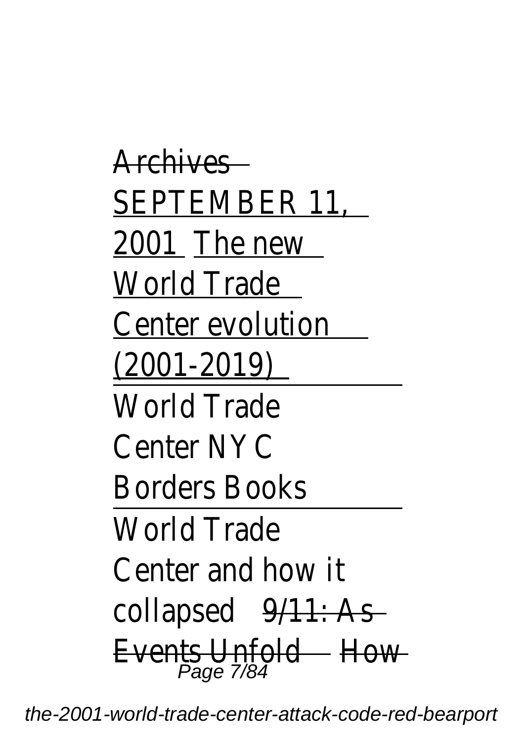Archives
SEPTEMBER 11, 2001 The new World Trade Center evolution (2001-2019)

World Trade Center NYC Borders Books

World Trade Center and how it collapsed 9/11: As Events Unfold How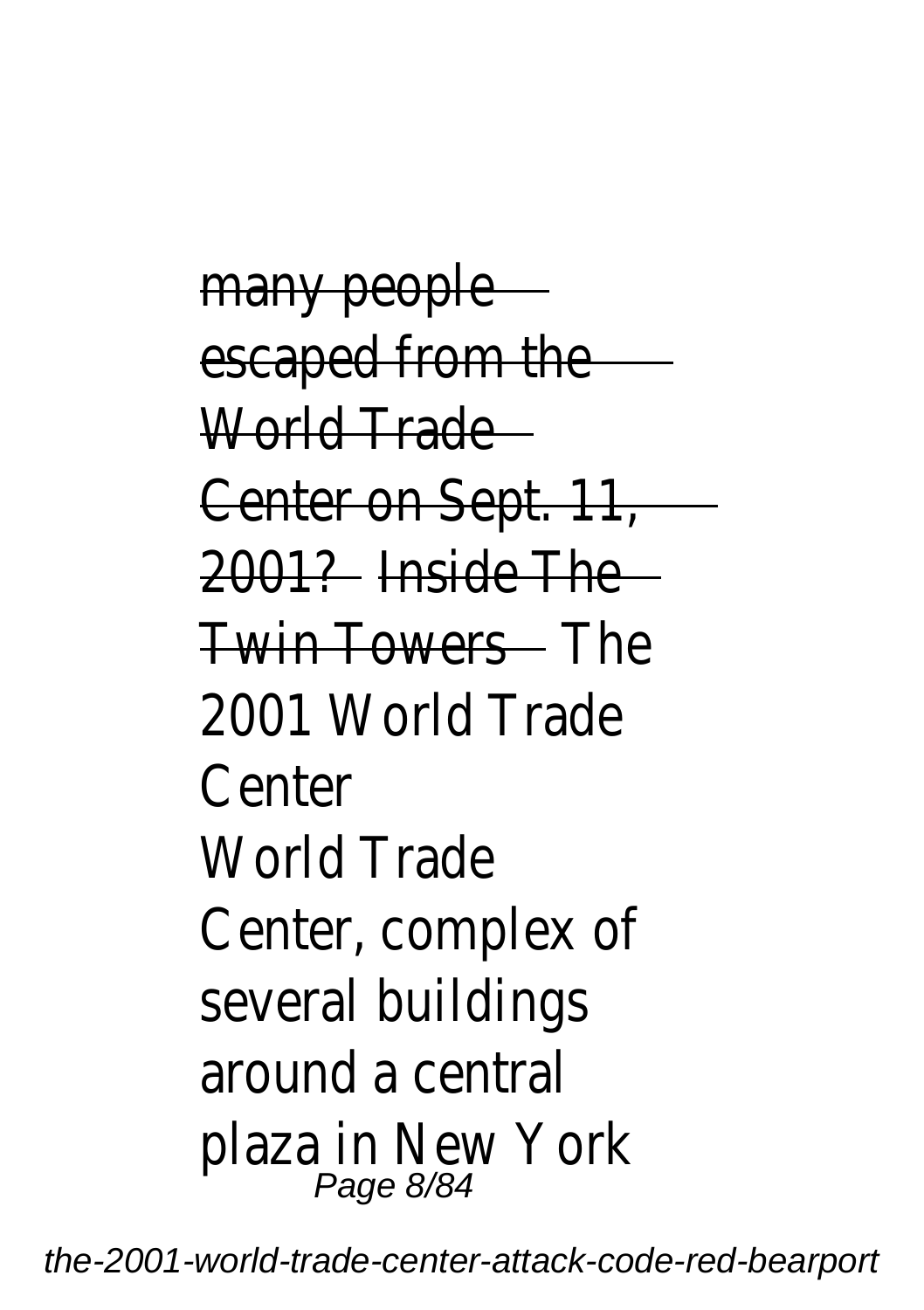many people escaped from the World Trade Center on Sept. 11, 2001? Inside The Twin Towers The 2001 World Trade Center

World Trade Center, complex of several buildings around a central plaza in New York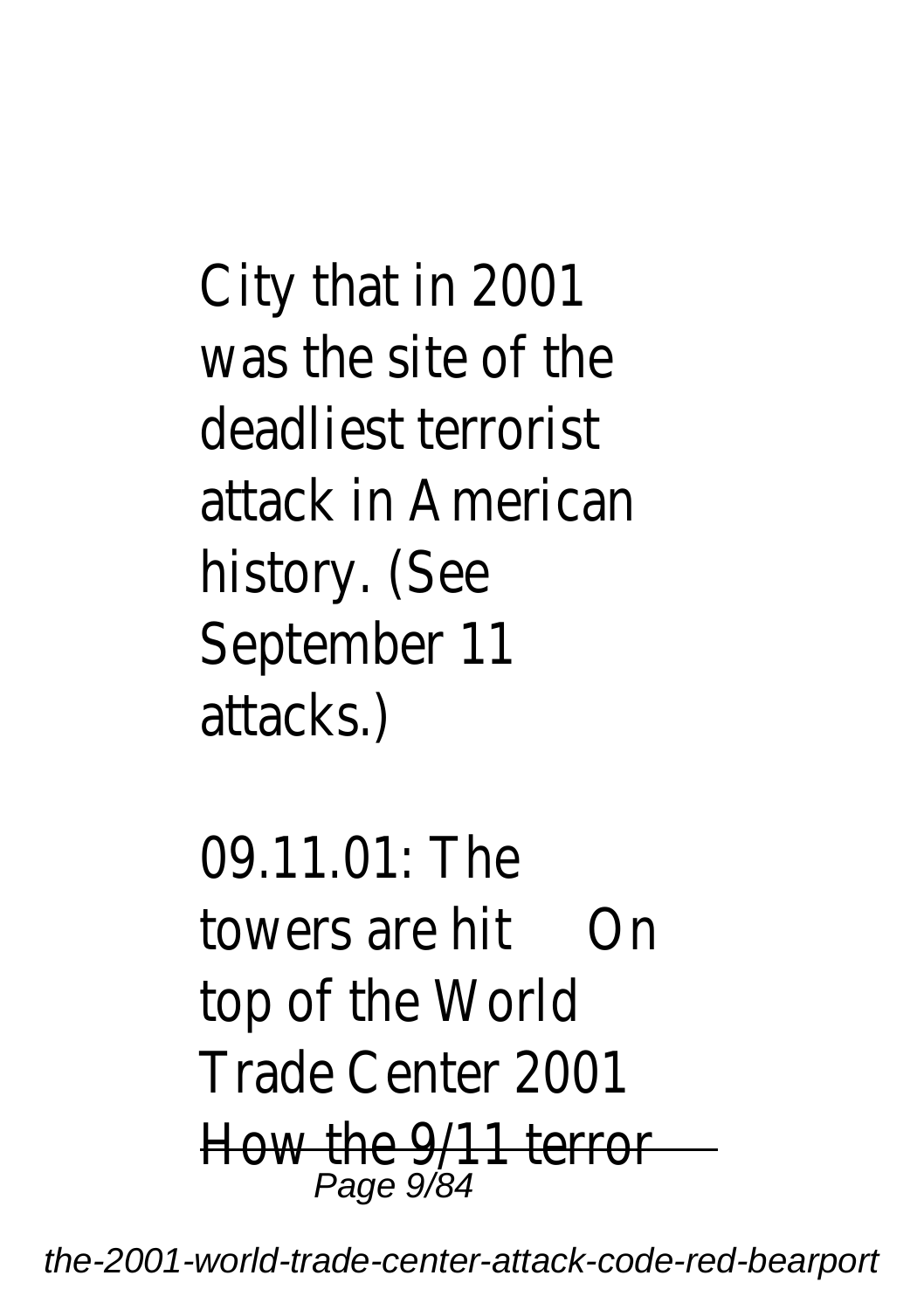City that in 2001 was the site of the deadliest terrorist attack in American history. (See September 11 attacks.)

09.11.01: The towers are hit On top of the World Trade Center 2001 ~~How the 9/11 terror~~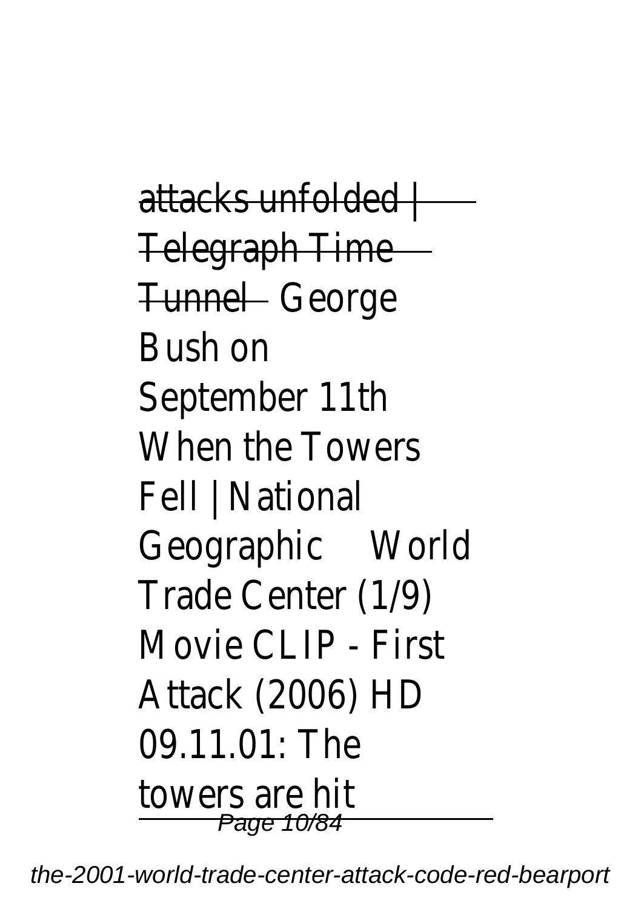attacks unfolded | Telegraph Time Tunnel George Bush on September 11th When the Towers Fell | National Geographic World Trade Center (1/9) Movie CLIP - First Attack (2006) HD 09.11.01: The towers are hit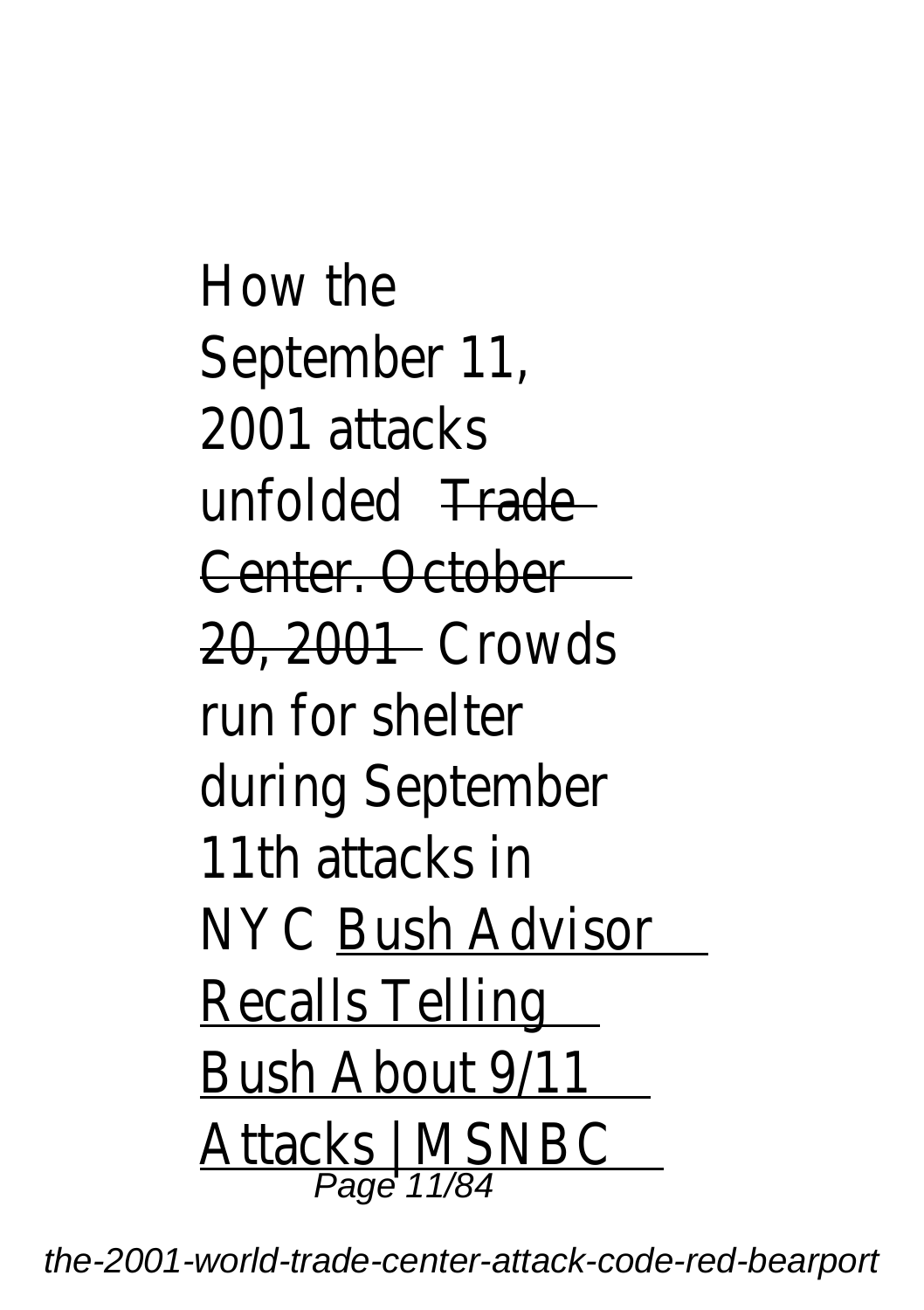How the September 11, 2001 attacks unfolded ~~Trade Center. October 20, 2001~~ Crowds run for shelter during September 11th attacks in NYC Bush Advisor Recalls Telling Bush About 9/11 Attacks | MSNBC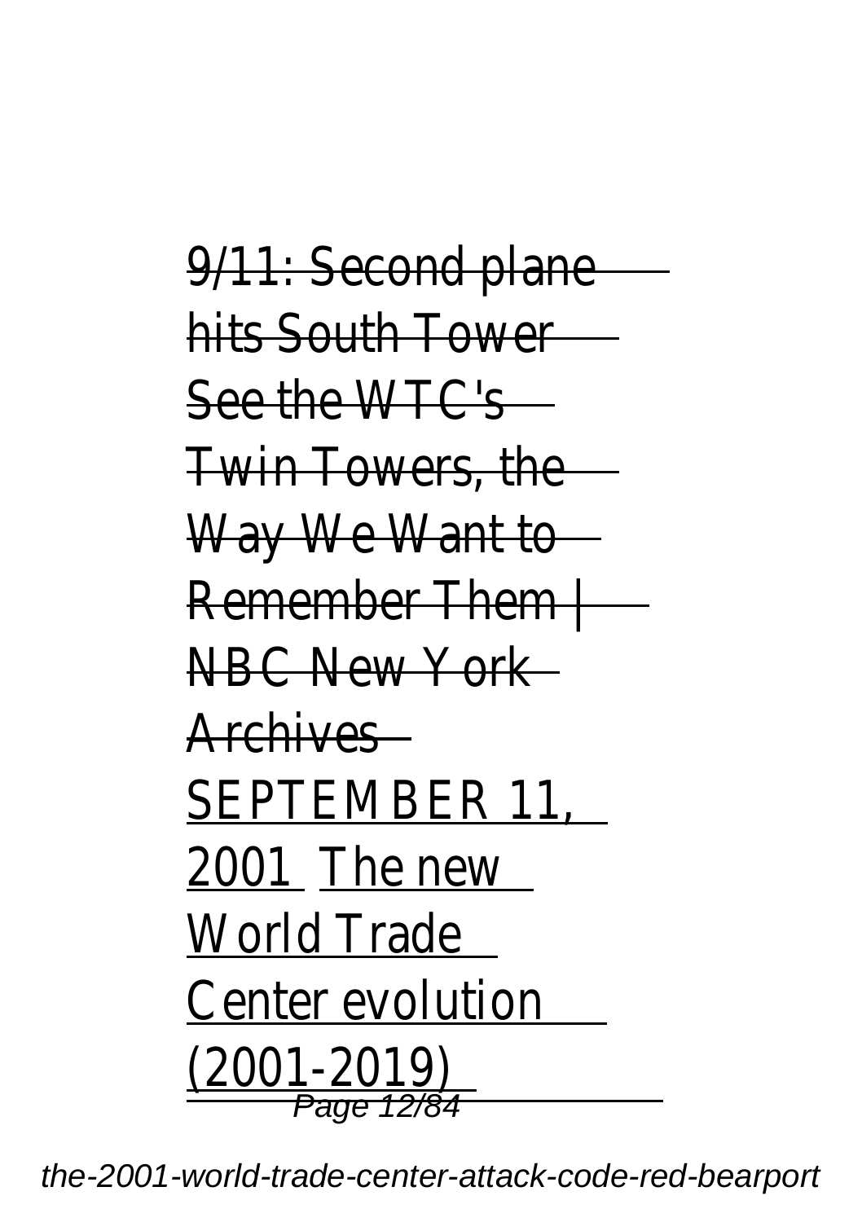9/11: Second plane hits South Tower See the WTC's Twin Towers, the Way We Want to Remember Them | NBC New York Archives SEPTEMBER 11, 2001 The new World Trade Center evolution (2001-2019)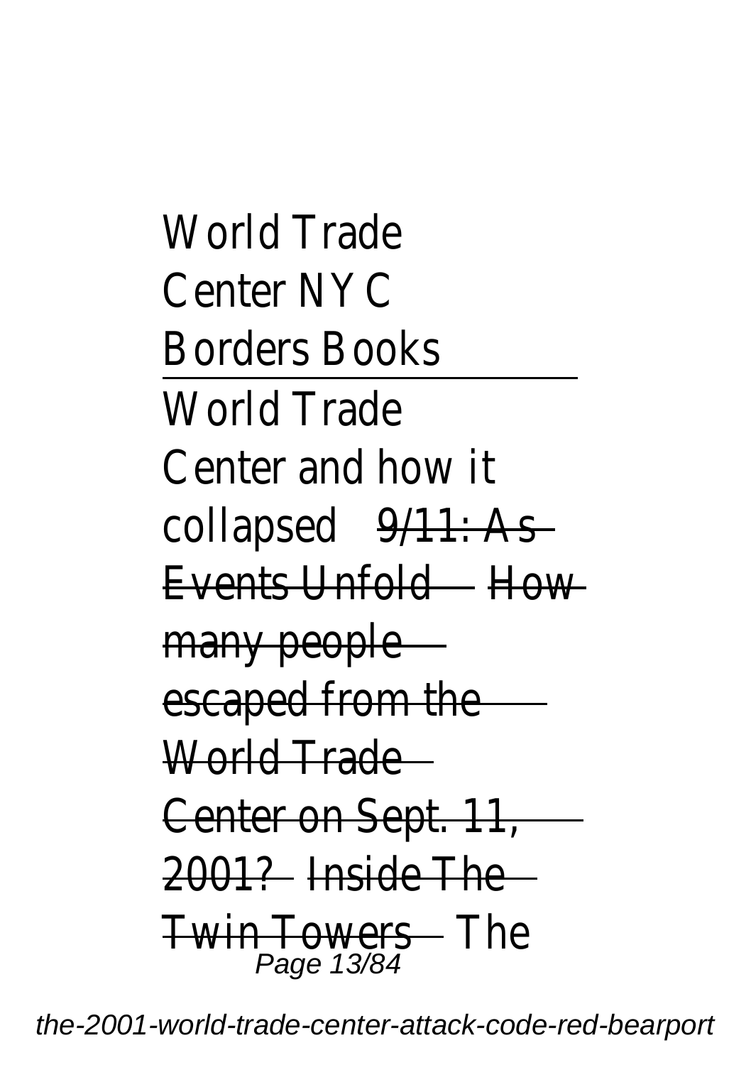World Trade Center NYC Borders Books

World Trade Center and how it collapsed ~~9/11: As Events Unfold~~ ~~How many people escaped from the World Trade Center on Sept. 11, 2001?~~ ~~Inside The Twin Towers~~ The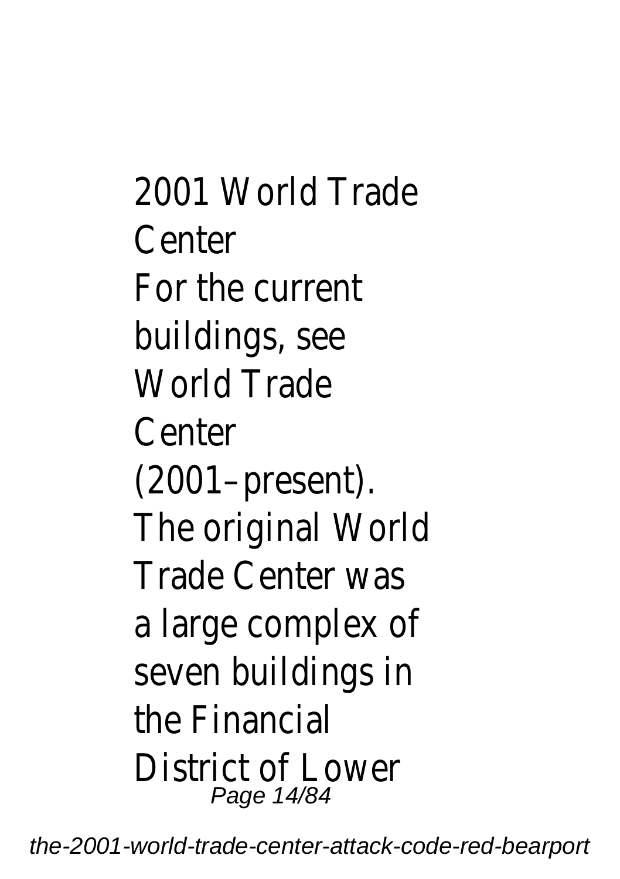2001 World Trade Center
For the current buildings, see World Trade Center (2001–present).
The original World Trade Center was a large complex of seven buildings in the Financial District of Lower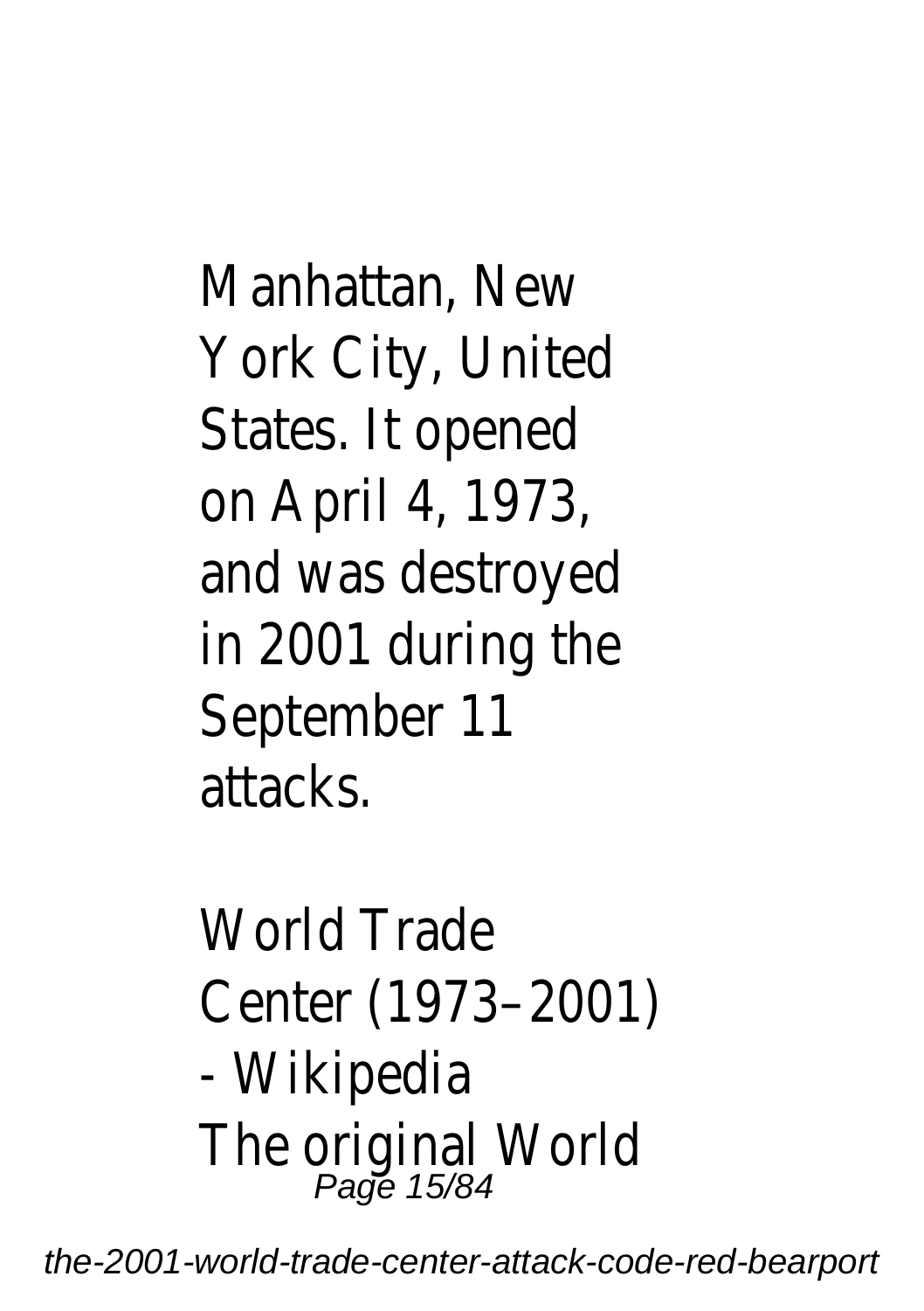Manhattan, New York City, United States. It opened on April 4, 1973, and was destroyed in 2001 during the September 11 attacks.

World Trade Center (1973–2001) - Wikipedia

The original World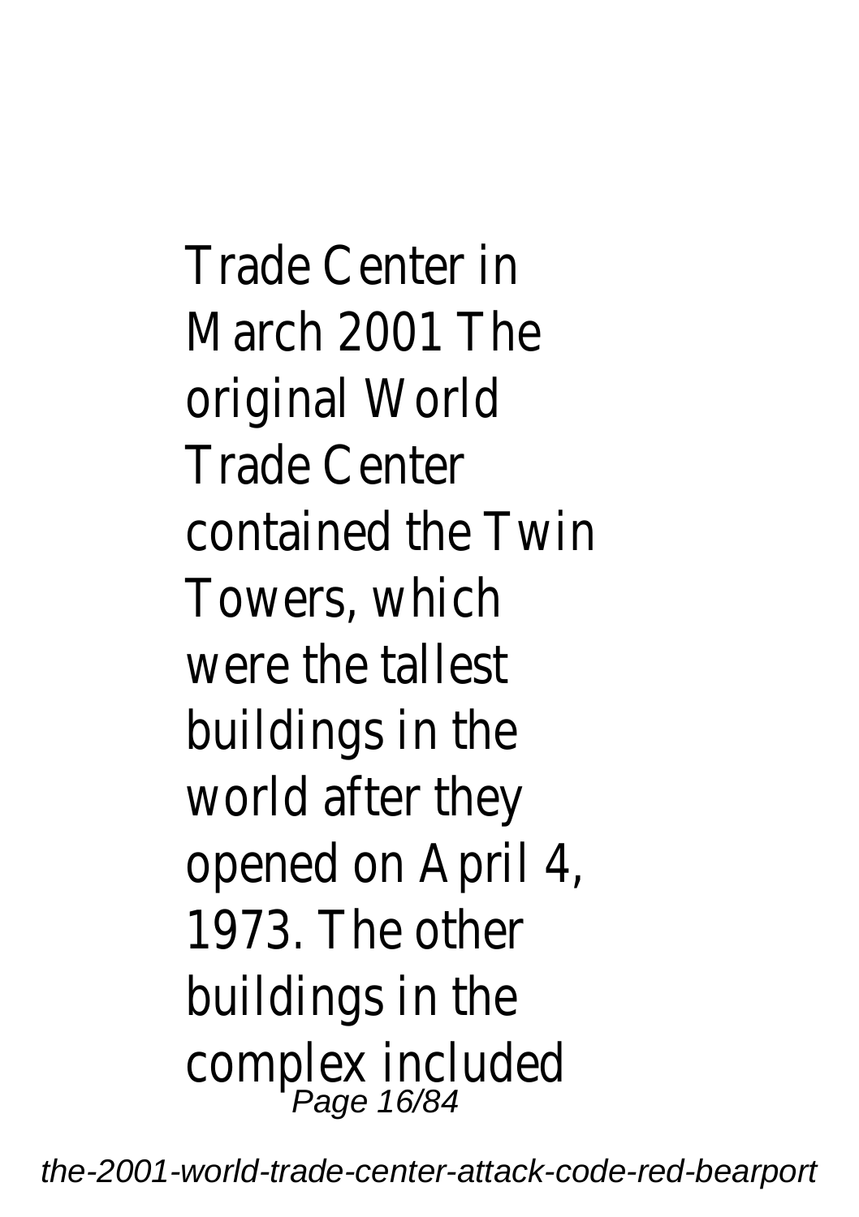Trade Center in March 2001 The original World Trade Center contained the Twin Towers, which were the tallest buildings in the world after they opened on April 4, 1973. The other buildings in the complex included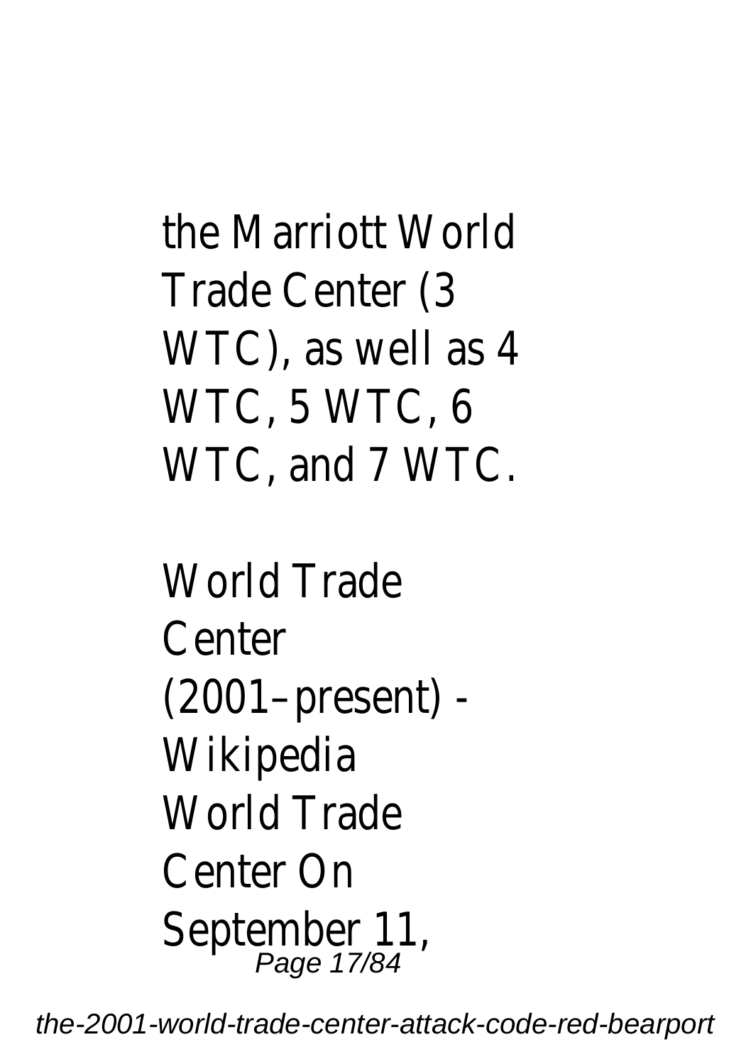the Marriott World Trade Center (3 WTC), as well as 4 WTC, 5 WTC, 6 WTC, and 7 WTC.

World Trade Center (2001–present) - Wikipedia

World Trade Center On September 11,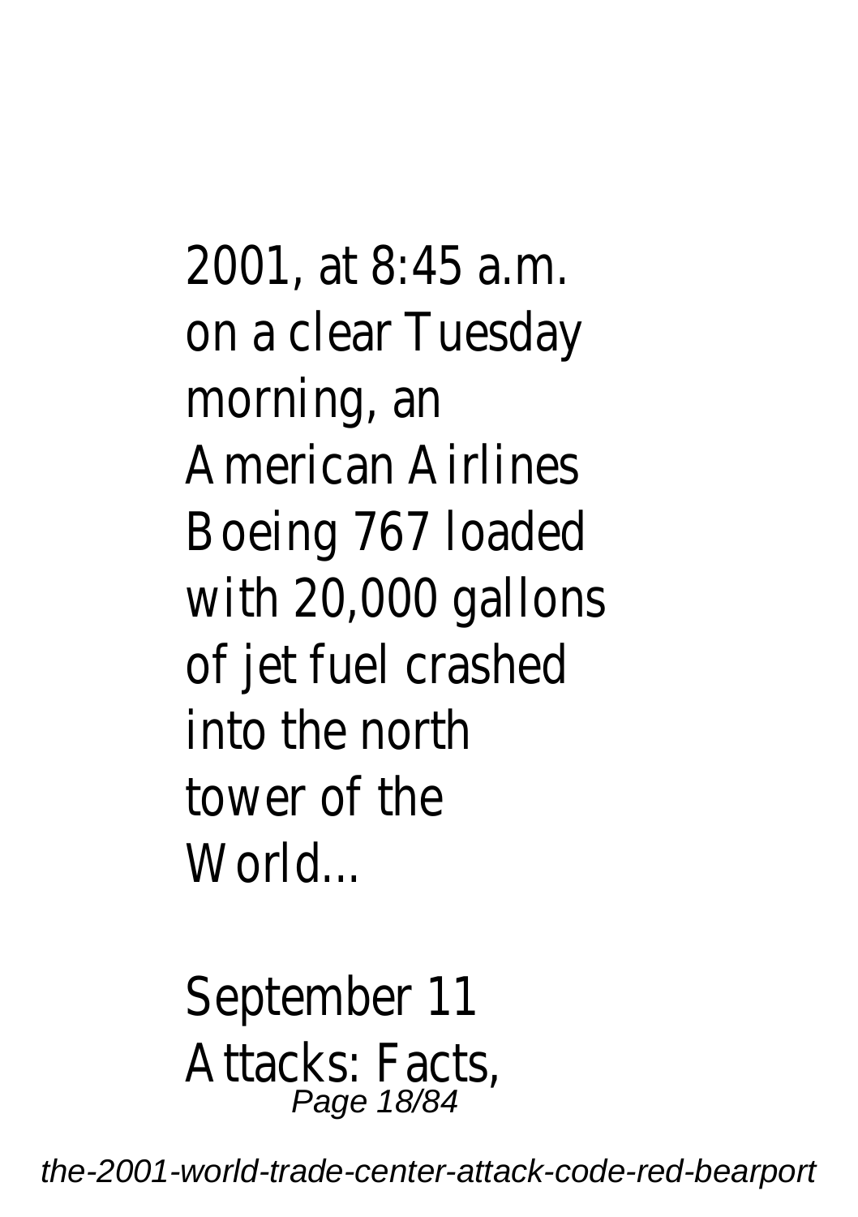2001, at 8:45 a.m. on a clear Tuesday morning, an American Airlines Boeing 767 loaded with 20,000 gallons of jet fuel crashed into the north tower of the World...

September 11 Attacks: Facts,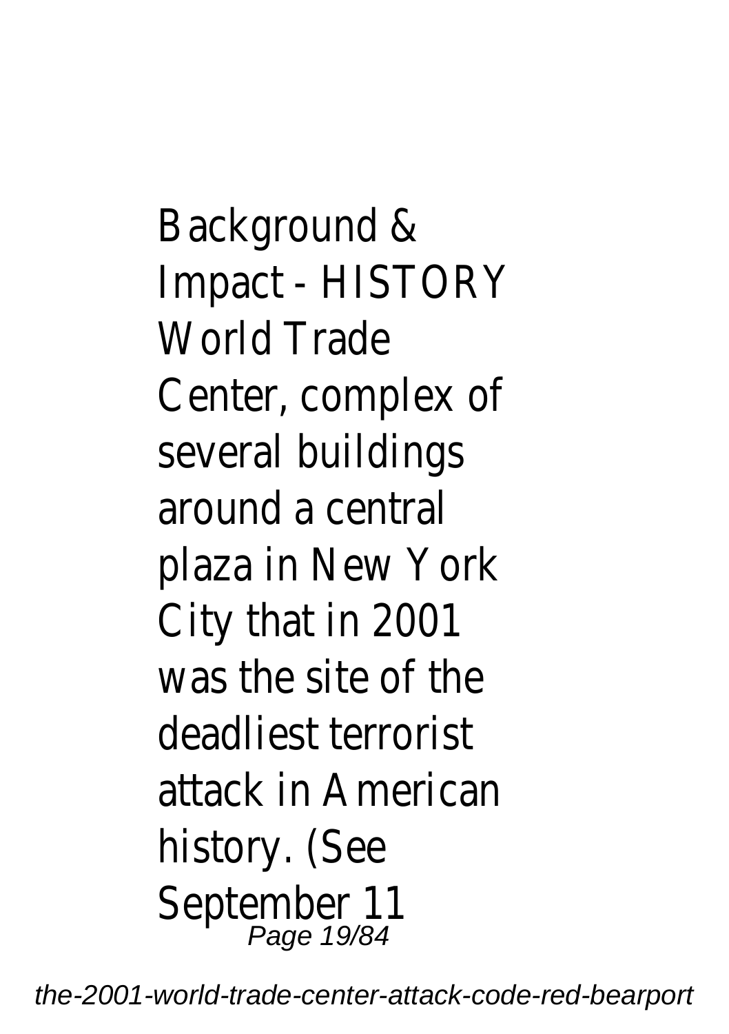Background & Impact - HISTORY World Trade Center, complex of several buildings around a central plaza in New York City that in 2001 was the site of the deadliest terrorist attack in American history. (See September 11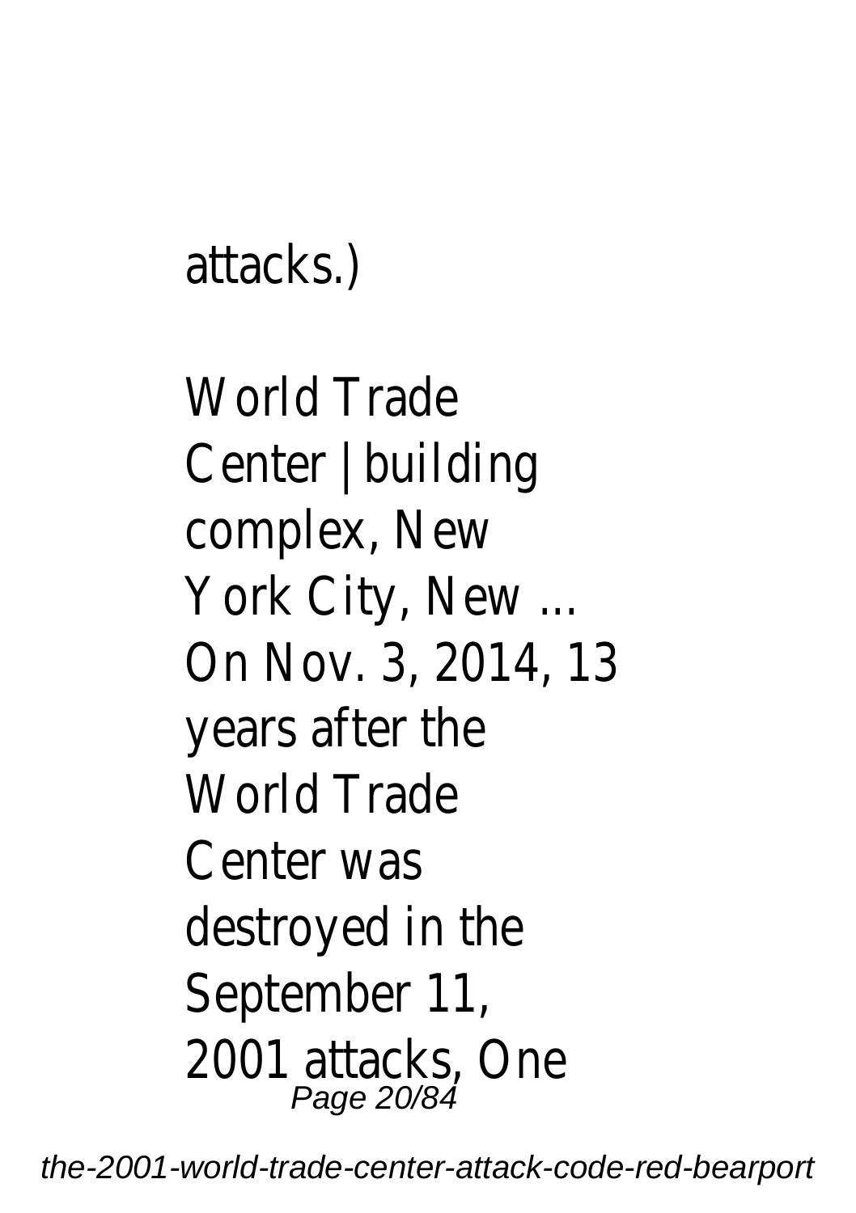attacks.)

World Trade Center | building complex, New York City, New ...
On Nov. 3, 2014, 13 years after the World Trade Center was destroyed in the September 11, 2001 attacks, One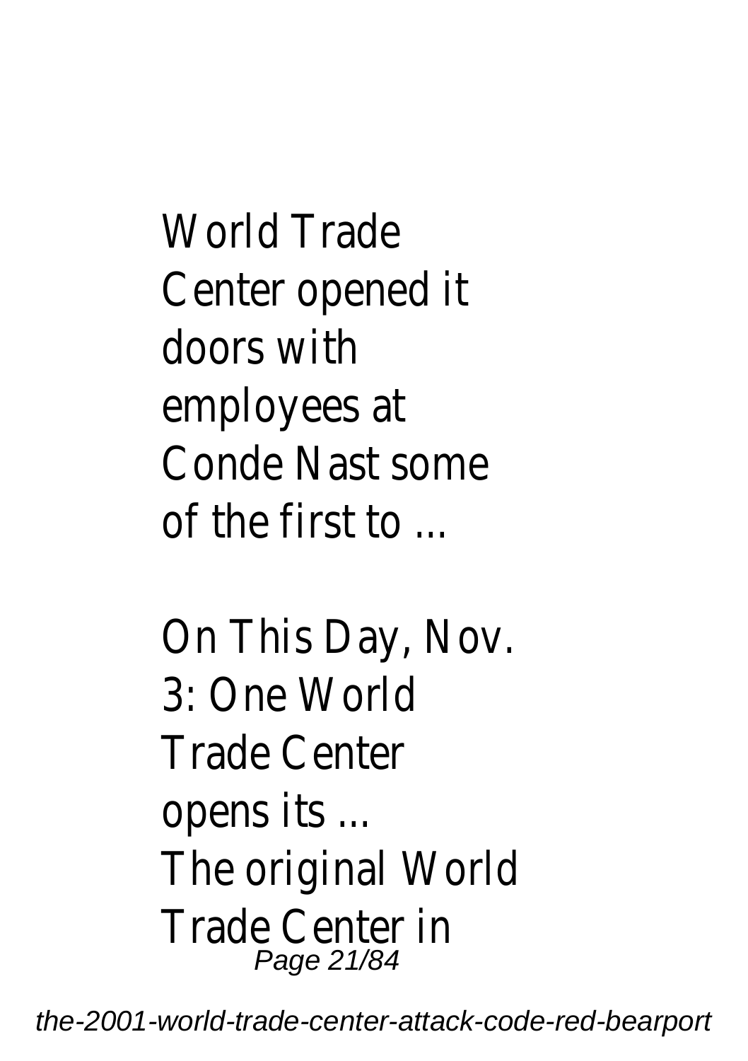World Trade Center opened it doors with employees at Conde Nast some of the first to ...

On This Day, Nov. 3: One World Trade Center opens its ...

The original World Trade Center in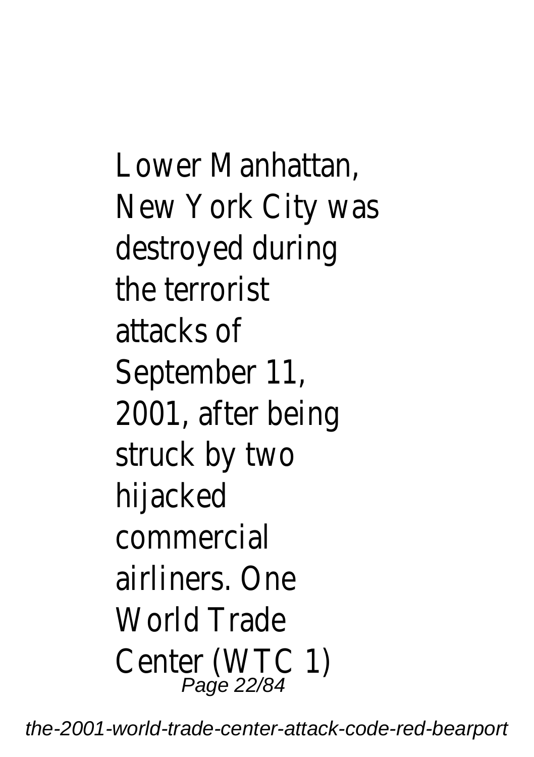Lower Manhattan, New York City was destroyed during the terrorist attacks of September 11, 2001, after being struck by two hijacked commercial airliners. One World Trade Center (WTC 1)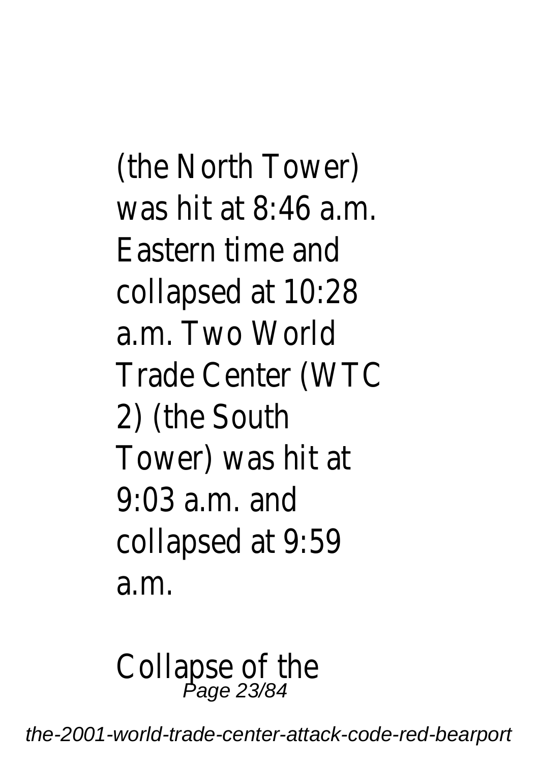(the North Tower) was hit at 8:46 a.m. Eastern time and collapsed at 10:28 a.m. Two World Trade Center (WTC 2) (the South Tower) was hit at 9:03 a.m. and collapsed at 9:59 a.m.

Collapse of the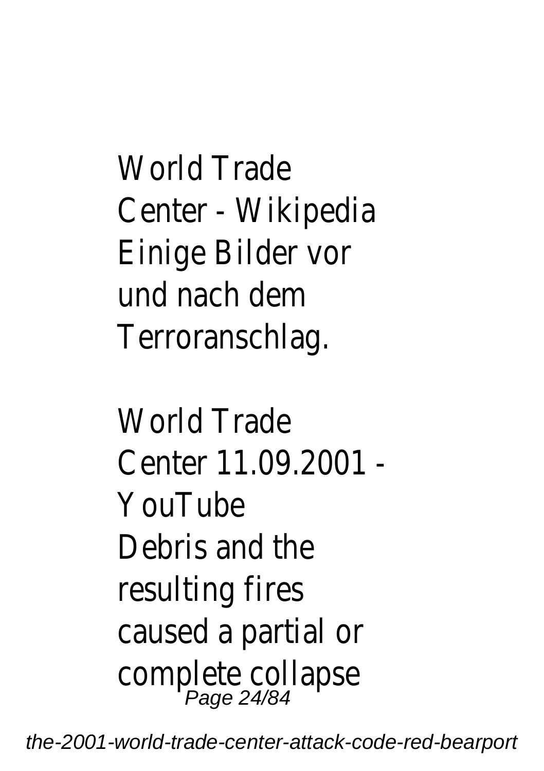World Trade Center - Wikipedia
Einige Bilder vor und nach dem Terroranschlag.

World Trade Center 11.09.2001 - YouTube
Debris and the resulting fires caused a partial or complete collapse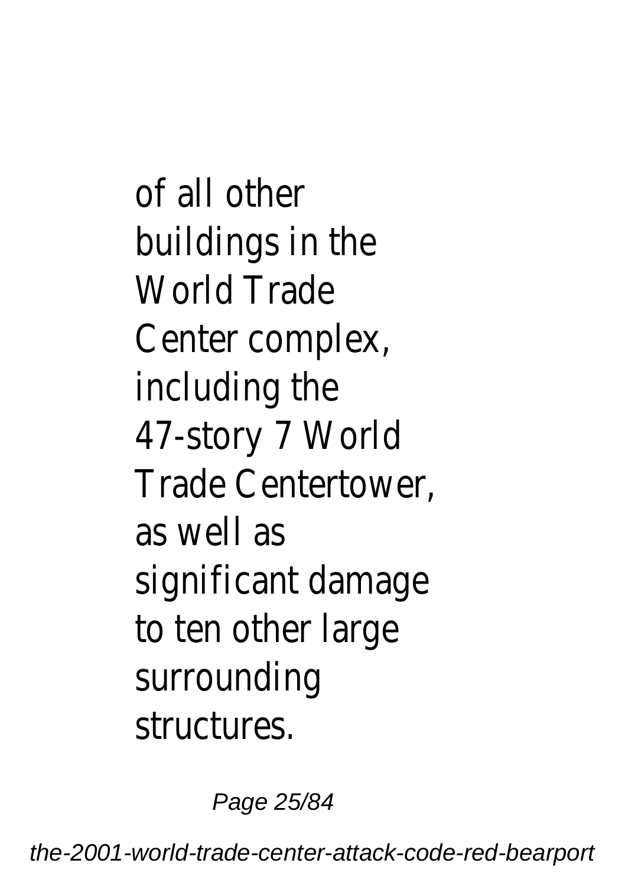of all other buildings in the World Trade Center complex, including the 47-story 7 World Trade Centertower, as well as significant damage to ten other large surrounding structures.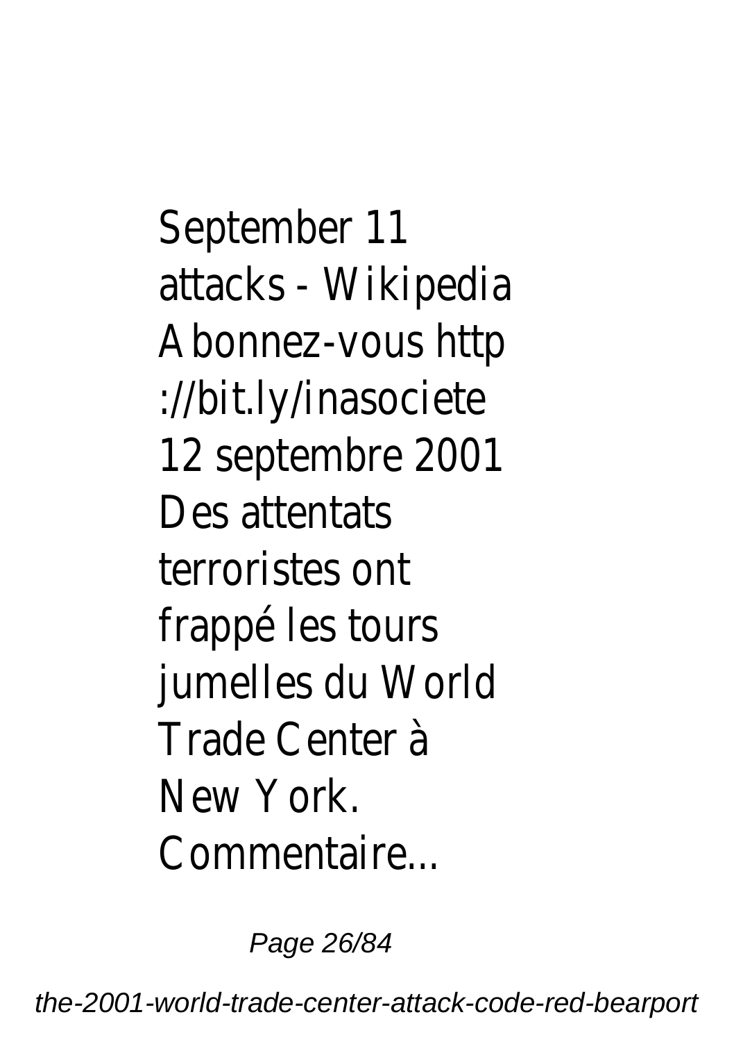September 11 attacks - Wikipedia Abonnez-vous http ://bit.ly/inasociete 12 septembre 2001 Des attentats terroristes ont frappé les tours jumelles du World Trade Center à New York. Commentaire...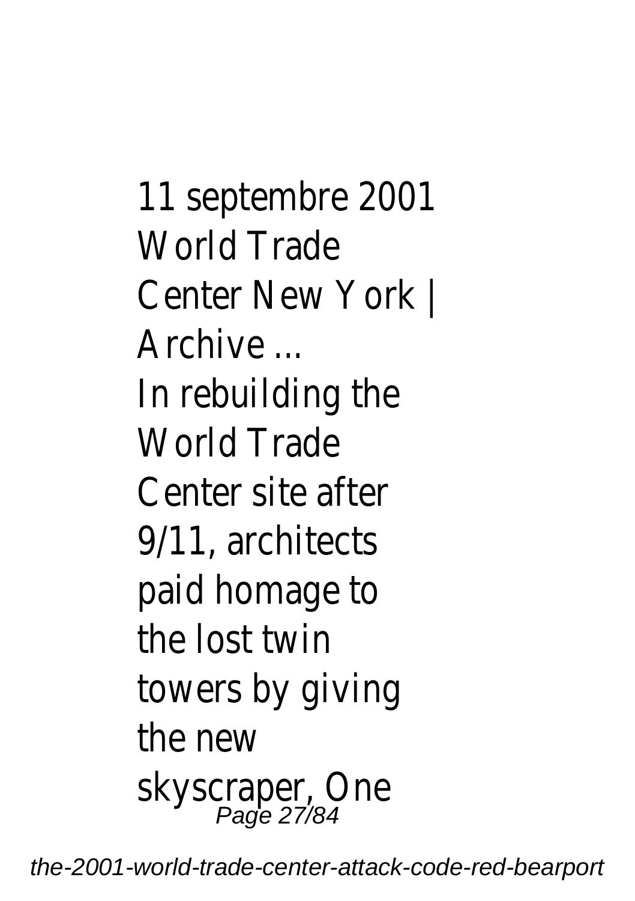11 septembre 2001 World Trade Center New York | Archive ...

In rebuilding the World Trade Center site after 9/11, architects paid homage to the lost twin towers by giving the new skyscraper, One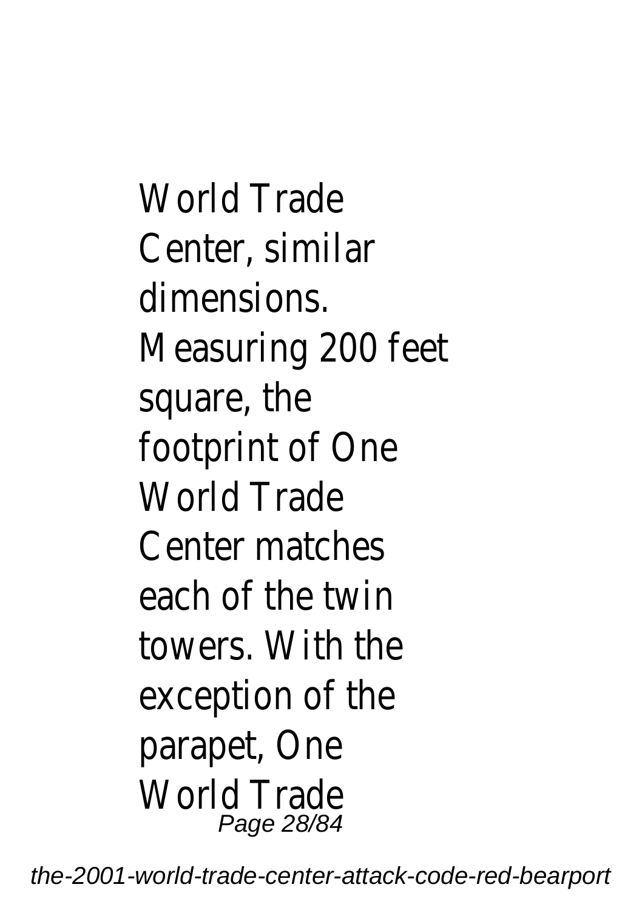World Trade Center, similar dimensions. Measuring 200 feet square, the footprint of One World Trade Center matches each of the twin towers. With the exception of the parapet, One World Trade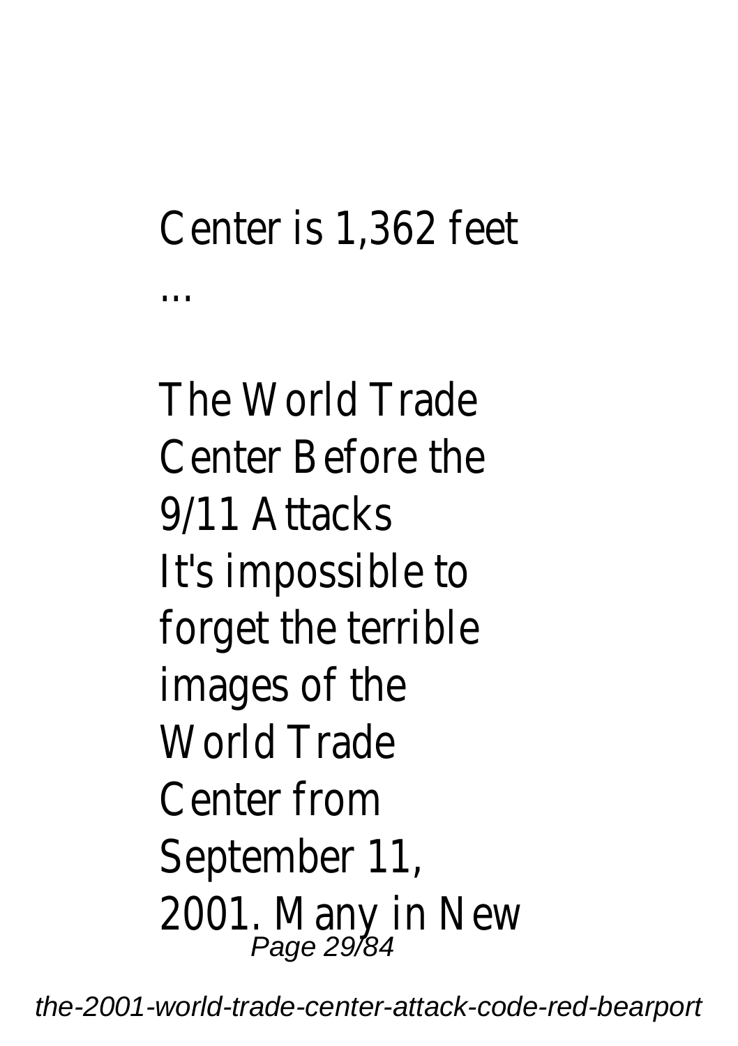Center is 1,362 feet ...

The World Trade Center Before the 9/11 Attacks

It's impossible to forget the terrible images of the World Trade Center from September 11, 2001. Many in New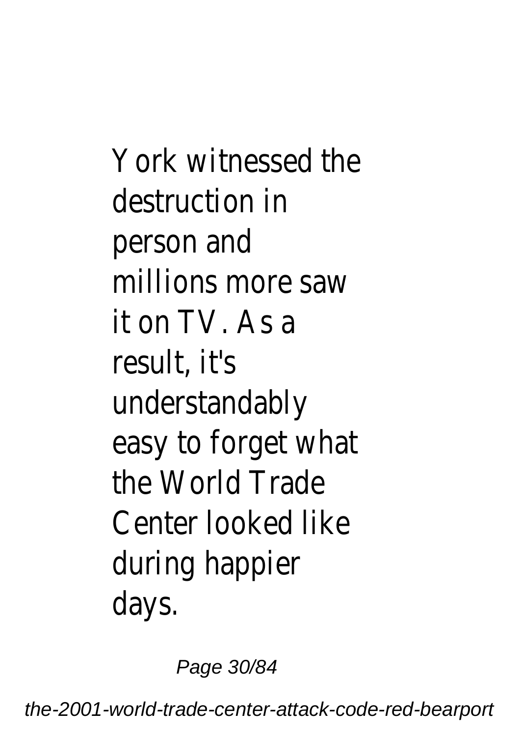York witnessed the destruction in person and millions more saw it on TV. As a result, it's understandably easy to forget what the World Trade Center looked like during happier days.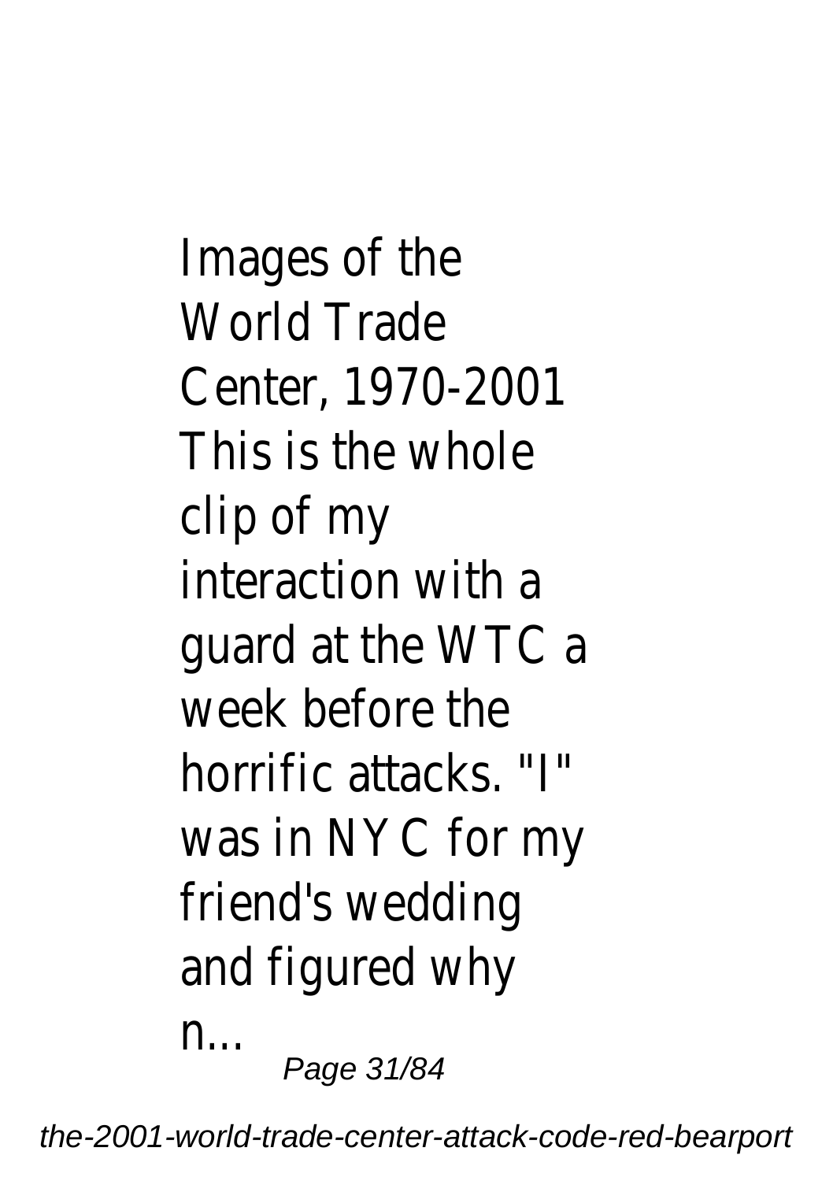Images of the World Trade Center, 1970-2001 This is the whole clip of my interaction with a guard at the WTC a week before the horrific attacks. "I" was in NYC for my friend's wedding and figured why n...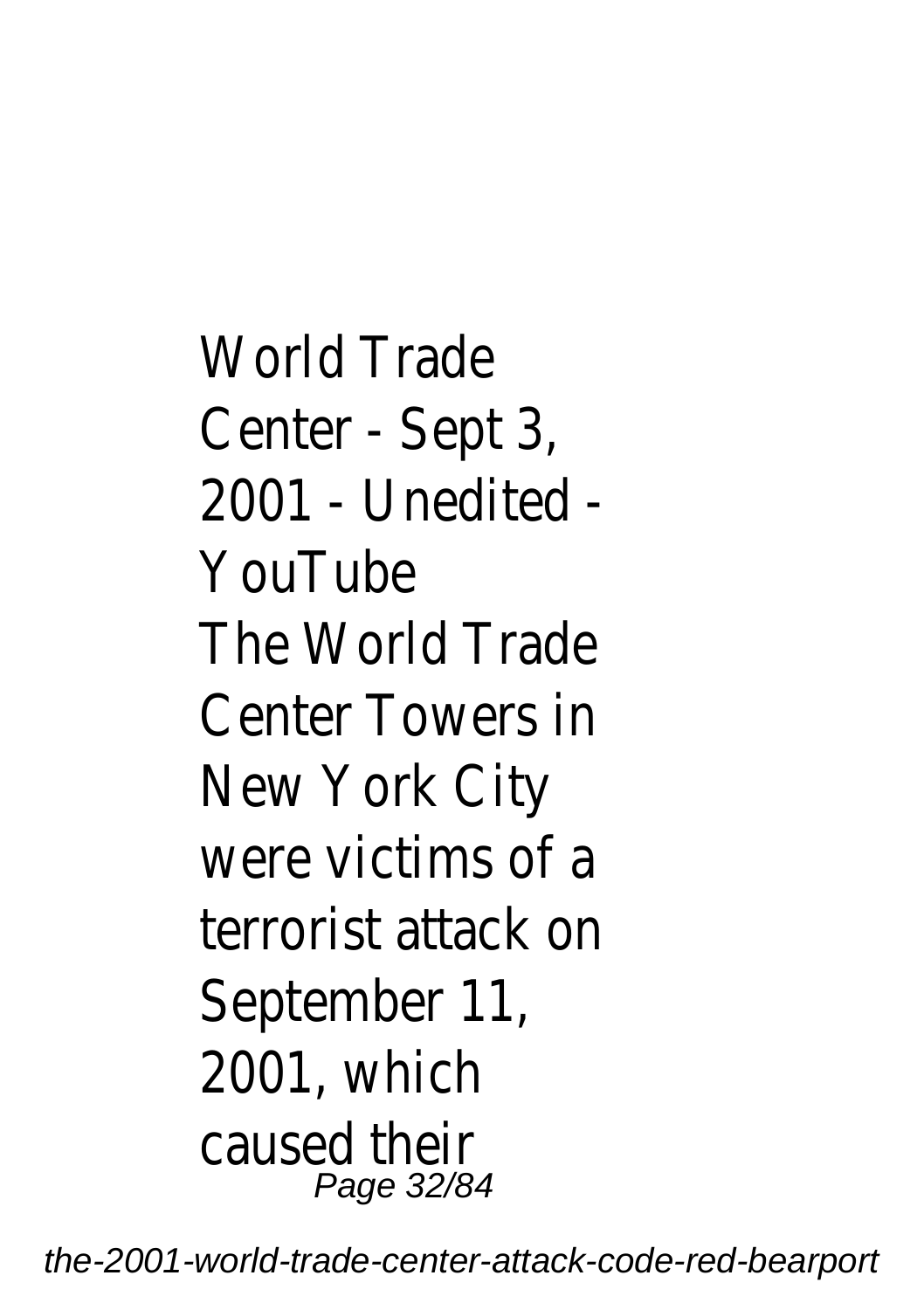World Trade Center - Sept 3, 2001 - Unedited - YouTube

The World Trade Center Towers in New York City were victims of a terrorist attack on September 11, 2001, which caused their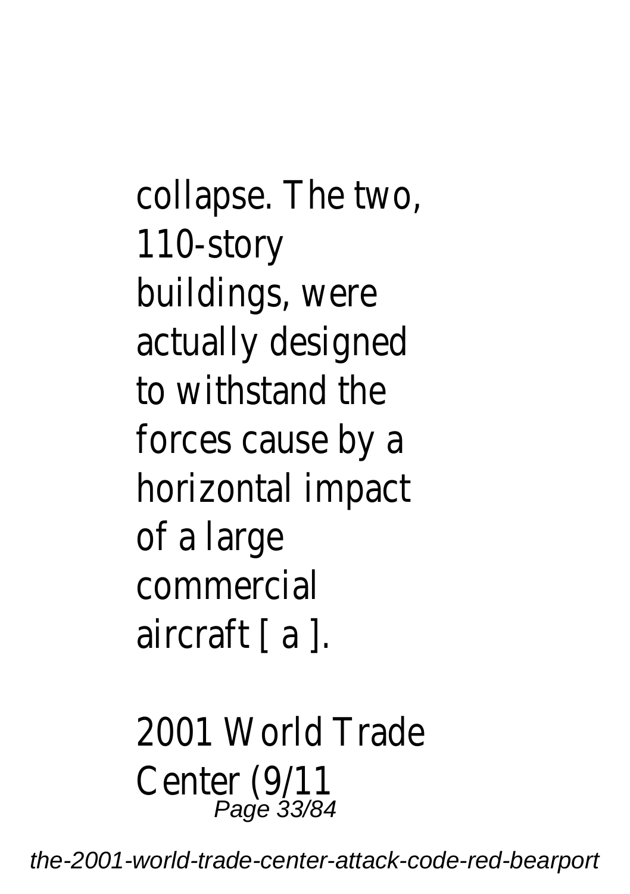collapse. The two, 110-story buildings, were actually designed to withstand the forces cause by a horizontal impact of a large commercial aircraft [ a ].

2001 World Trade Center (9/11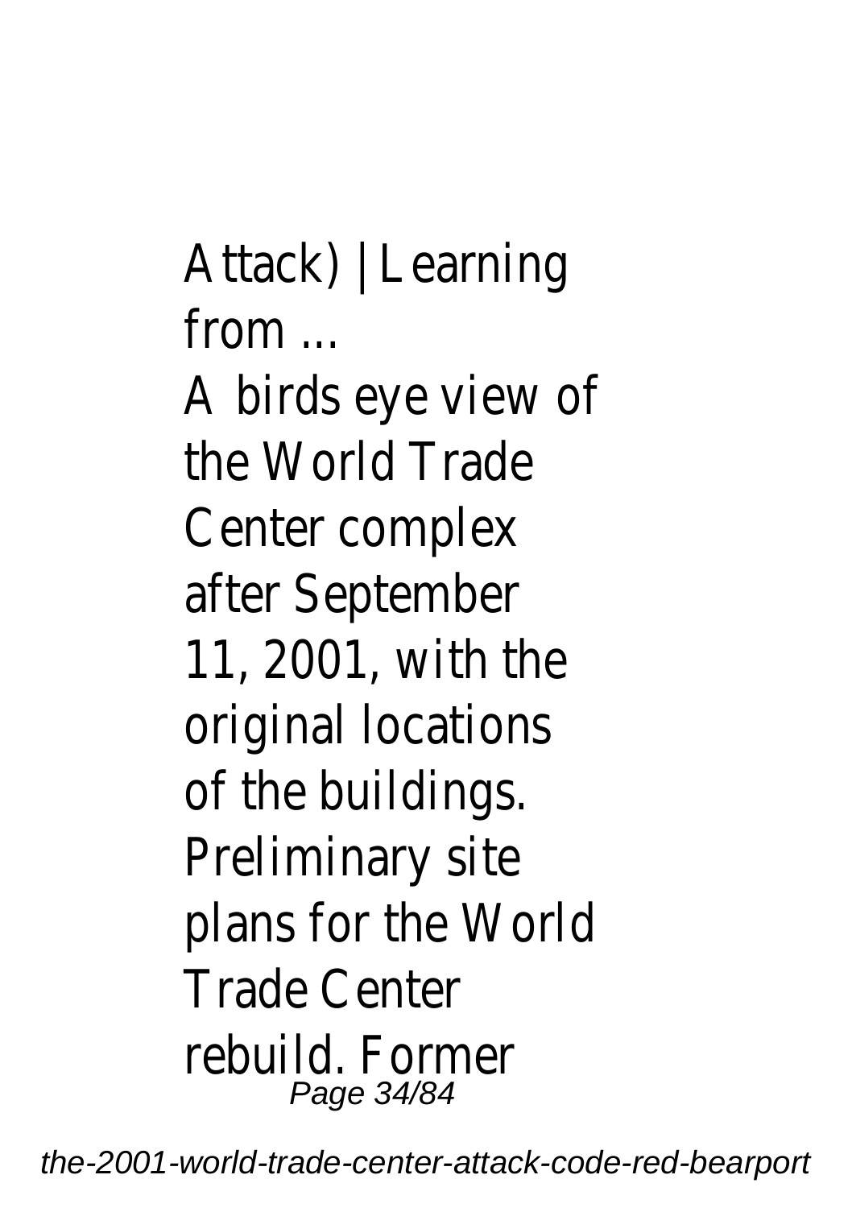Attack) | Learning from ...

A birds eye view of the World Trade Center complex after September 11, 2001, with the original locations of the buildings. Preliminary site plans for the World Trade Center rebuild. Former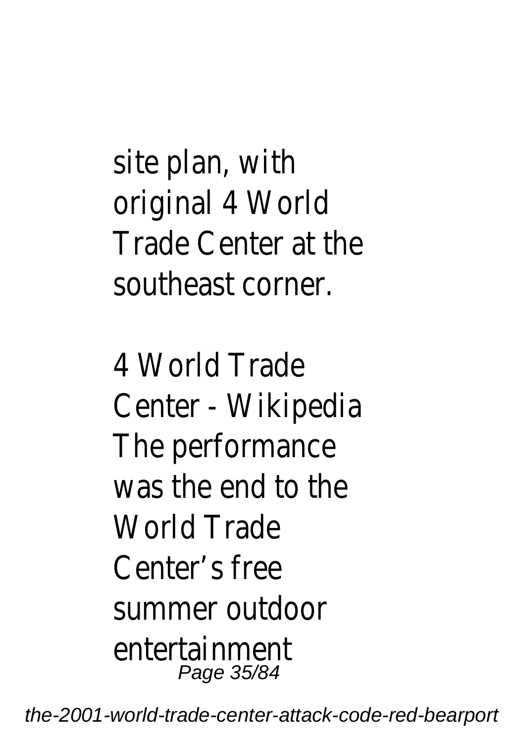site plan, with original 4 World Trade Center at the southeast corner.

4 World Trade Center - Wikipedia
The performance was the end to the World Trade Center's free summer outdoor entertainment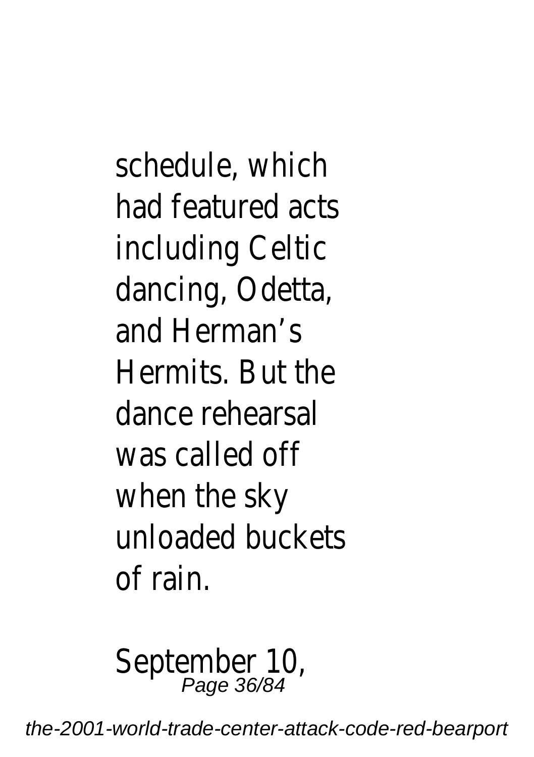schedule, which had featured acts including Celtic dancing, Odetta, and Herman's Hermits. But the dance rehearsal was called off when the sky unloaded buckets of rain.

September 10,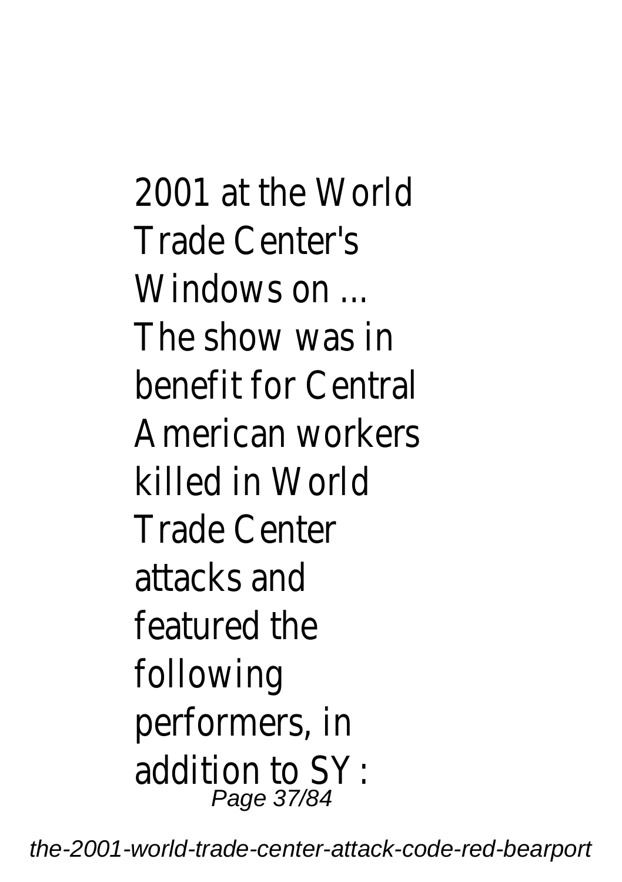2001 at the World Trade Center's Windows on ... The show was in benefit for Central American workers killed in World Trade Center attacks and featured the following performers, in addition to SY: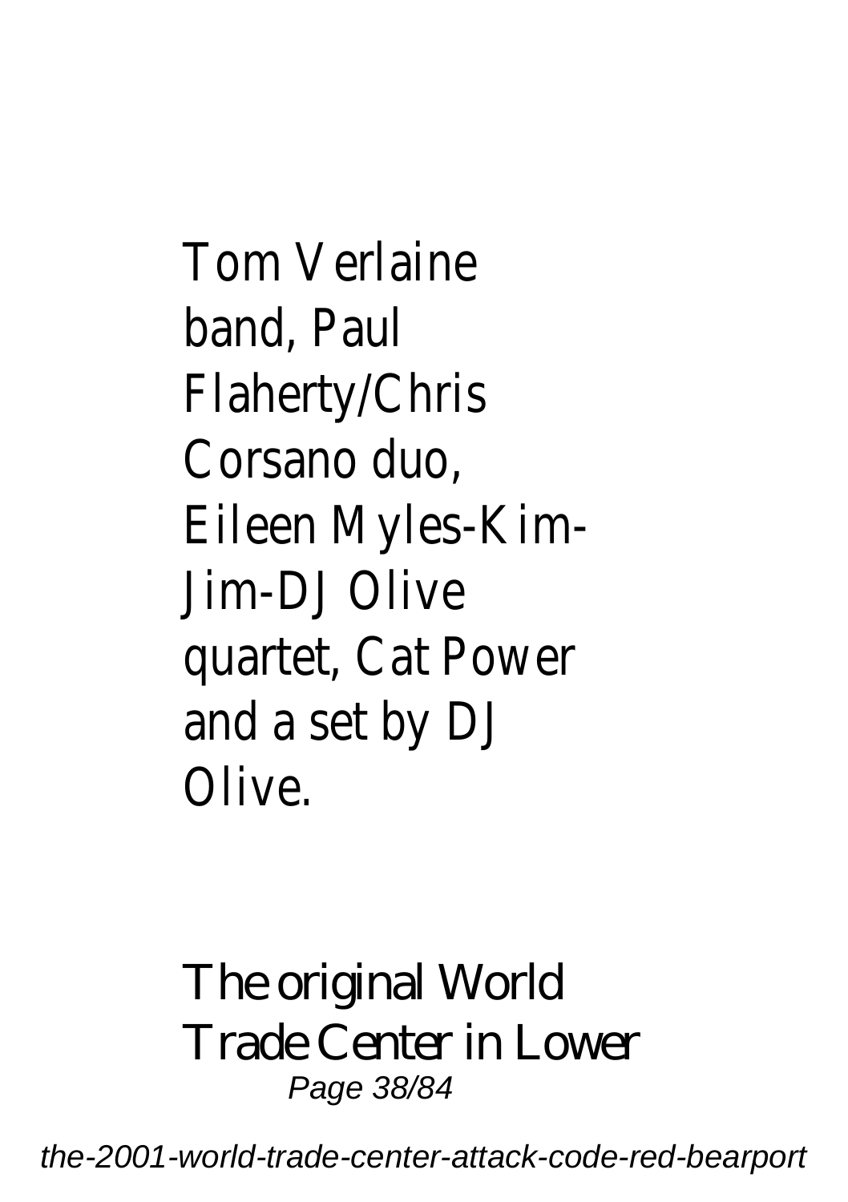Tom Verlaine band, Paul Flaherty/Chris Corsano duo, Eileen Myles-Kim-Jim-DJ Olive quartet, Cat Power and a set by DJ Olive.

The original World Trade Center in Lower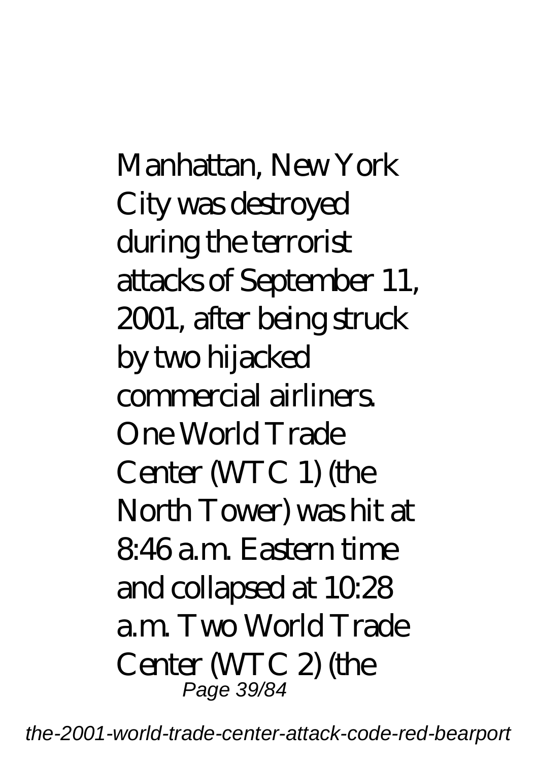Manhattan, New York City was destroyed during the terrorist attacks of September 11, 2001, after being struck by two hijacked commercial airliners. One World Trade Center (WTC 1) (the North Tower) was hit at 8:46 a.m. Eastern time and collapsed at 10:28 a.m. Two World Trade Center (WTC 2) (the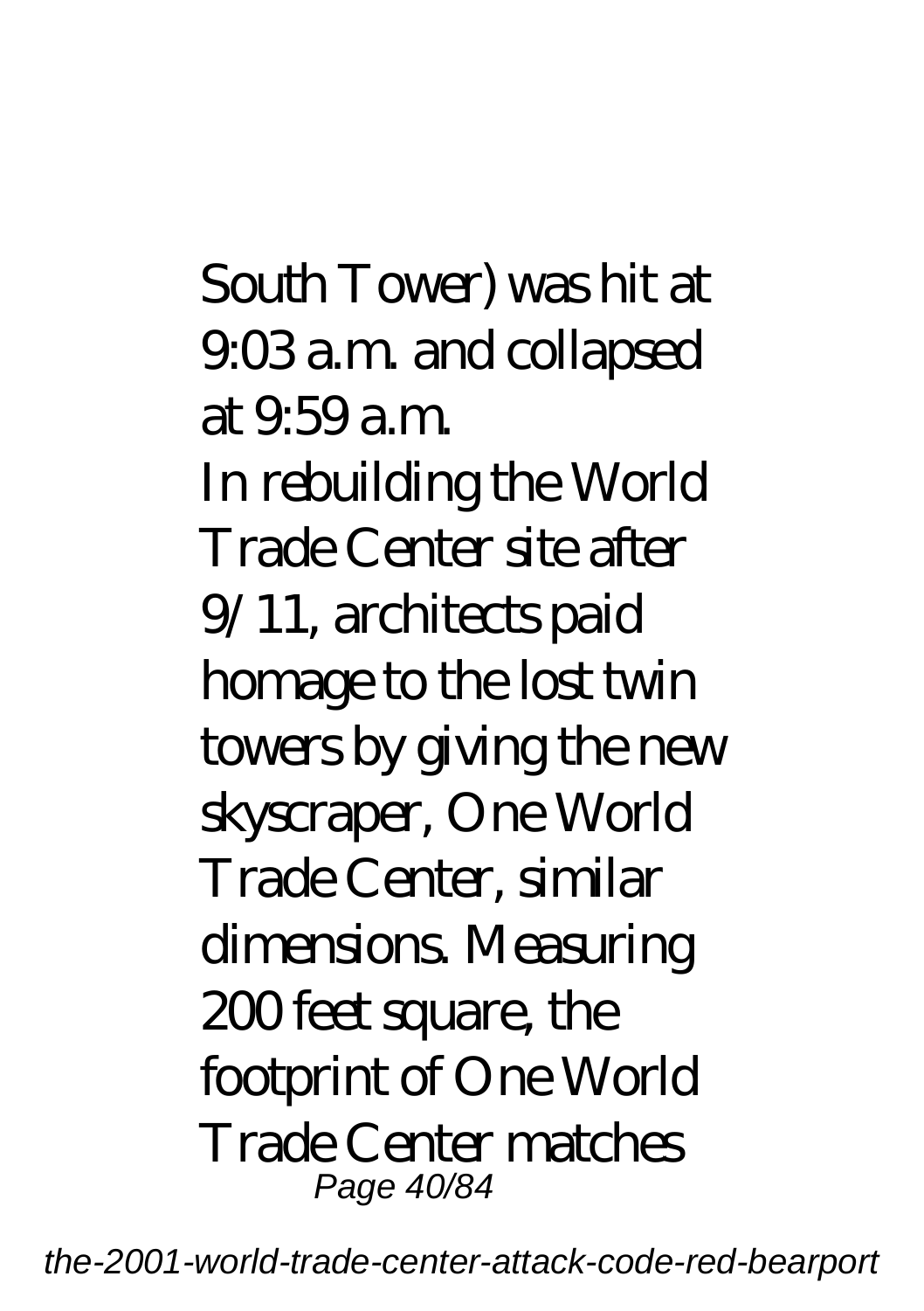South Tower) was hit at 9:03 a.m. and collapsed at 9:59 a.m.

In rebuilding the World Trade Center site after 9/11, architects paid homage to the lost twin towers by giving the new skyscraper, One World Trade Center, similar dimensions. Measuring 200 feet square, the footprint of One World Trade Center matches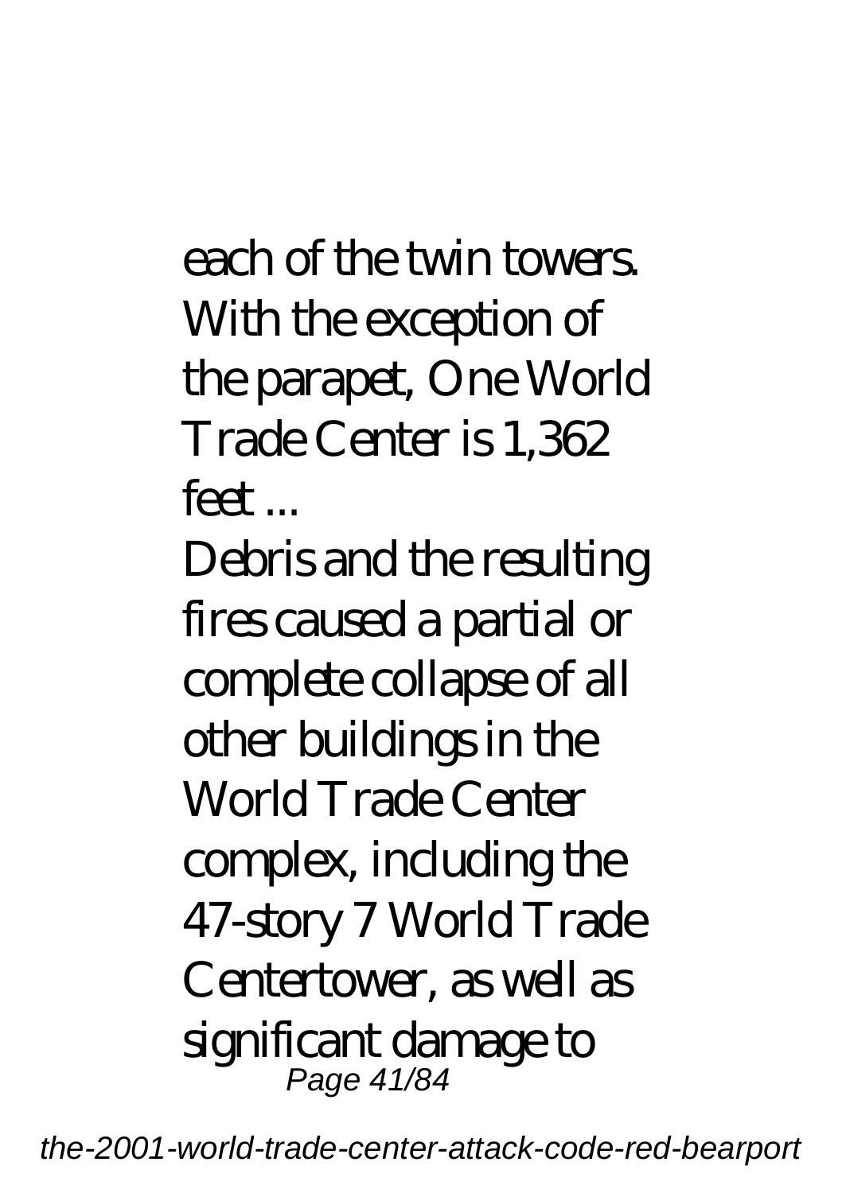each of the twin towers. With the exception of the parapet, One World Trade Center is 1,362 feet ...

Debris and the resulting fires caused a partial or complete collapse of all other buildings in the World Trade Center complex, including the 47-story 7 World Trade Centertower, as well as significant damage to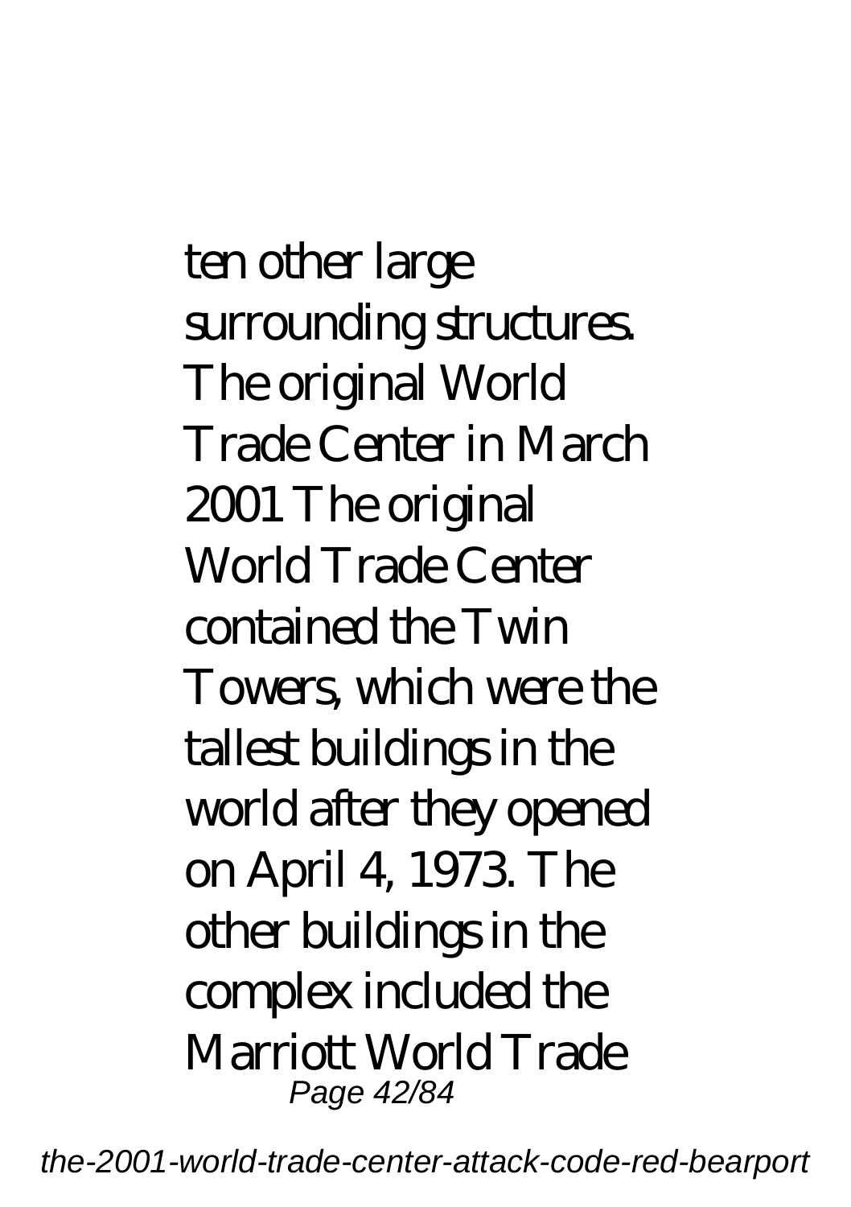ten other large surrounding structures. The original World Trade Center in March 2001 The original World Trade Center contained the Twin Towers, which were the tallest buildings in the world after they opened on April 4, 1973. The other buildings in the complex included the Marriott World Trade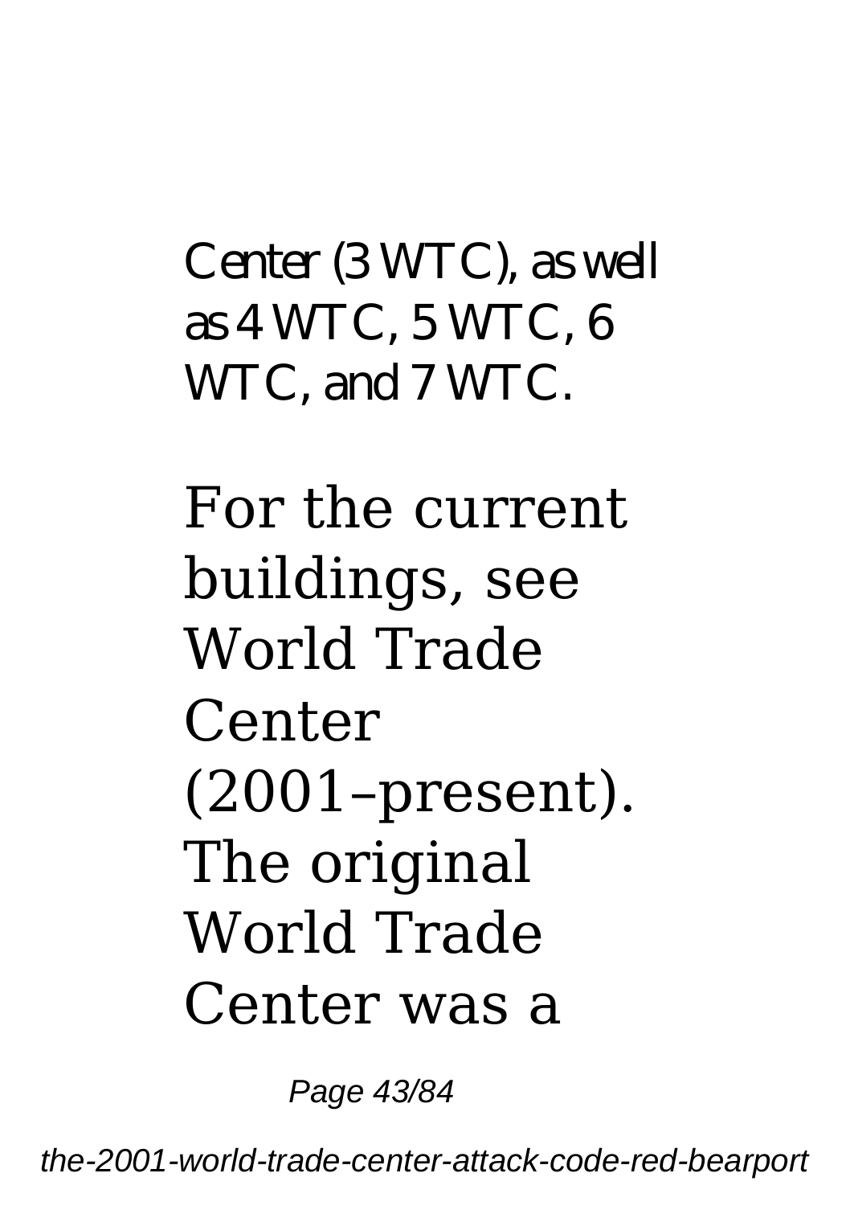Center (3 WTC), as well as 4 WTC, 5 WTC, 6 WTC, and 7 WTC.

For the current buildings, see World Trade Center (2001–present). The original World Trade Center was a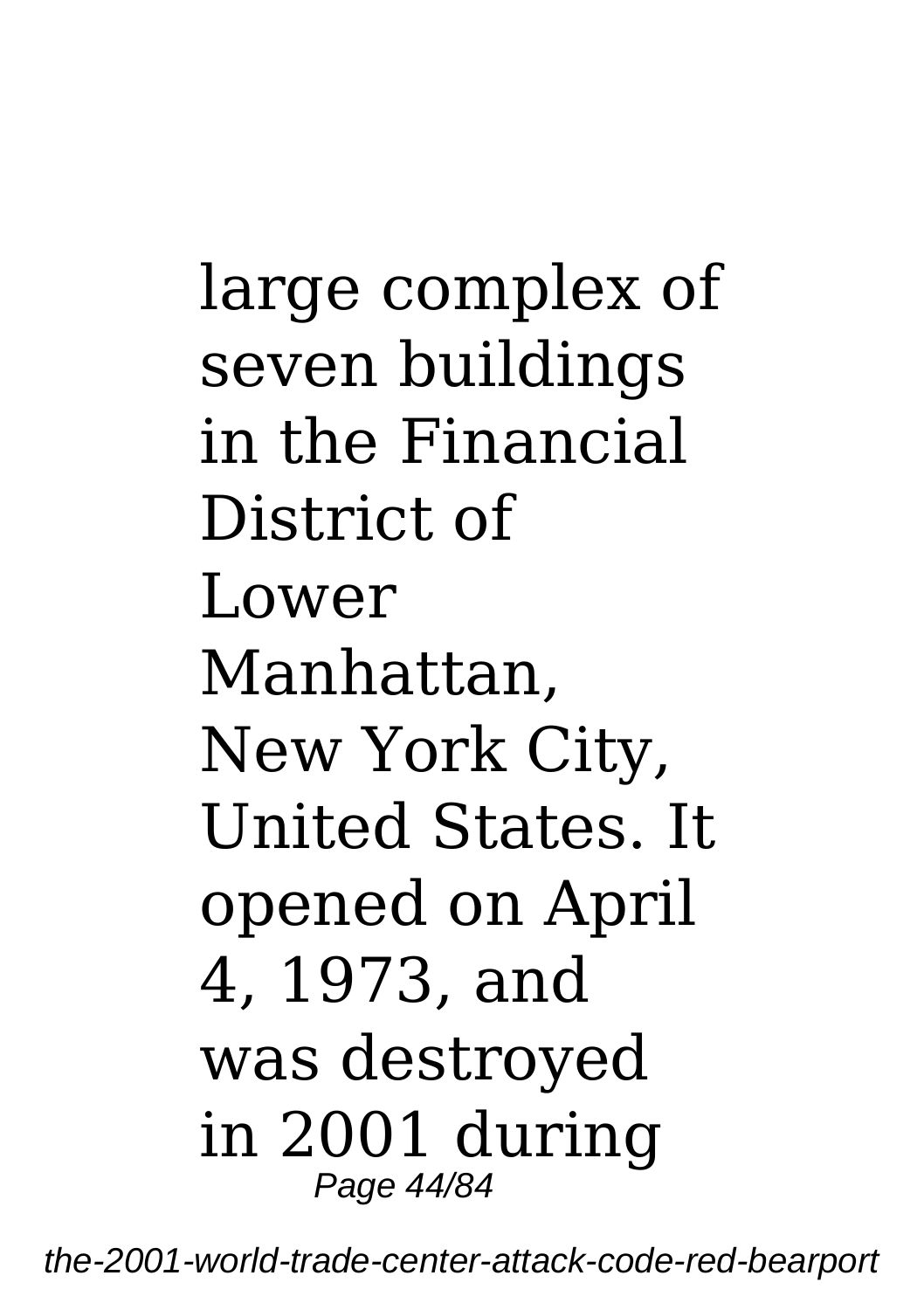large complex of seven buildings in the Financial District of Lower Manhattan, New York City, United States. It opened on April 4, 1973, and was destroyed in 2001 during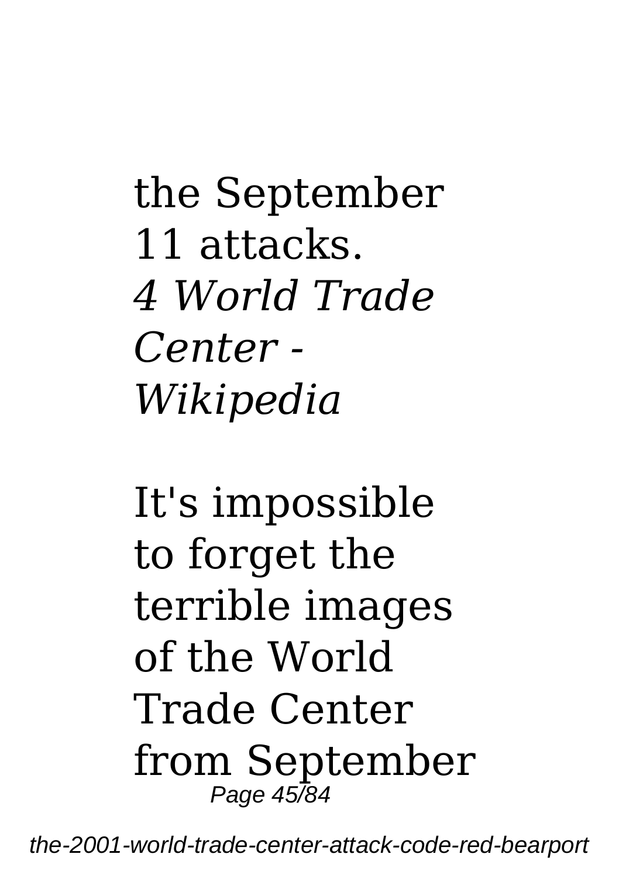the September 11 attacks.

*4 World Trade Center - Wikipedia*

It's impossible to forget the terrible images of the World Trade Center from September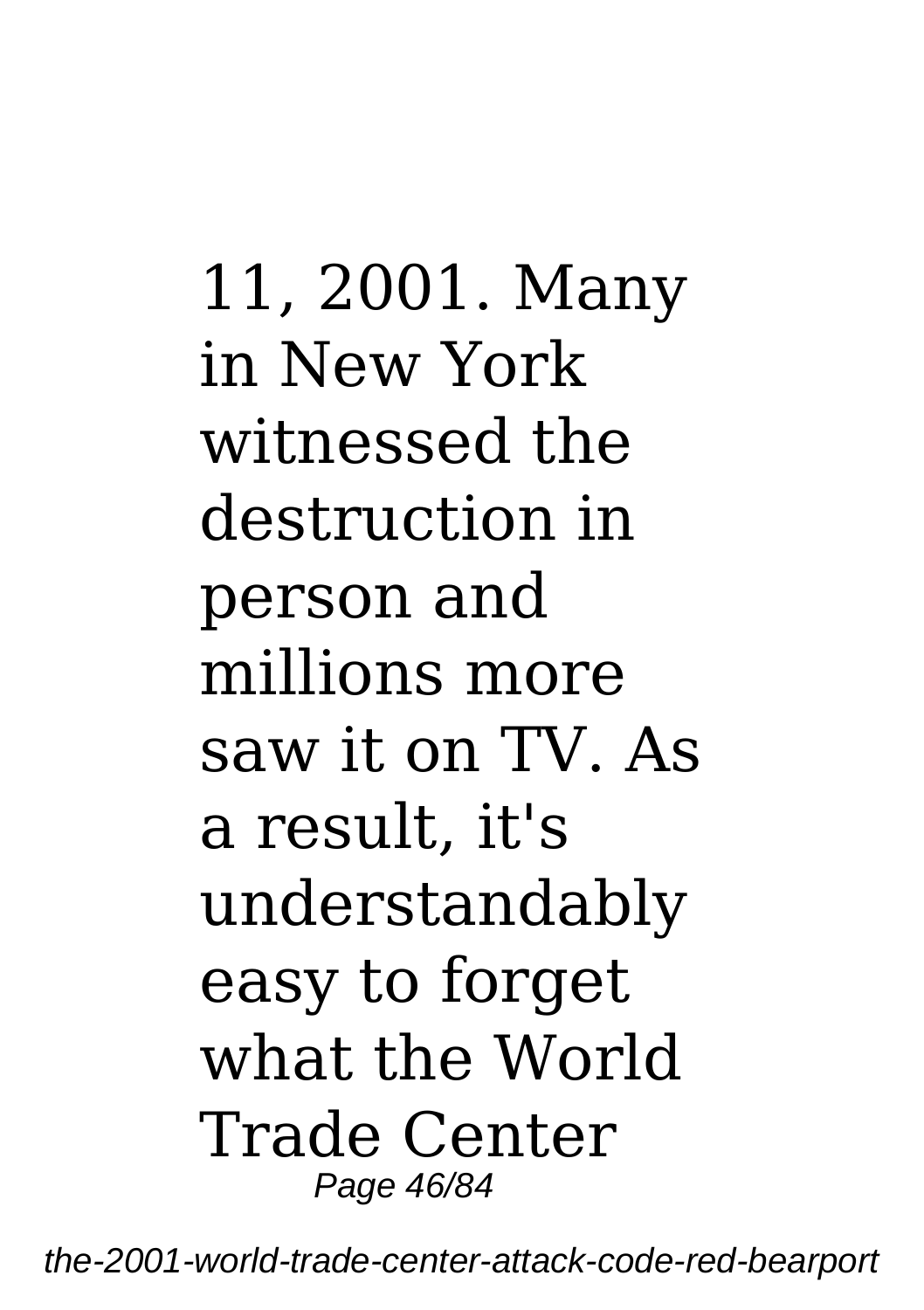11, 2001. Many in New York witnessed the destruction in person and millions more saw it on TV. As a result, it's understandably easy to forget what the World Trade Center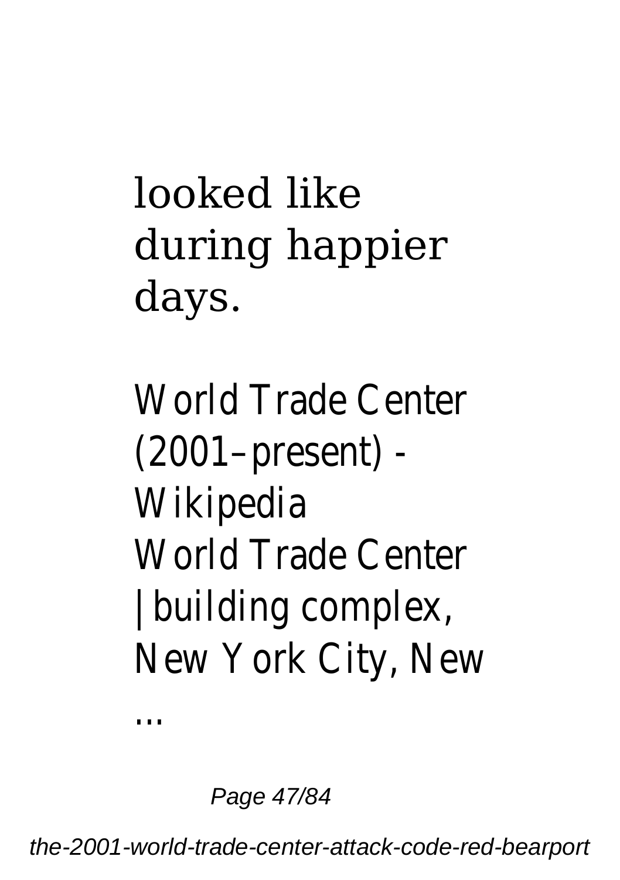looked like during happier days.

World Trade Center (2001–present) - Wikipedia
World Trade Center | building complex, New York City, New ...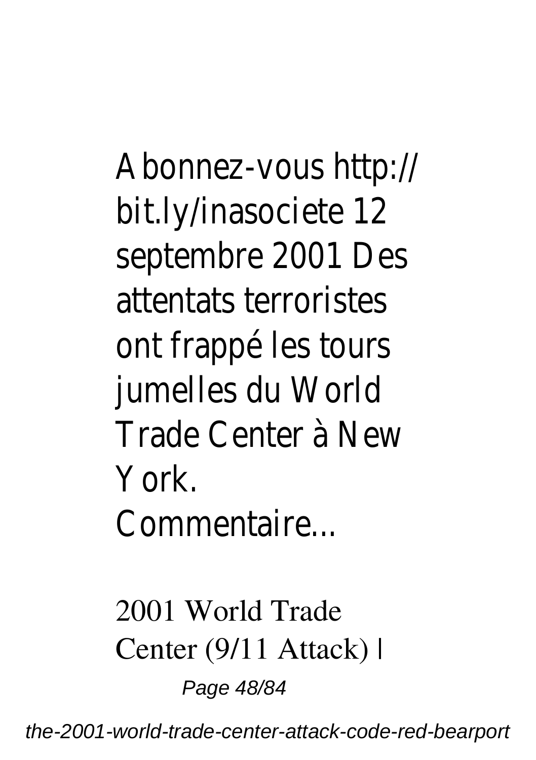Abonnez-vous http://bit.ly/inasociete 12 septembre 2001 Des attentats terroristes ont frappé les tours jumelles du World Trade Center à New York. Commentaire...

2001 World Trade Center (9/11 Attack) |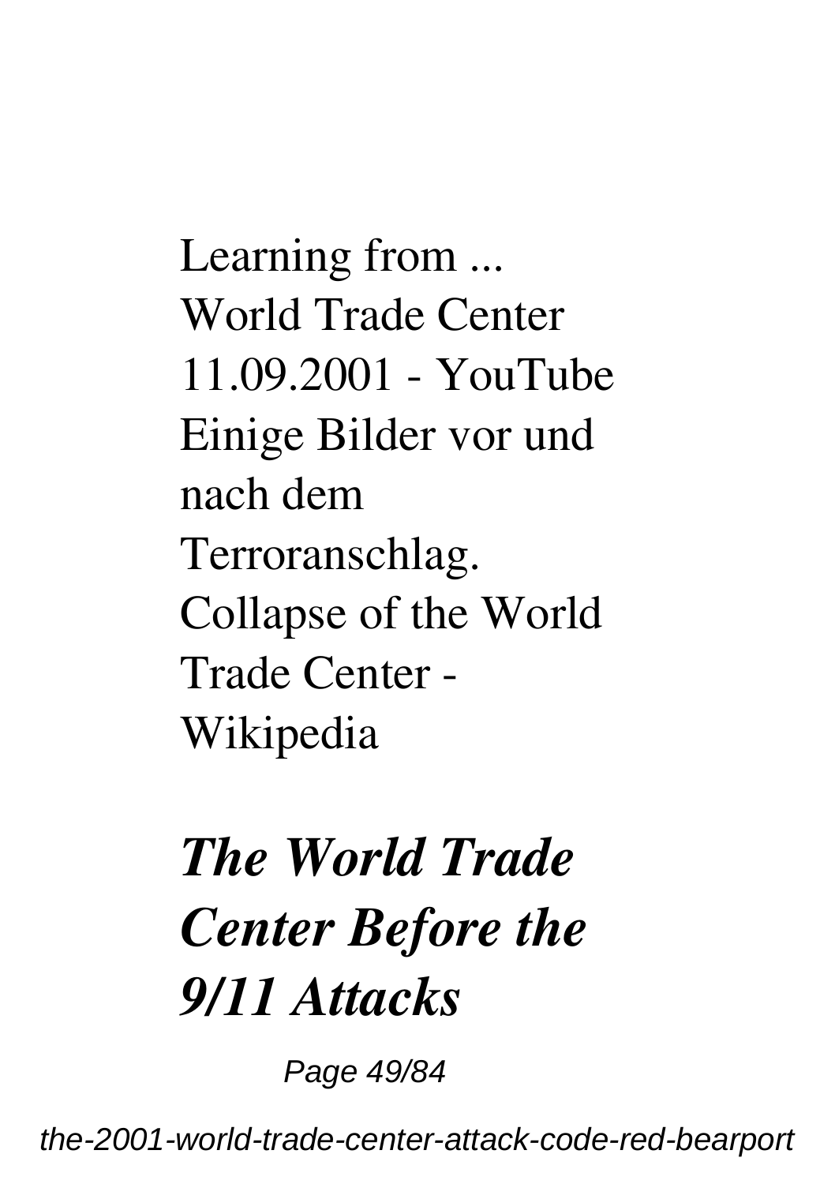Learning from ...
World Trade Center 11.09.2001 - YouTube
Einige Bilder vor und nach dem Terroranschlag.
Collapse of the World Trade Center - Wikipedia

## *The World Trade Center Before the 9/11 Attacks*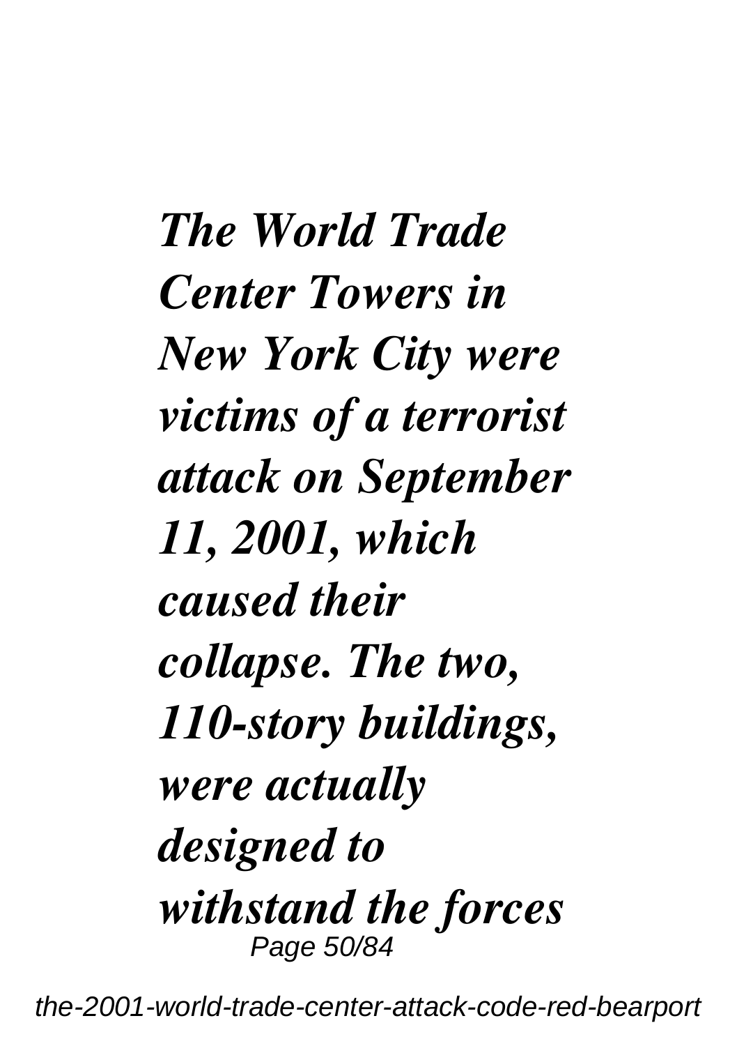*The World Trade Center Towers in New York City were victims of a terrorist attack on September 11, 2001, which caused their collapse. The two, 110-story buildings, were actually designed to withstand the forces*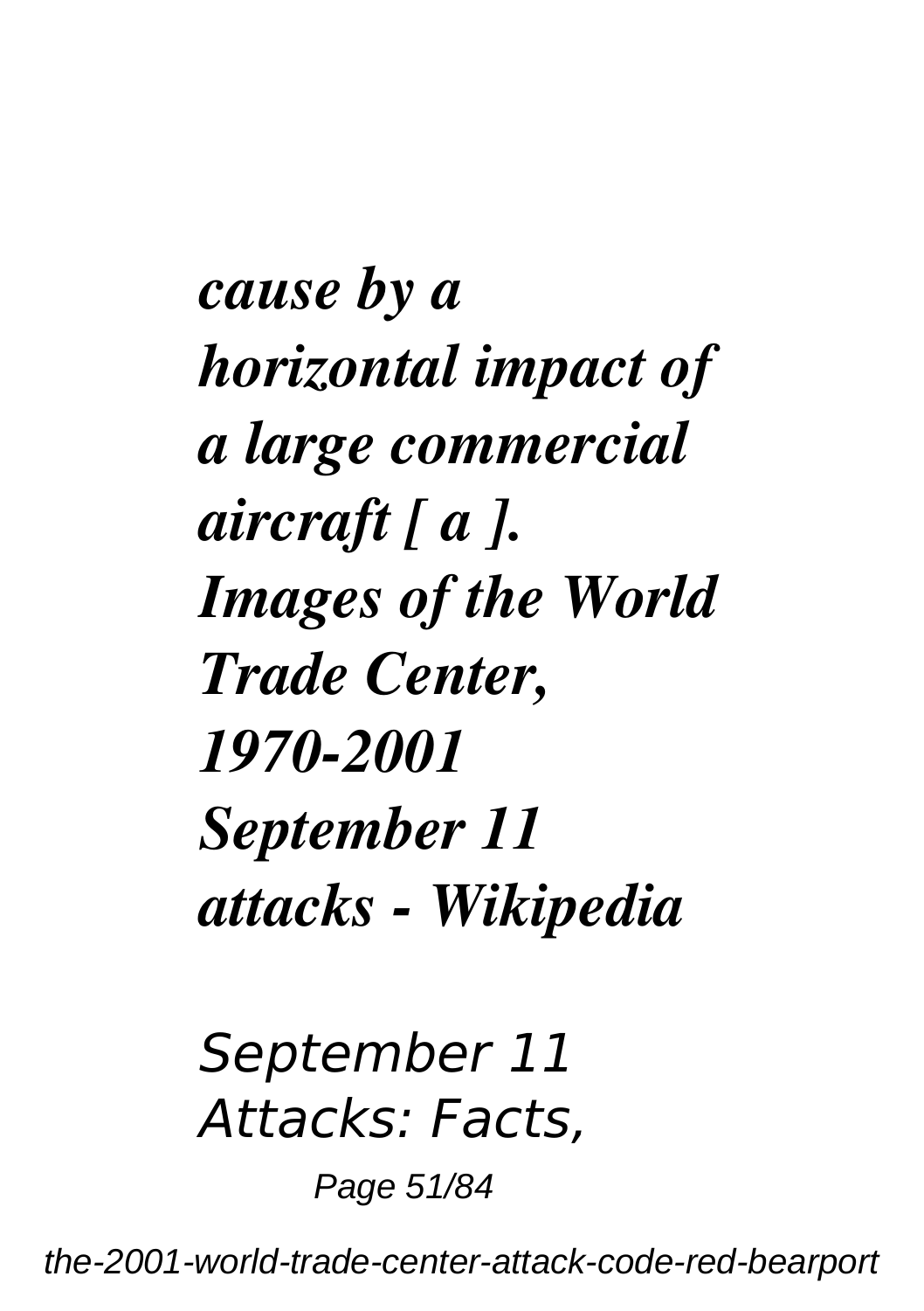***cause by a horizontal impact of a large commercial aircraft [ a ]. Images of the World Trade Center, 1970-2001 September 11 attacks - Wikipedia***

*September 11 Attacks: Facts,*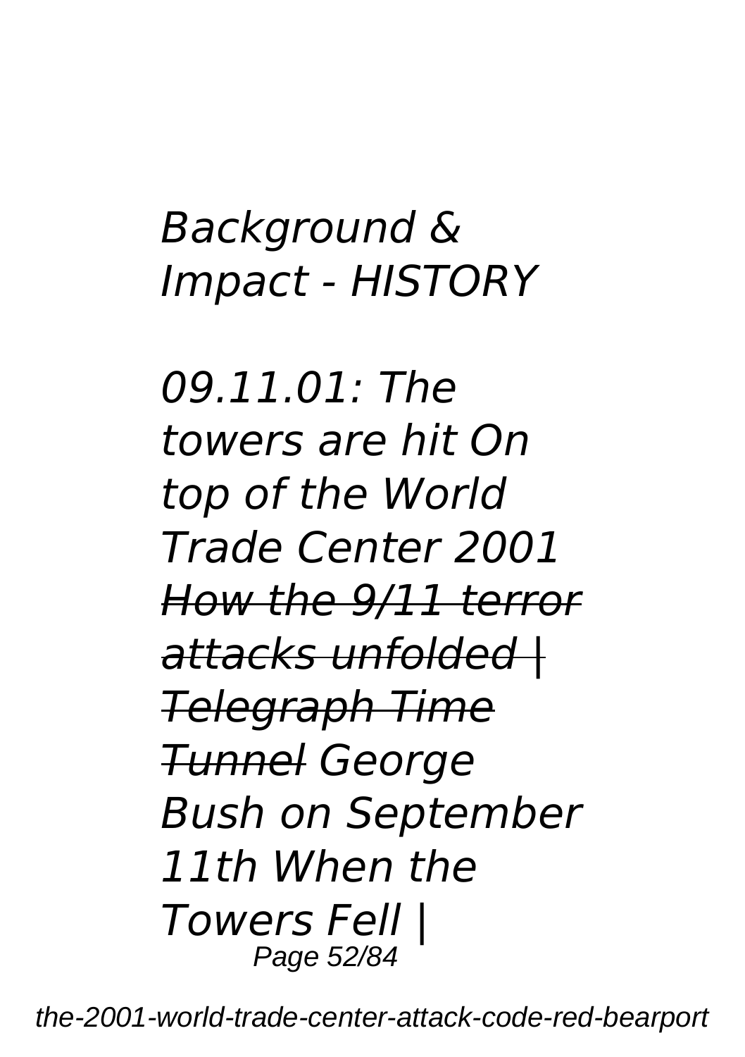*Background & Impact - HISTORY*

*09.11.01: The towers are hit On top of the World Trade Center 2001* ~~*How the 9/11 terror attacks unfolded | Telegraph Time Tunnel*~~ *George Bush on September 11th When the Towers Fell |*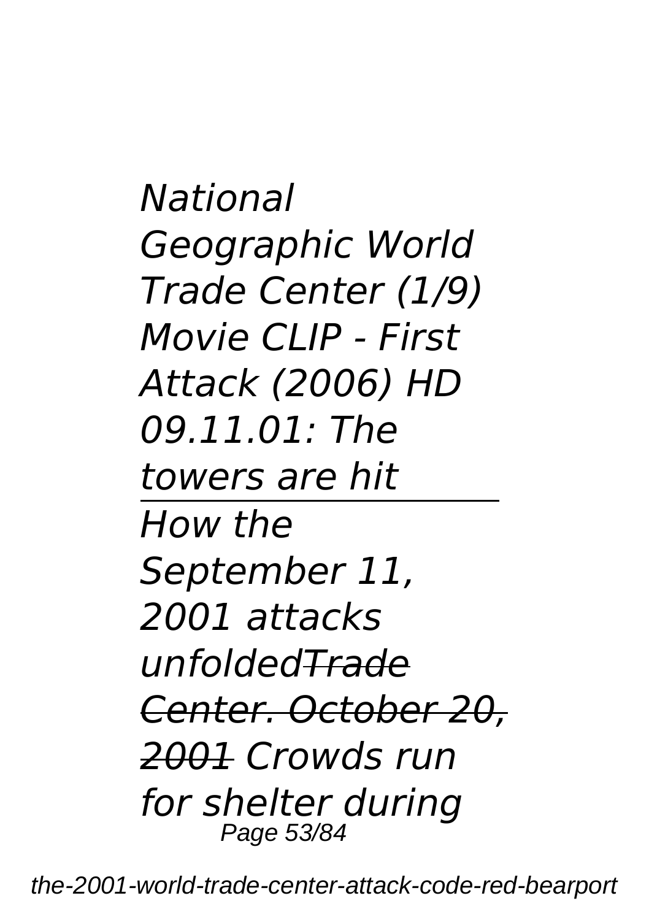*National Geographic World Trade Center (1/9) Movie CLIP - First Attack (2006) HD 09.11.01: The towers are hit*

---

*How the September 11, 2001 attacks unfolded*~~*Trade Center. October 20, 2001*~~ *Crowds run for shelter during*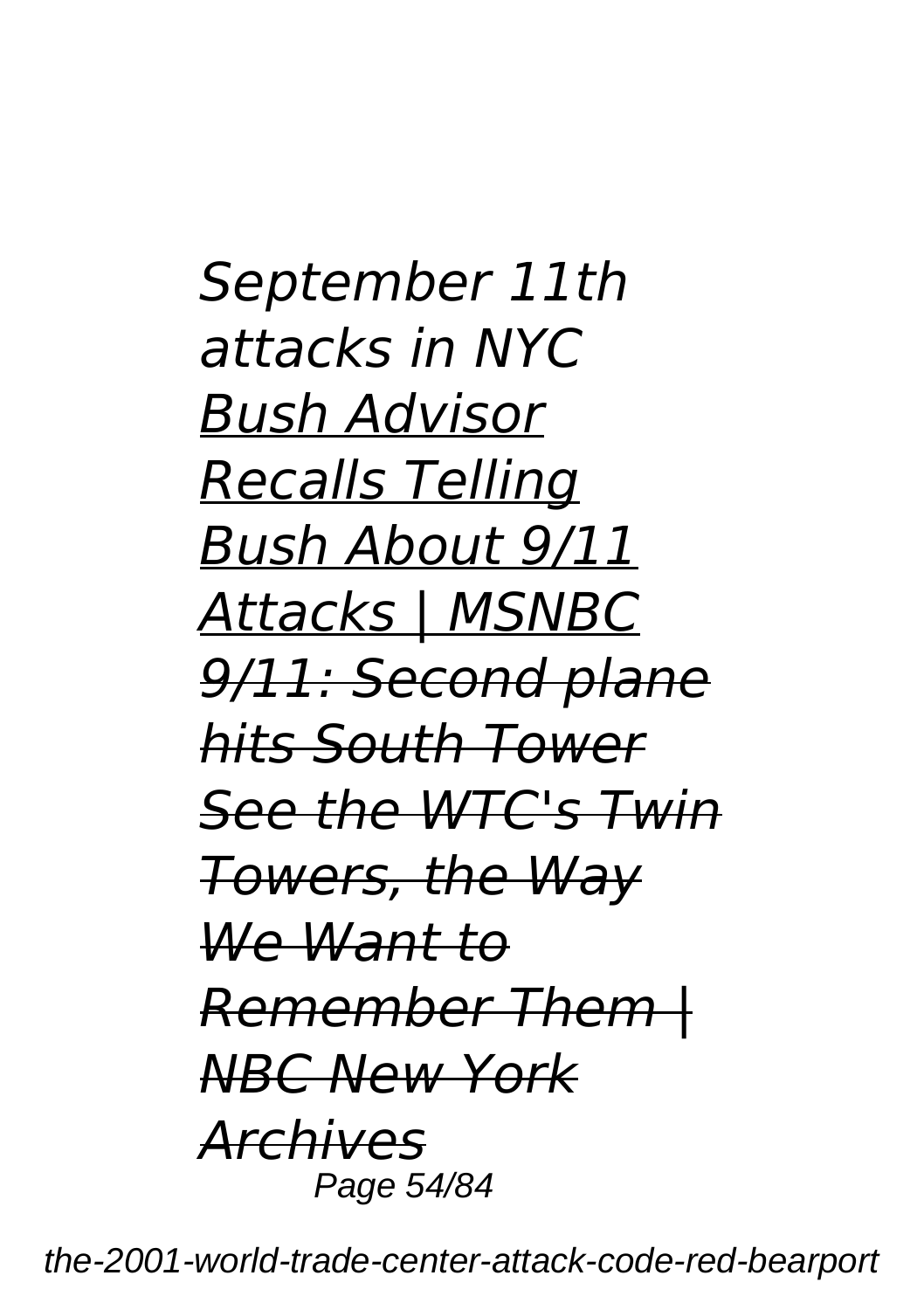*September 11th attacks in NYC*
*Bush Advisor Recalls Telling Bush About 9/11 Attacks | MSNBC*
~~*9/11: Second plane hits South Tower*~~
~~*See the WTC's Twin Towers, the Way We Want to Remember Them | NBC New York Archives*~~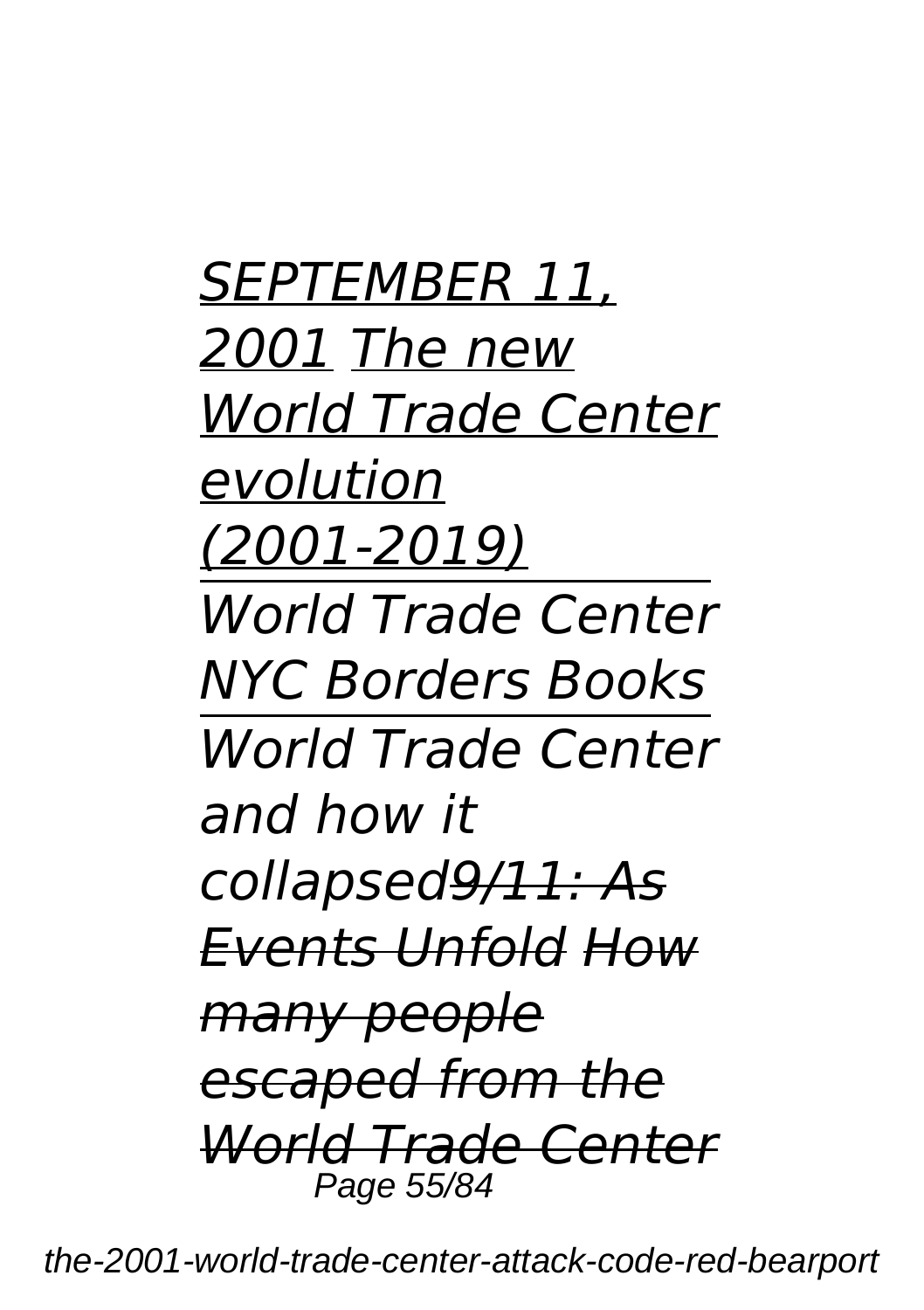*SEPTEMBER 11, 2001 The new World Trade Center evolution (2001-2019)*

*World Trade Center NYC Borders Books*

*World Trade Center and how it collapsed~~9/11: As Events Unfold~~ ~~How many people escaped from the World Trade Center~~*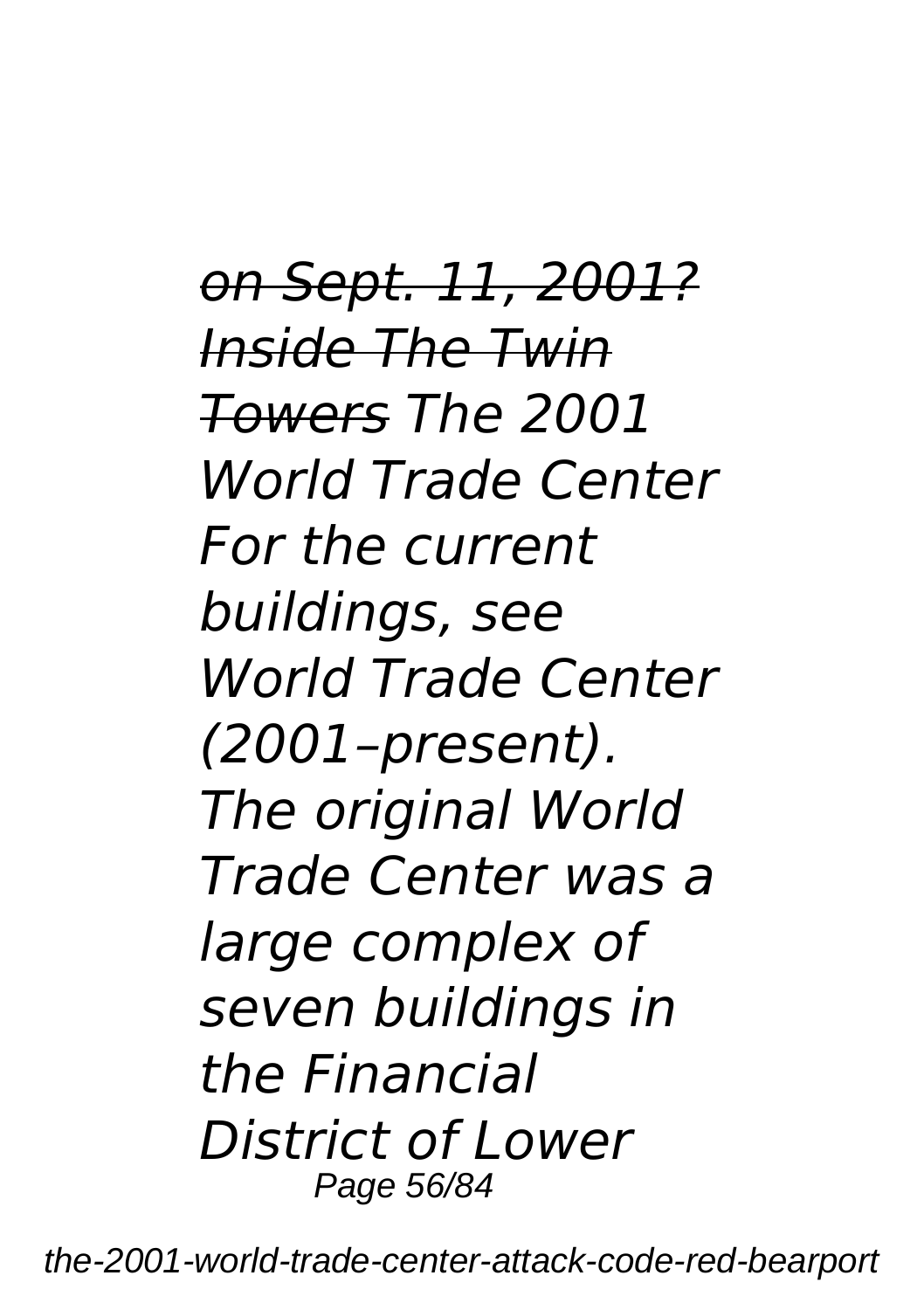*on Sept. 11, 2001? Inside The Twin Towers The 2001 World Trade Center For the current buildings, see World Trade Center (2001–present). The original World Trade Center was a large complex of seven buildings in the Financial District of Lower*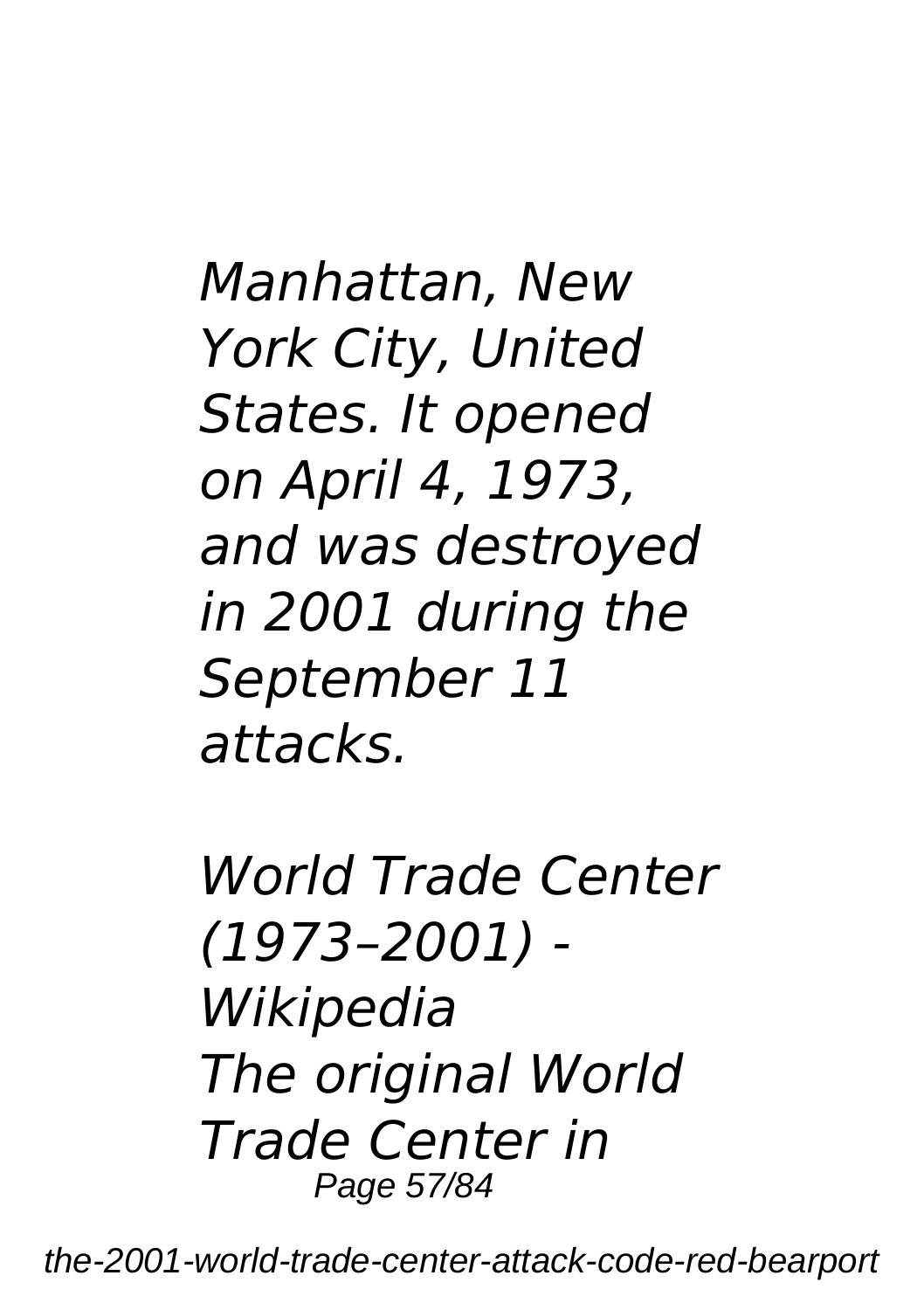*Manhattan, New York City, United States. It opened on April 4, 1973, and was destroyed in 2001 during the September 11 attacks.*

*World Trade Center (1973–2001) - Wikipedia*
*The original World Trade Center in*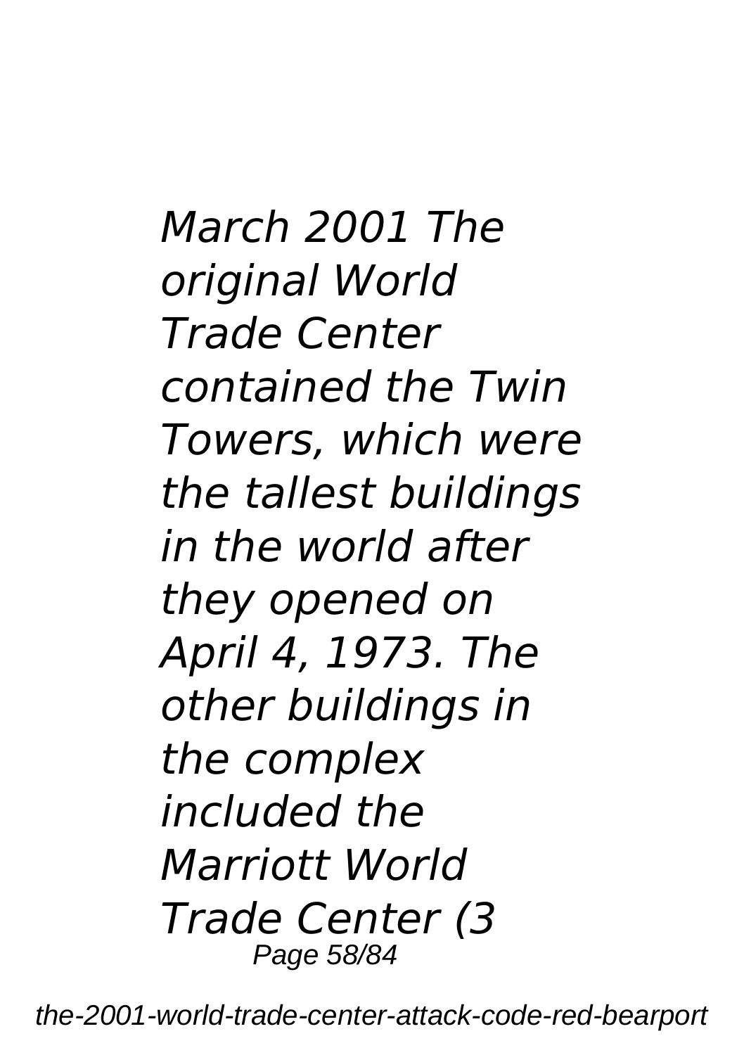*March 2001 The original World Trade Center contained the Twin Towers, which were the tallest buildings in the world after they opened on April 4, 1973. The other buildings in the complex included the Marriott World Trade Center (3*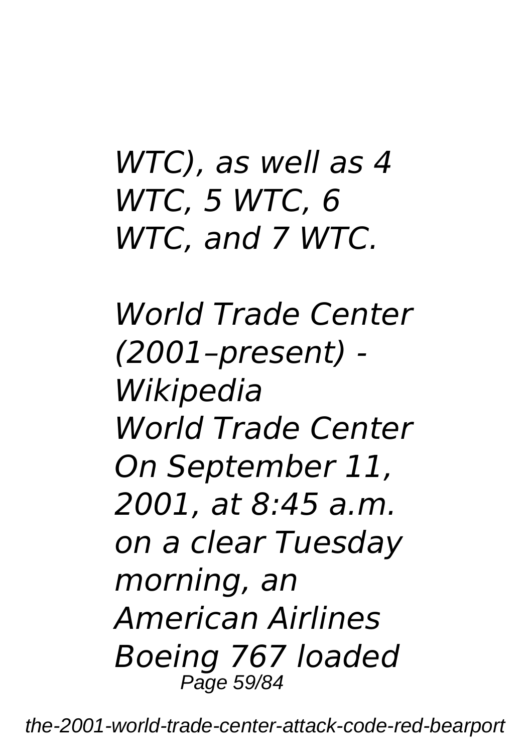*WTC), as well as 4 WTC, 5 WTC, 6 WTC, and 7 WTC.*

*World Trade Center (2001–present) - Wikipedia*
*World Trade Center On September 11, 2001, at 8:45 a.m. on a clear Tuesday morning, an American Airlines Boeing 767 loaded*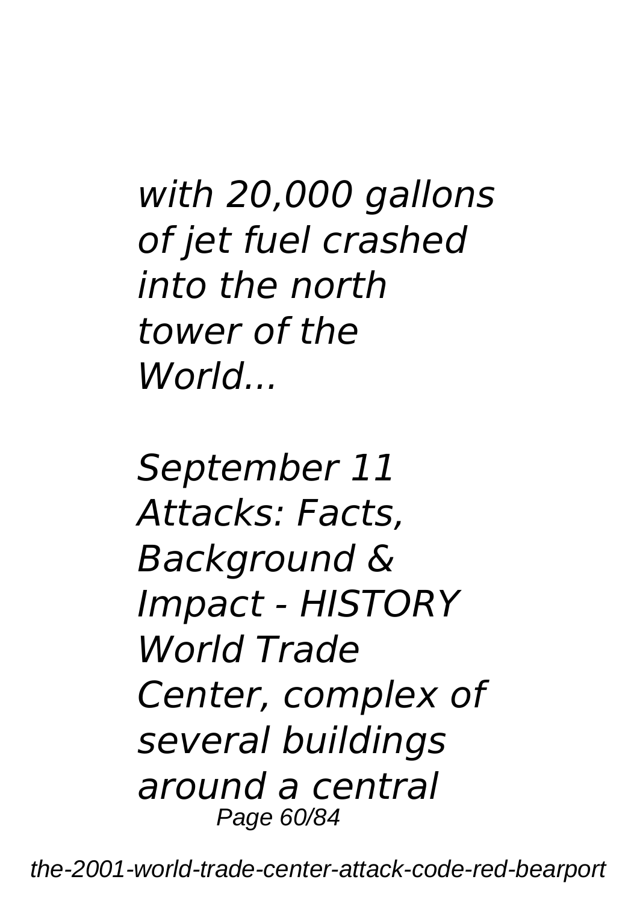*with 20,000 gallons of jet fuel crashed into the north tower of the World...*

*September 11 Attacks: Facts, Background & Impact - HISTORY World Trade Center, complex of several buildings around a central*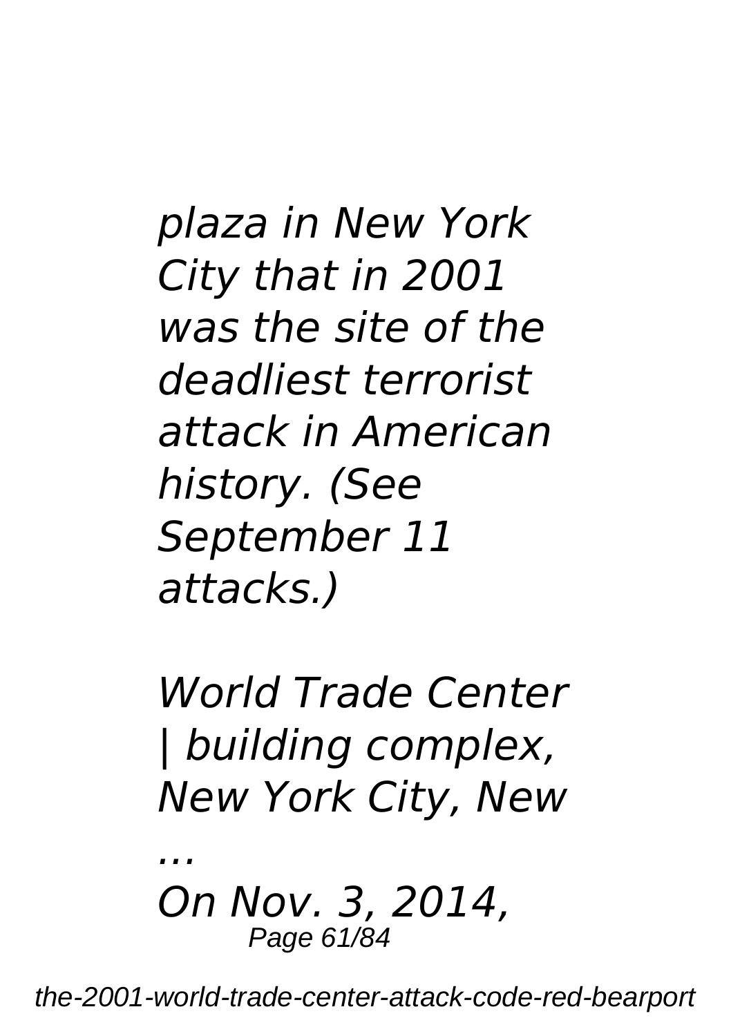*plaza in New York City that in 2001 was the site of the deadliest terrorist attack in American history. (See September 11 attacks.)*

*World Trade Center | building complex, New York City, New ...*

*On Nov. 3, 2014,*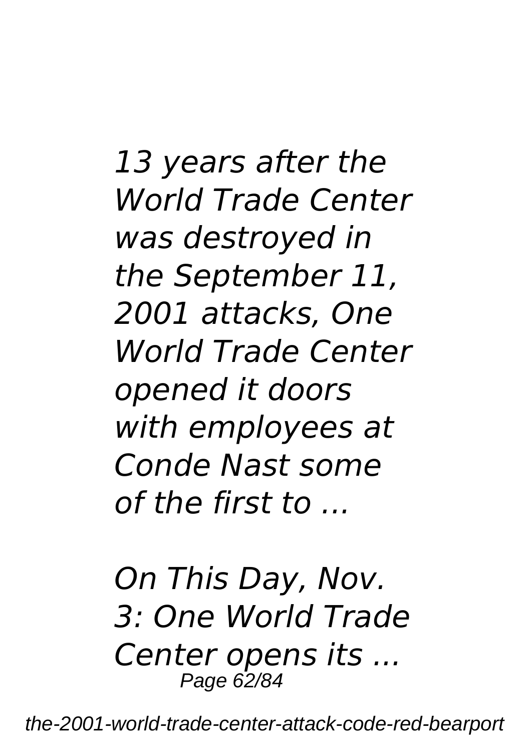*13 years after the World Trade Center was destroyed in the September 11, 2001 attacks, One World Trade Center opened it doors with employees at Conde Nast some of the first to ...*

*On This Day, Nov. 3: One World Trade Center opens its ...*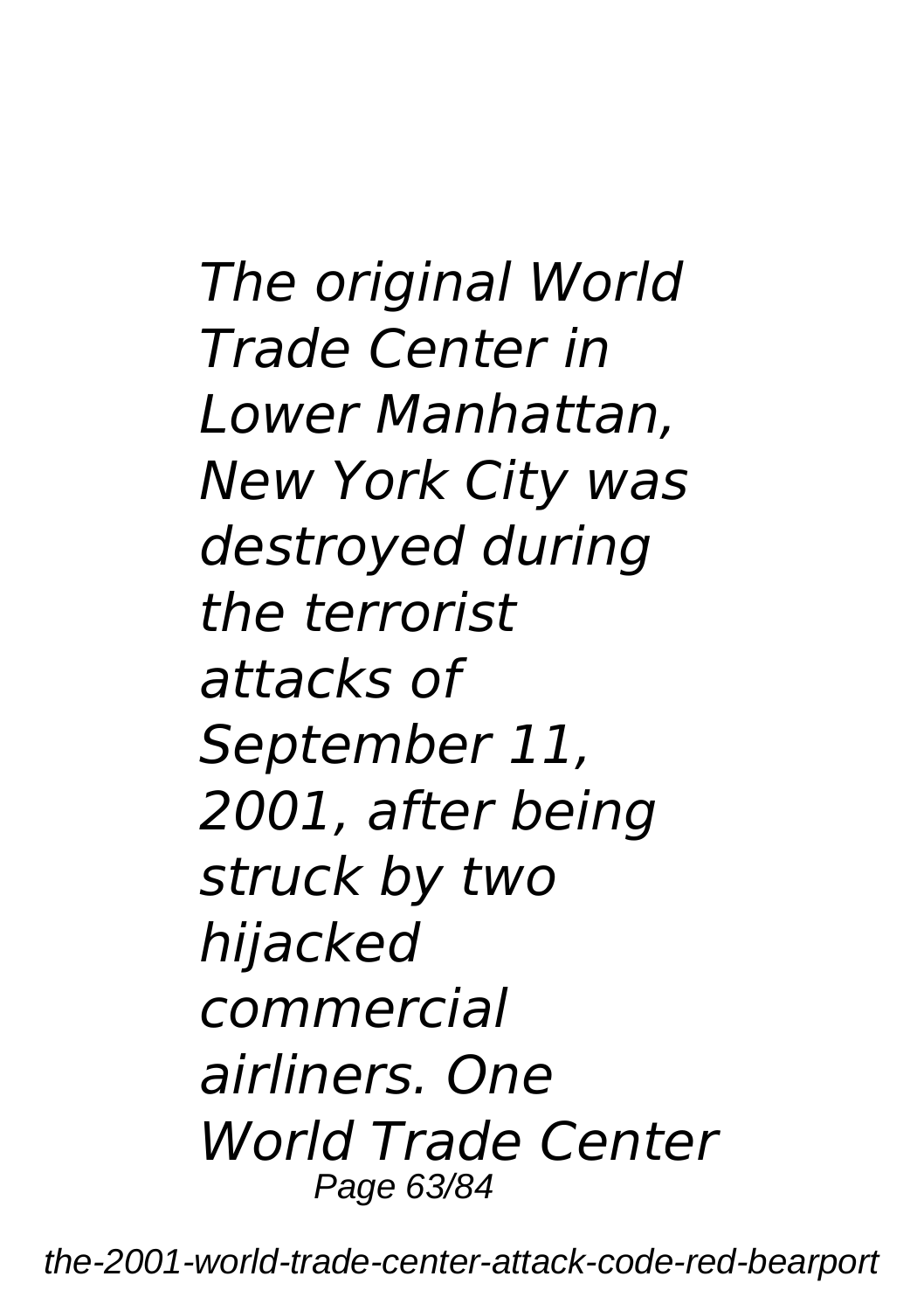*The original World Trade Center in Lower Manhattan, New York City was destroyed during the terrorist attacks of September 11, 2001, after being struck by two hijacked commercial airliners. One World Trade Center*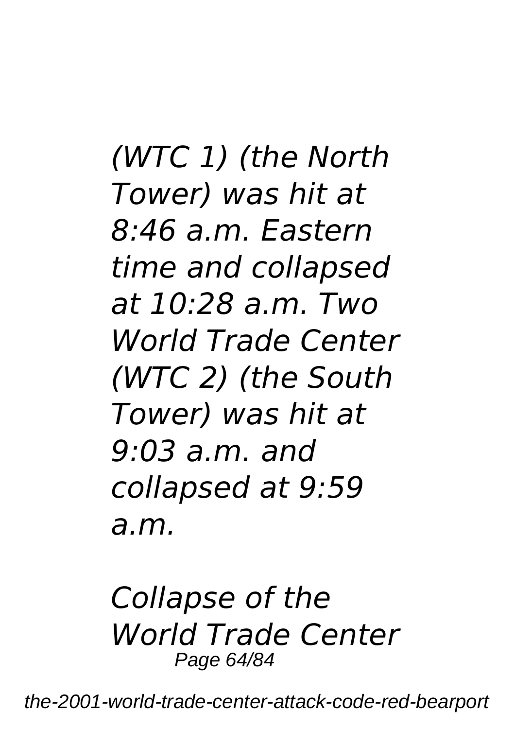*(WTC 1) (the North Tower) was hit at 8:46 a.m. Eastern time and collapsed at 10:28 a.m. Two World Trade Center (WTC 2) (the South Tower) was hit at 9:03 a.m. and collapsed at 9:59 a.m.*

*Collapse of the World Trade Center*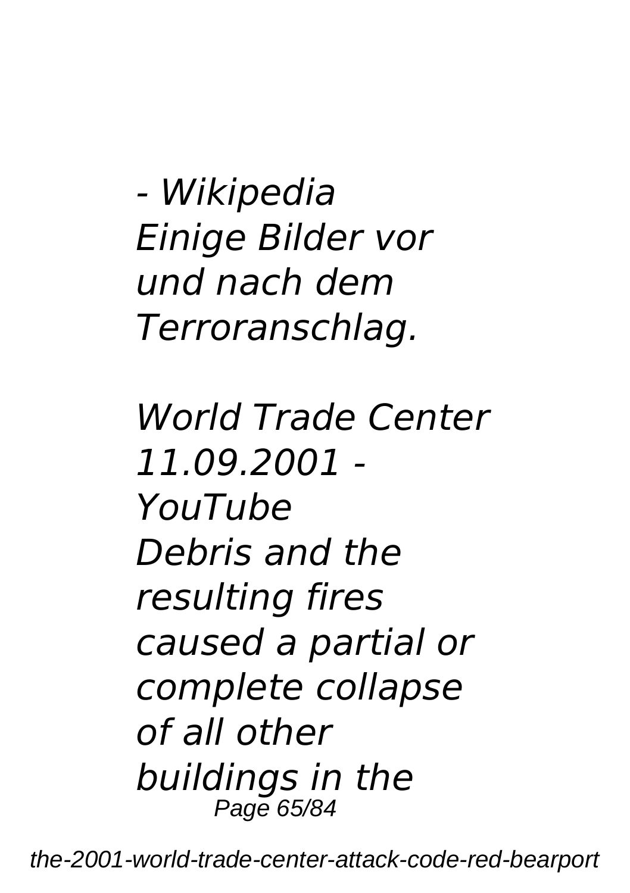*- Wikipedia*
*Einige Bilder vor und nach dem Terroranschlag.*

*World Trade Center 11.09.2001 - YouTube*
*Debris and the resulting fires caused a partial or complete collapse of all other buildings in the*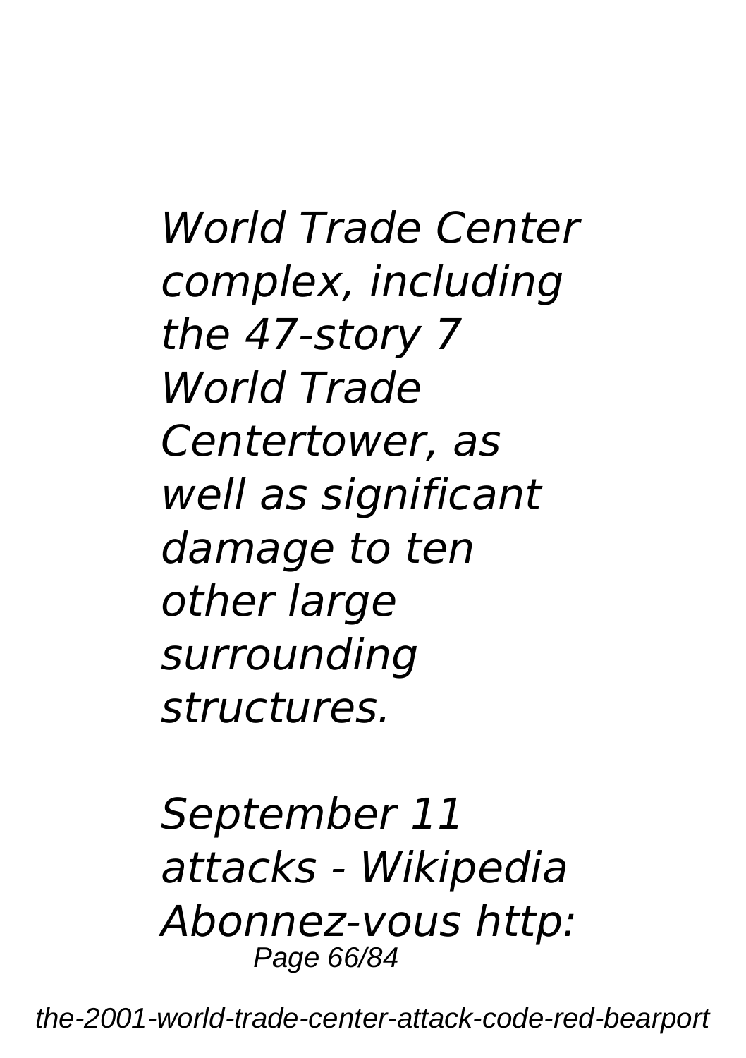*World Trade Center complex, including the 47-story 7 World Trade Centertower, as well as significant damage to ten other large surrounding structures.*

*September 11 attacks - Wikipedia Abonnez-vous http:*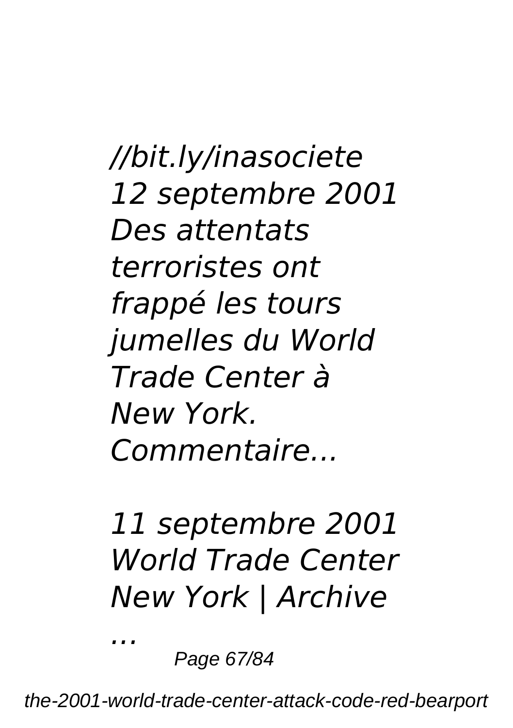*//bit.ly/inasociete 12 septembre 2001 Des attentats terroristes ont frappé les tours jumelles du World Trade Center à New York. Commentaire...*

*11 septembre 2001 World Trade Center New York | Archive ...*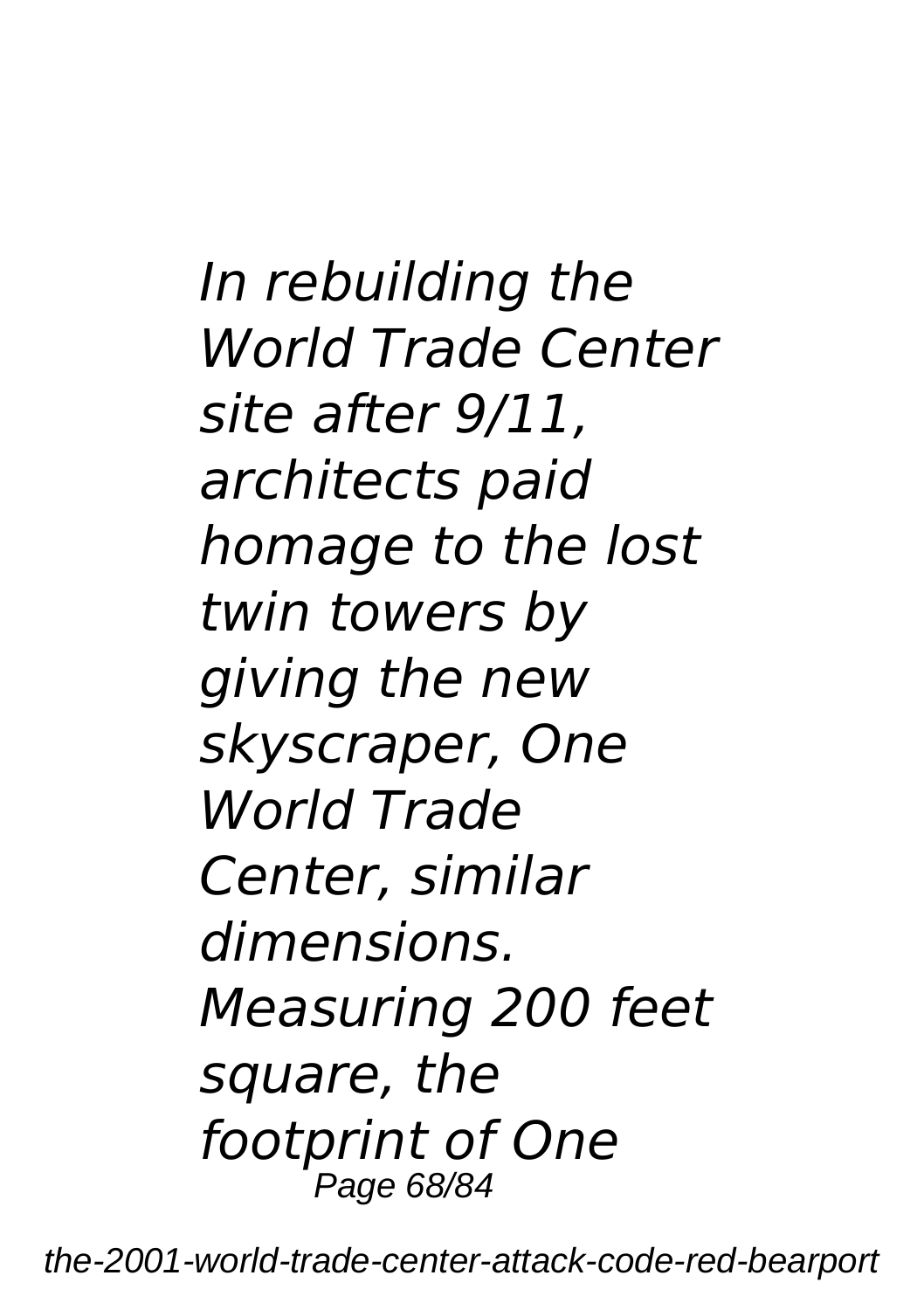*In rebuilding the World Trade Center site after 9/11, architects paid homage to the lost twin towers by giving the new skyscraper, One World Trade Center, similar dimensions. Measuring 200 feet square, the footprint of One*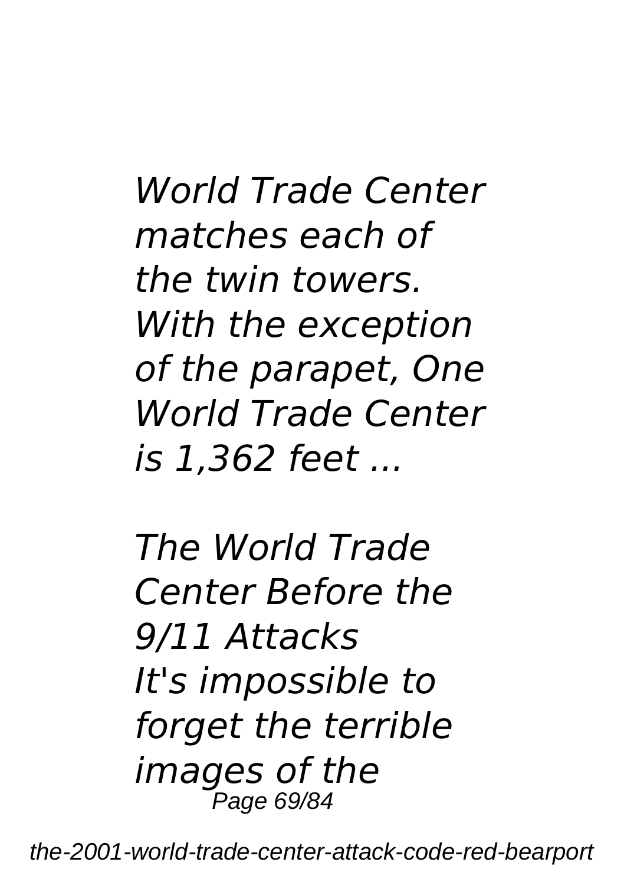*World Trade Center matches each of the twin towers. With the exception of the parapet, One World Trade Center is 1,362 feet ...*

*The World Trade Center Before the 9/11 Attacks*
*It's impossible to forget the terrible images of the*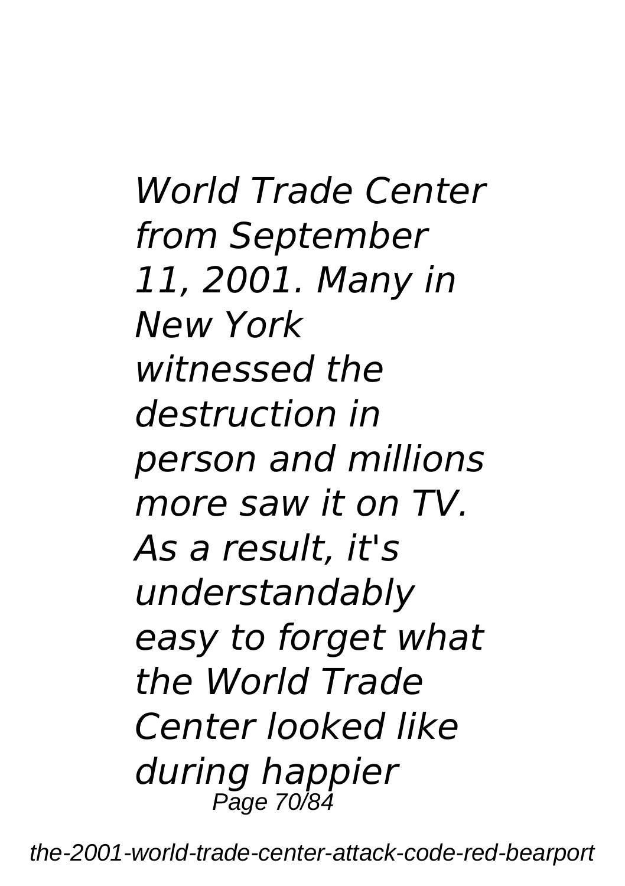*World Trade Center from September 11, 2001. Many in New York witnessed the destruction in person and millions more saw it on TV. As a result, it's understandably easy to forget what the World Trade Center looked like during happier*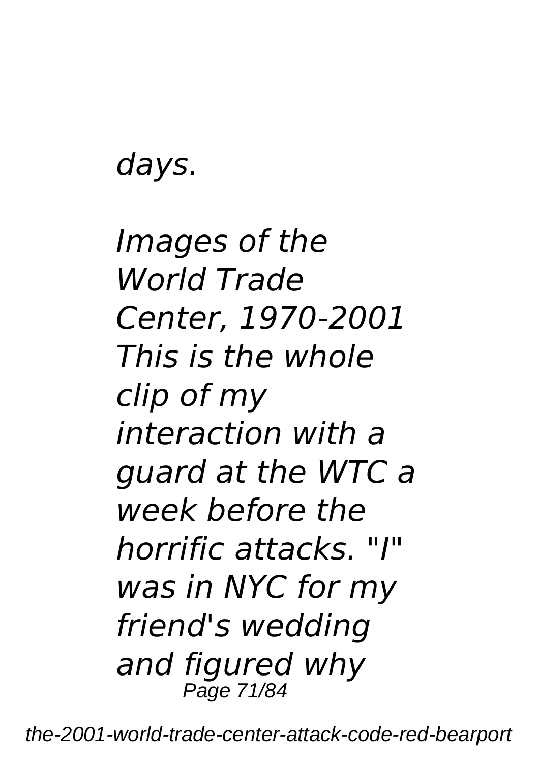*days.*

*Images of the World Trade Center, 1970-2001 This is the whole clip of my interaction with a guard at the WTC a week before the horrific attacks. "I" was in NYC for my friend's wedding and figured why*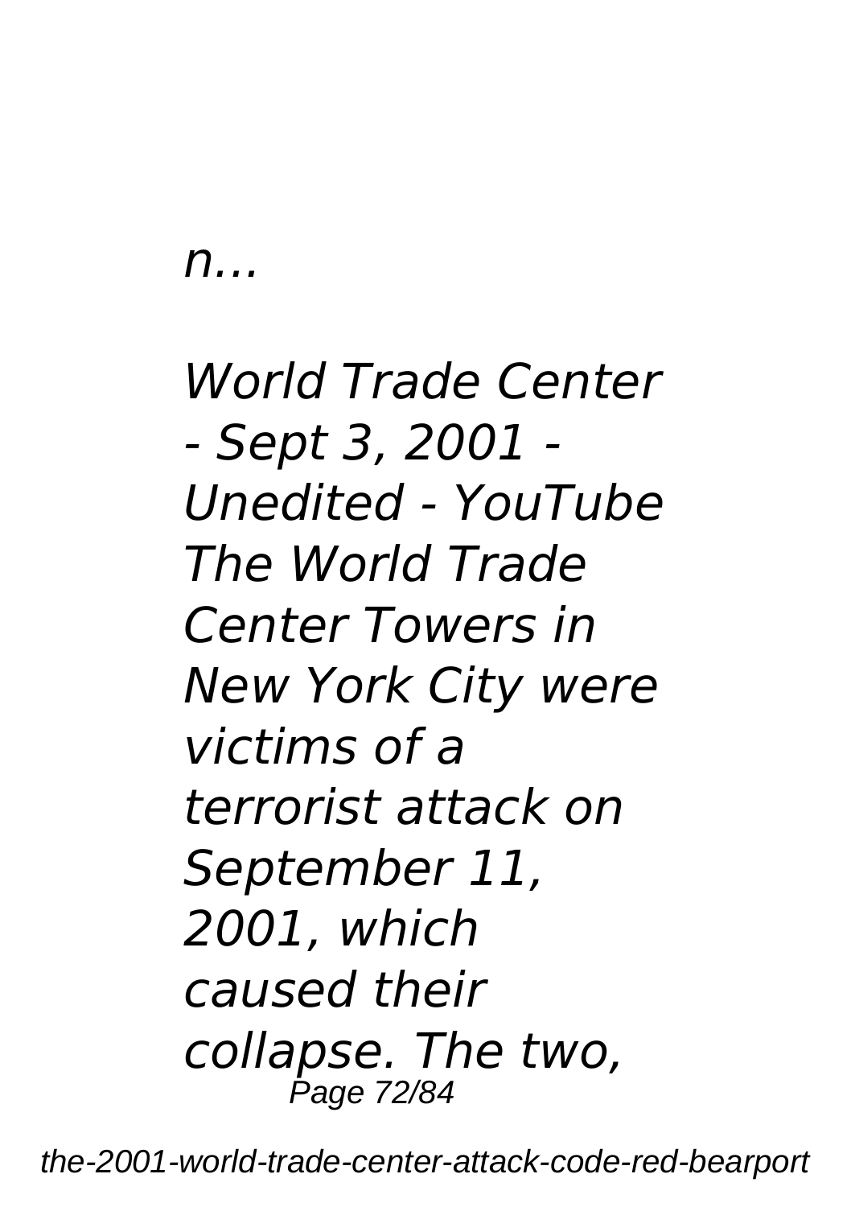*n...*

*World Trade Center - Sept 3, 2001 - Unedited - YouTube The World Trade Center Towers in New York City were victims of a terrorist attack on September 11, 2001, which caused their collapse. The two,*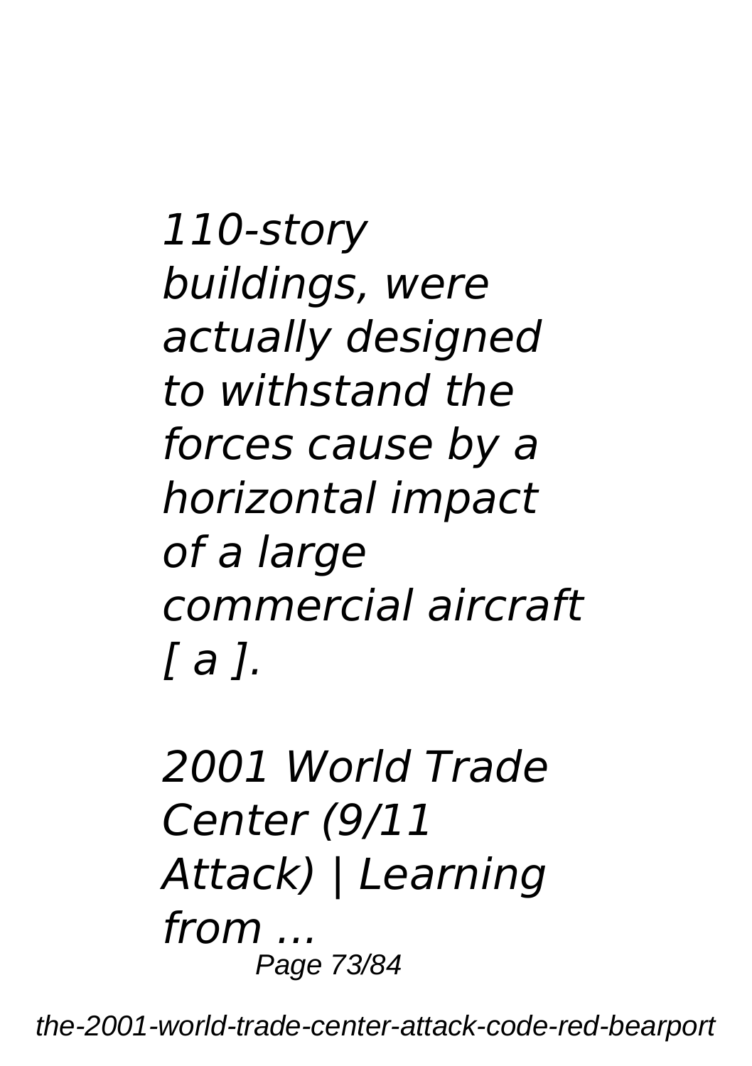*110-story buildings, were actually designed to withstand the forces cause by a horizontal impact of a large commercial aircraft [ a ].*

*2001 World Trade Center (9/11 Attack) | Learning from ...*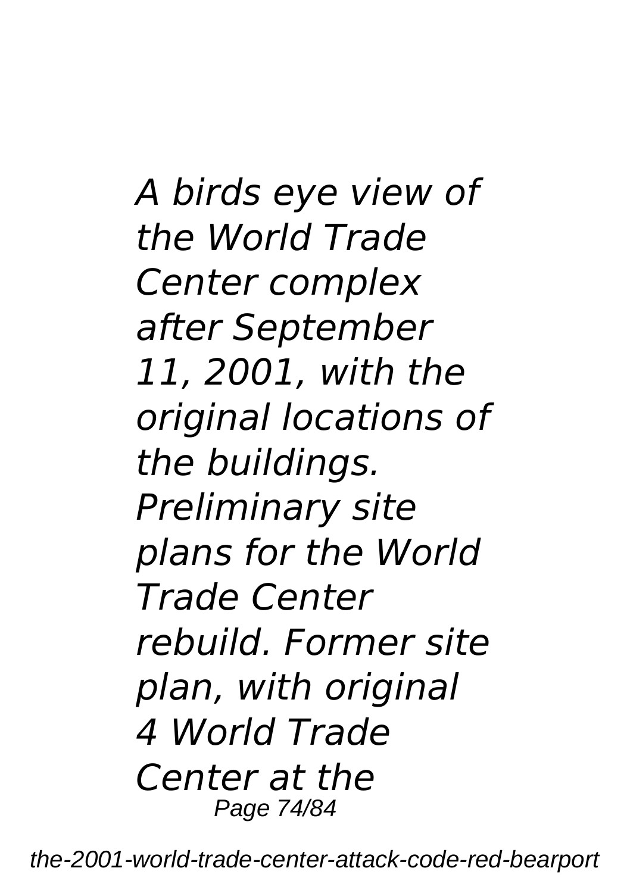*A birds eye view of the World Trade Center complex after September 11, 2001, with the original locations of the buildings. Preliminary site plans for the World Trade Center rebuild. Former site plan, with original 4 World Trade Center at the*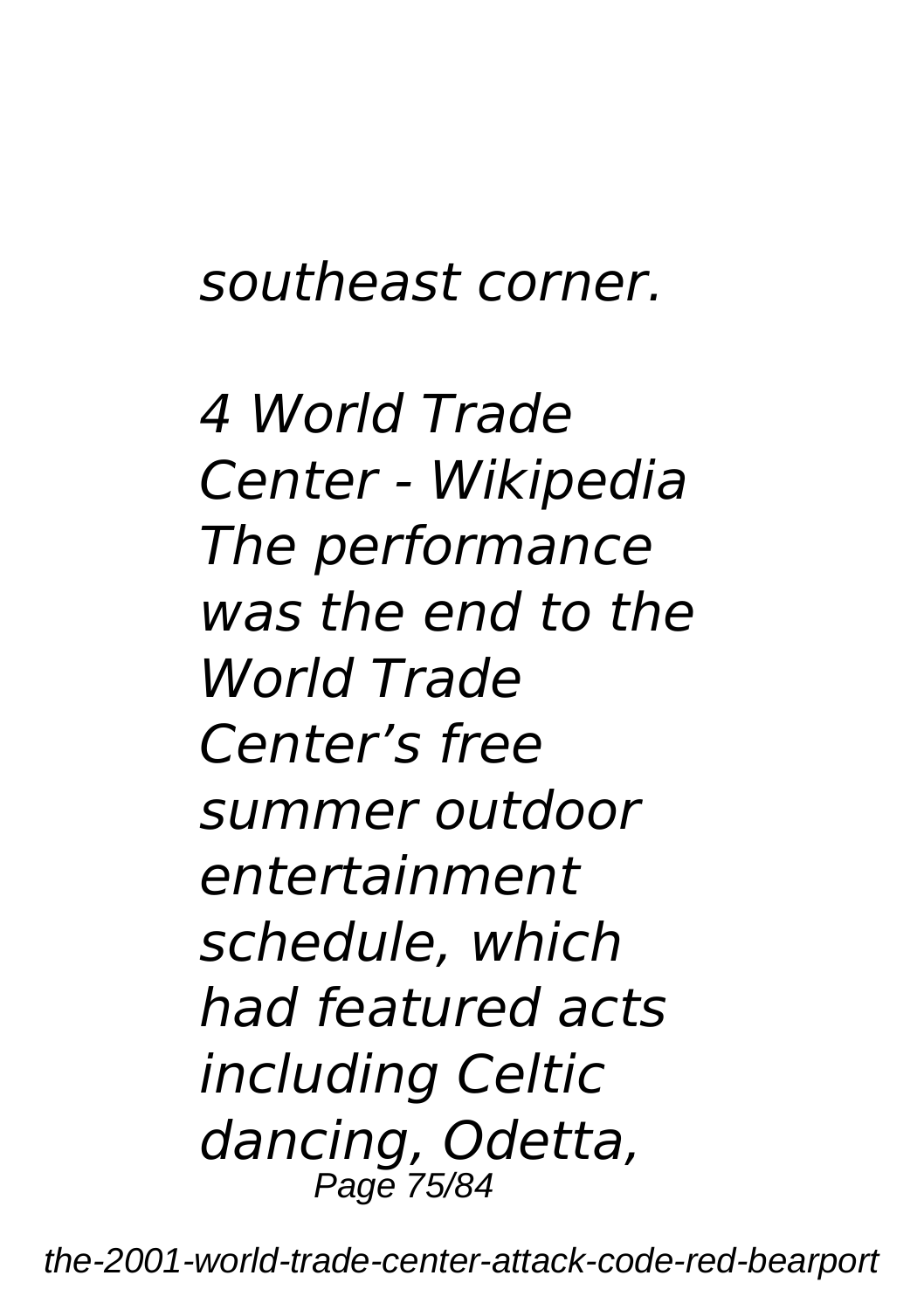*southeast corner.*

*4 World Trade Center - Wikipedia The performance was the end to the World Trade Center's free summer outdoor entertainment schedule, which had featured acts including Celtic dancing, Odetta,*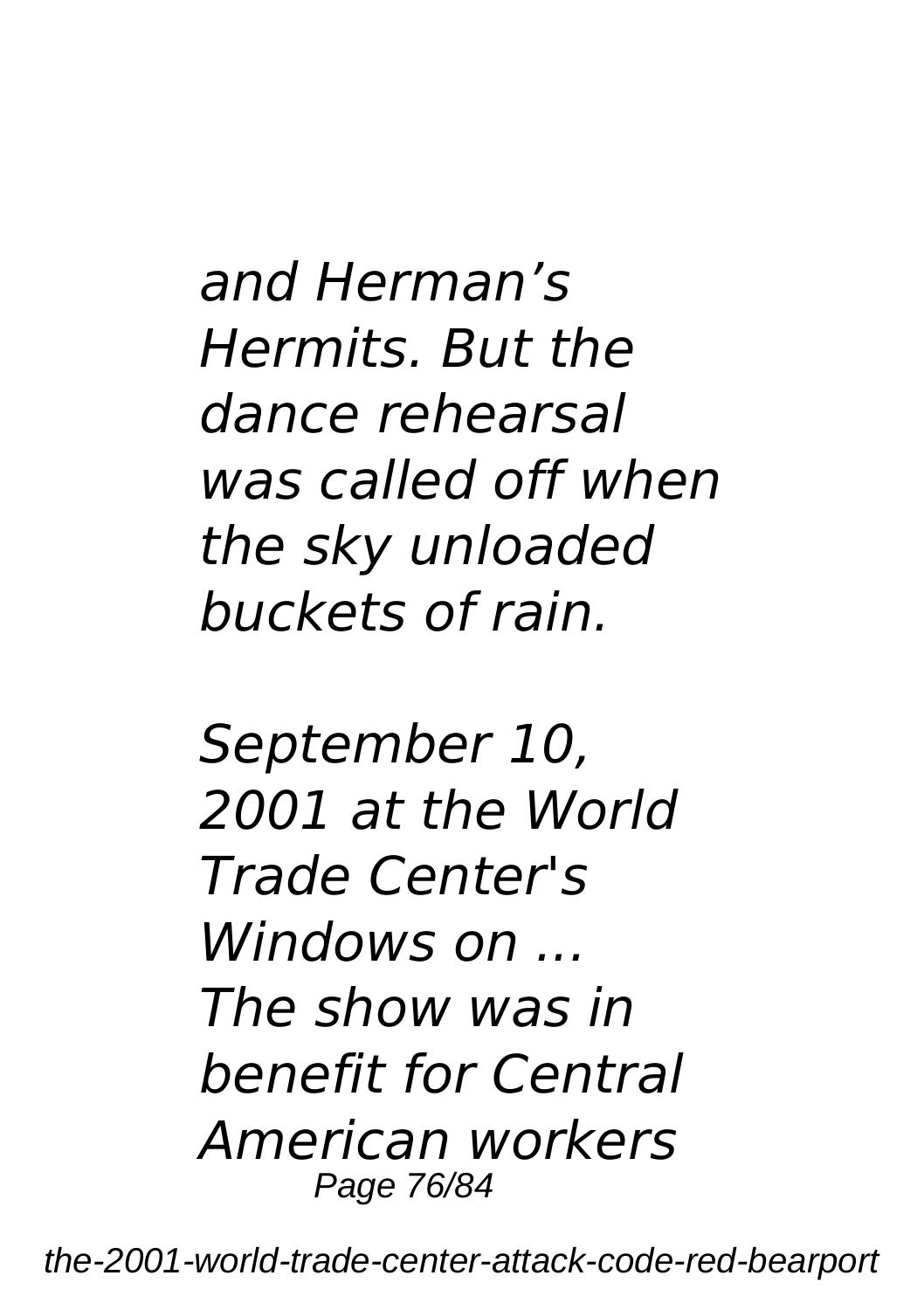*and Herman’s Hermits. But the dance rehearsal was called off when the sky unloaded buckets of rain.*

*September 10, 2001 at the World Trade Center's Windows on ... The show was in benefit for Central American workers*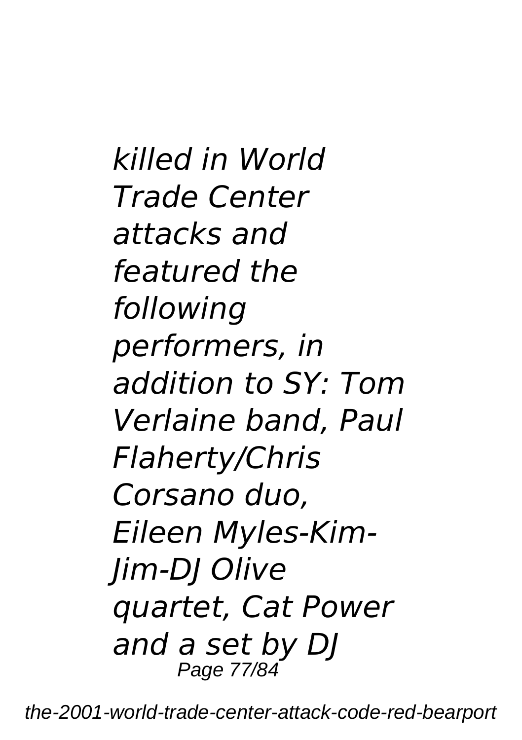*killed in World Trade Center attacks and featured the following performers, in addition to SY: Tom Verlaine band, Paul Flaherty/Chris Corsano duo, Eileen Myles-Kim-Jim-DJ Olive quartet, Cat Power and a set by DJ*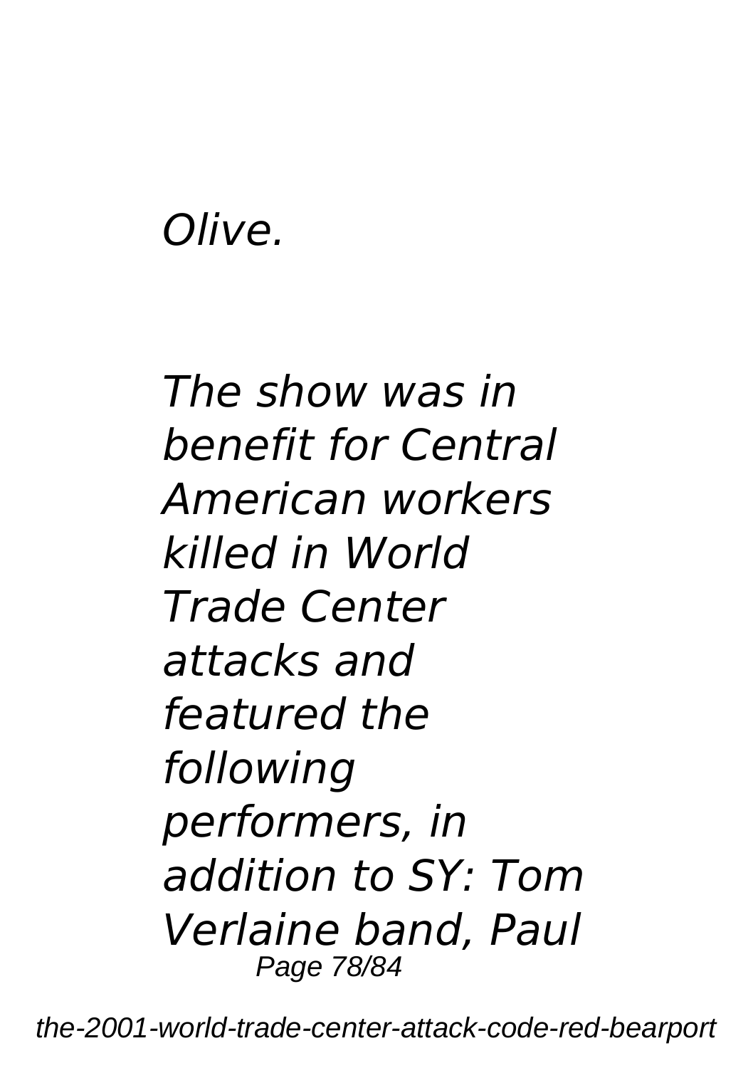*Olive.*

*The show was in benefit for Central American workers killed in World Trade Center attacks and featured the following performers, in addition to SY: Tom Verlaine band, Paul*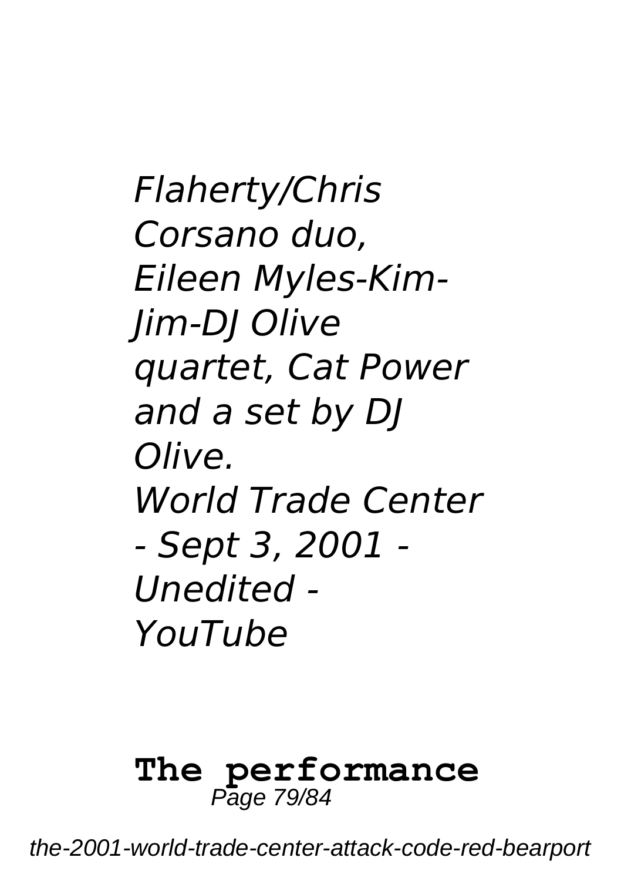*Flaherty/Chris Corsano duo, Eileen Myles-Kim-Jim-DJ Olive quartet, Cat Power and a set by DJ Olive.*
*World Trade Center - Sept 3, 2001 - Unedited - YouTube*

**The performance**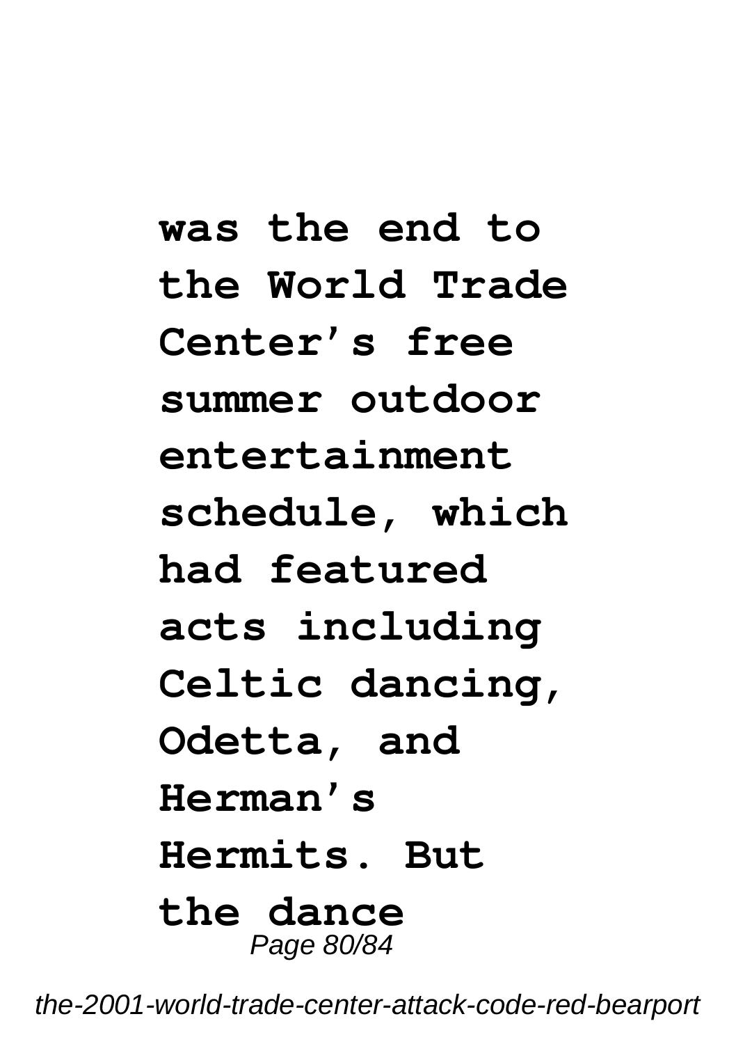**was the end to the World Trade Center's free summer outdoor entertainment schedule, which had featured acts including Celtic dancing, Odetta, and Herman's Hermits. But the dance**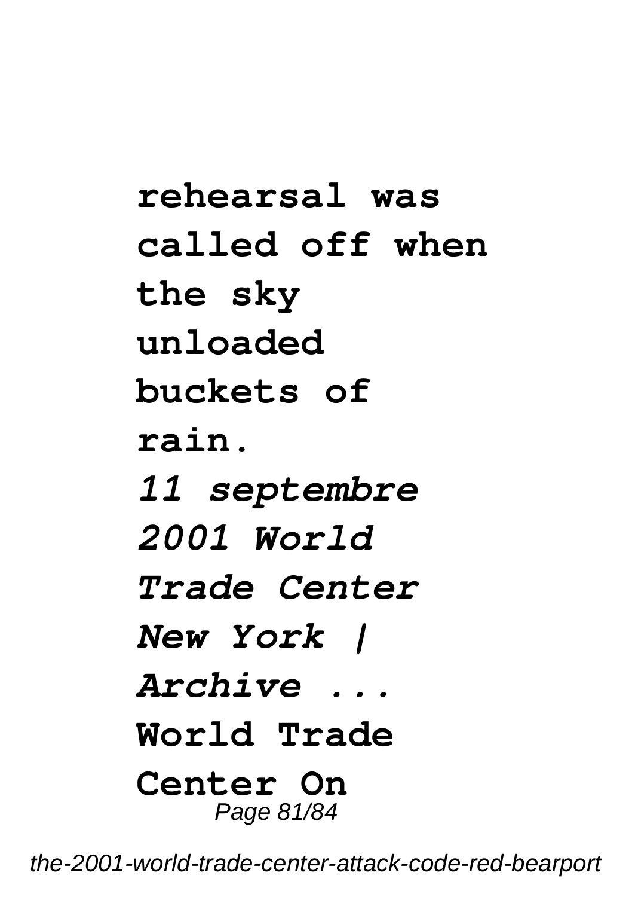**rehearsal was called off when the sky unloaded buckets of rain.**

*11 septembre 2001 World Trade Center New York | Archive ...*

**World Trade Center On**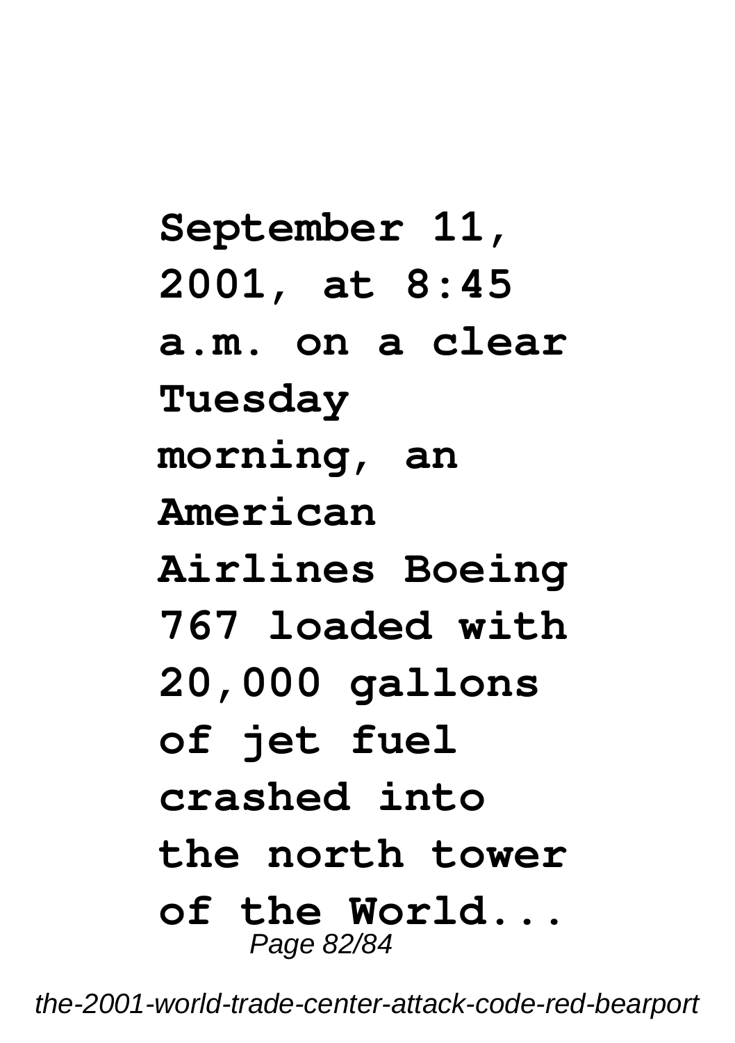**September 11, 2001, at 8:45 a.m. on a clear Tuesday morning, an American Airlines Boeing 767 loaded with 20,000 gallons of jet fuel crashed into the north tower of the World...**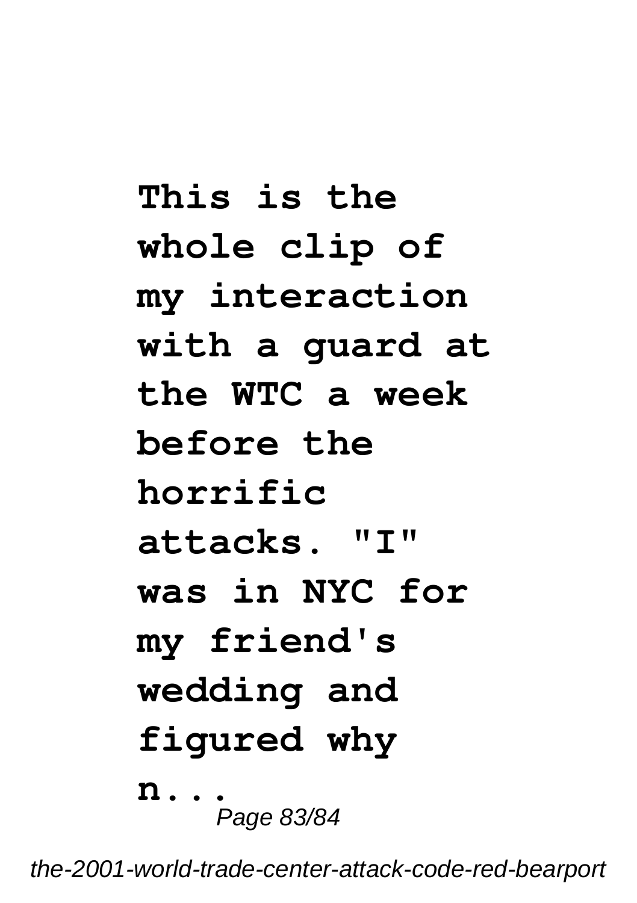**This is the whole clip of my interaction with a guard at the WTC a week before the horrific attacks. "I" was in NYC for my friend's wedding and figured why n...**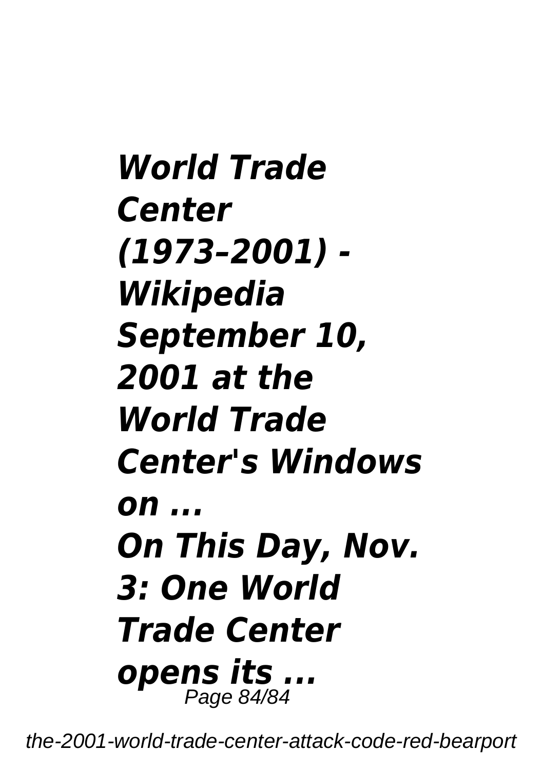***World Trade Center (1973–2001) - Wikipedia***
***September 10, 2001 at the World Trade Center's Windows on ...***
***On This Day, Nov. 3: One World Trade Center opens its ...***